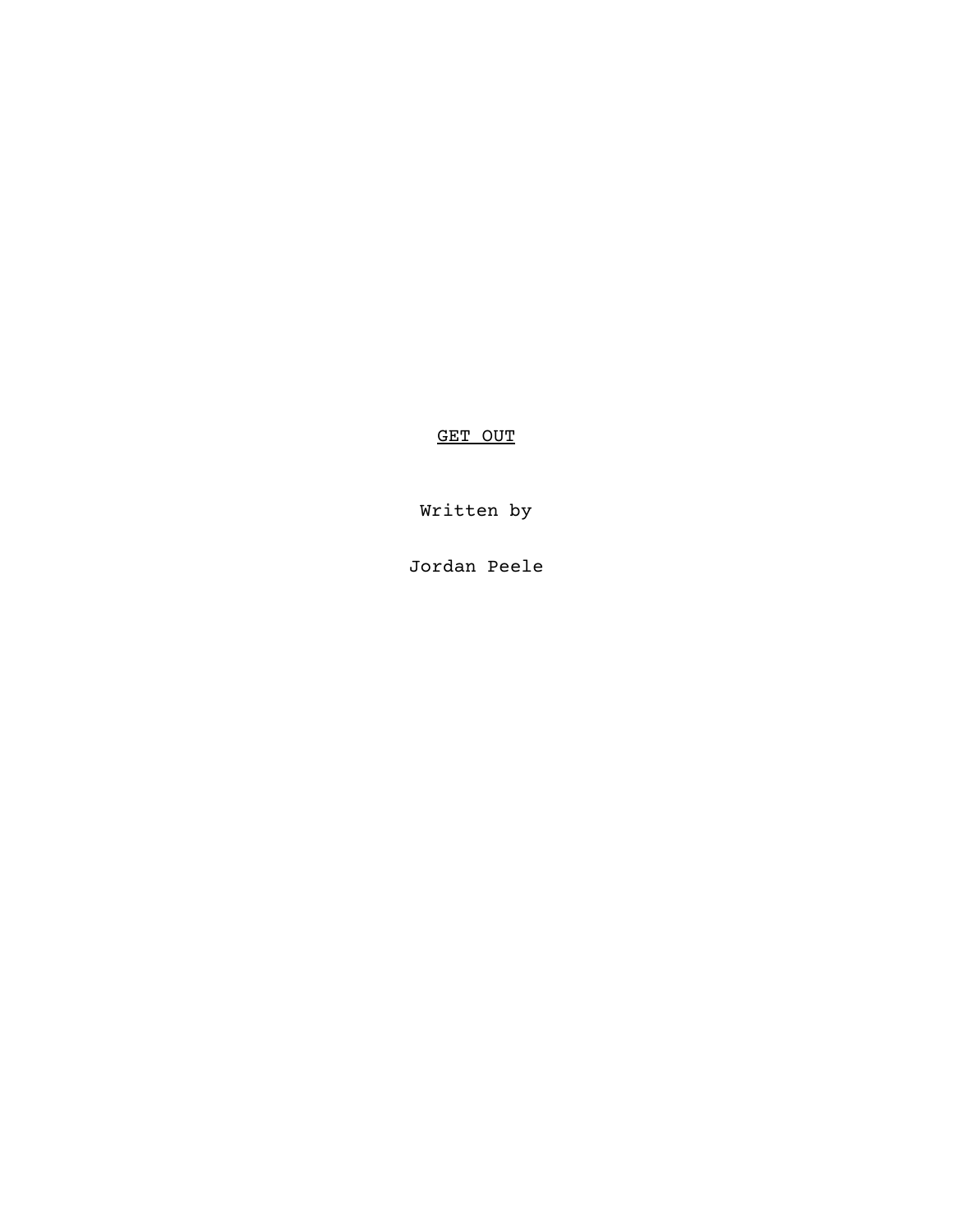# GET OUT

Written by

Jordan Peele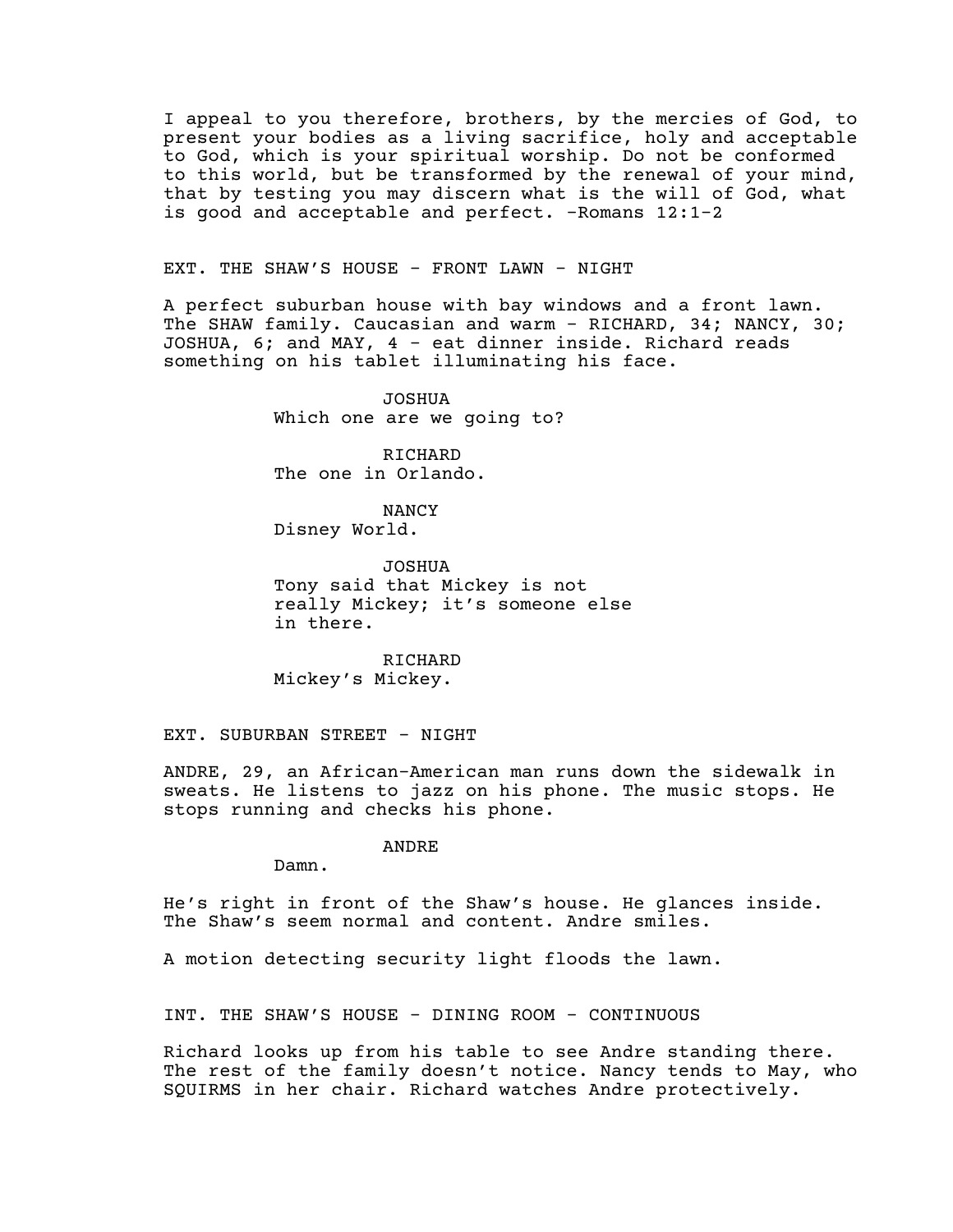I appeal to you therefore, brothers, by the mercies of God, to present your bodies as a living sacrifice, holy and acceptable to God, which is your spiritual worship. Do not be conformed to this world, but be transformed by the renewal of your mind, that by testing you may discern what is the will of God, what is good and acceptable and perfect. -Romans 12:1-2

EXT. THE SHAW'S HOUSE - FRONT LAWN - NIGHT

A perfect suburban house with bay windows and a front lawn. The SHAW family. Caucasian and warm - RICHARD, 34; NANCY, 30; JOSHUA, 6; and MAY, 4 - eat dinner inside. Richard reads something on his tablet illuminating his face.

JOSHUA
Which one are we going to?

RICHARD
The one in Orlando.

NANCY
Disney World.

JOSHUA
Tony said that Mickey is not really Mickey; it's someone else in there.

RICHARD
Mickey's Mickey.

EXT. SUBURBAN STREET - NIGHT

ANDRE, 29, an African-American man runs down the sidewalk in sweats. He listens to jazz on his phone. The music stops. He stops running and checks his phone.

ANDRE
Damn.

He's right in front of the Shaw's house. He glances inside. The Shaw's seem normal and content. Andre smiles.

A motion detecting security light floods the lawn.

INT. THE SHAW'S HOUSE - DINING ROOM - CONTINUOUS

Richard looks up from his table to see Andre standing there. The rest of the family doesn't notice. Nancy tends to May, who SQUIRMS in her chair. Richard watches Andre protectively.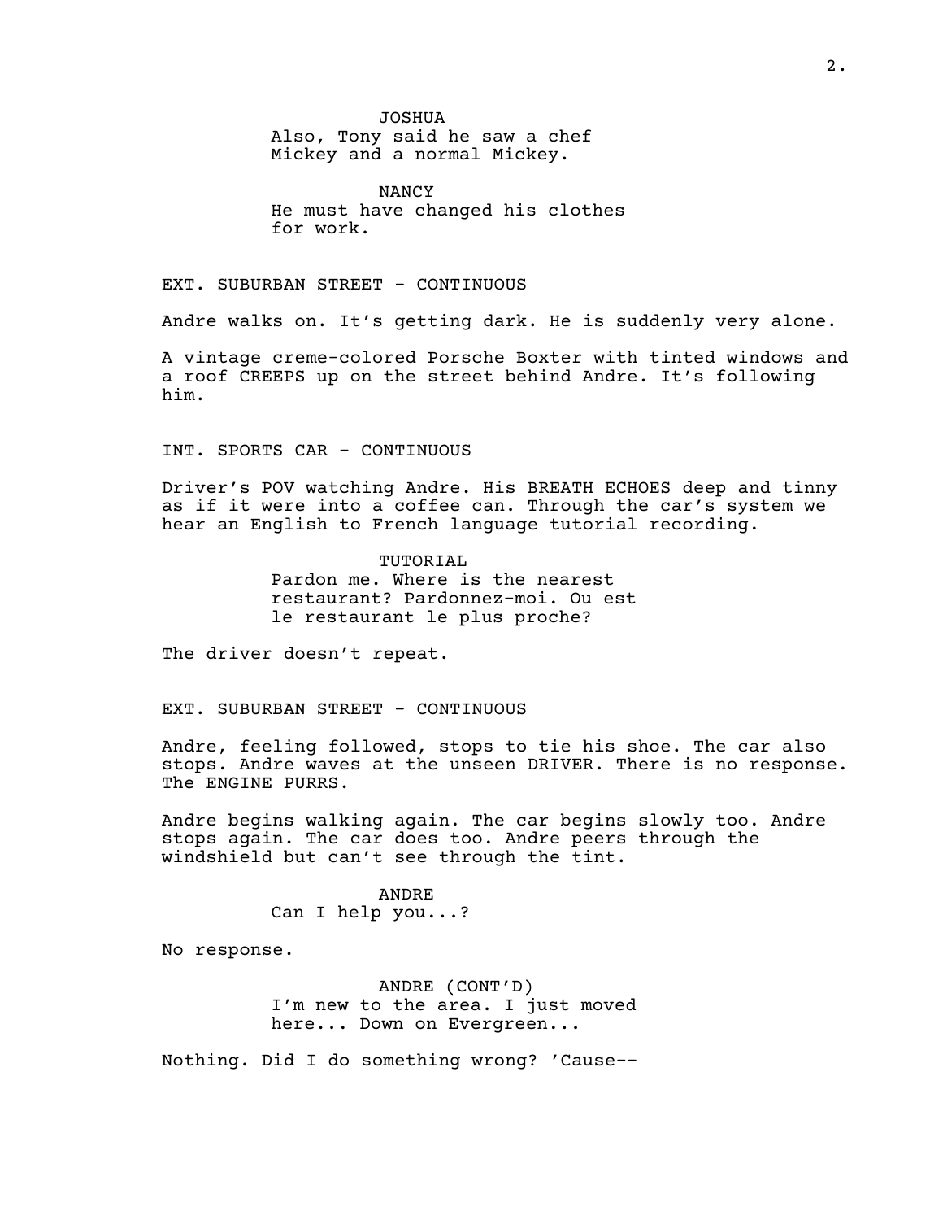JOSHUA
Also, Tony said he saw a chef Mickey and a normal Mickey.

NANCY
He must have changed his clothes for work.

EXT. SUBURBAN STREET - CONTINUOUS

Andre walks on. It's getting dark. He is suddenly very alone.

A vintage creme-colored Porsche Boxter with tinted windows and a roof CREEPS up on the street behind Andre. It's following him.

INT. SPORTS CAR - CONTINUOUS

Driver's POV watching Andre. His BREATH ECHOES deep and tinny as if it were into a coffee can. Through the car's system we hear an English to French language tutorial recording.

TUTORIAL
Pardon me. Where is the nearest restaurant? Pardonnez-moi. Ou est le restaurant le plus proche?

The driver doesn't repeat.

EXT. SUBURBAN STREET - CONTINUOUS

Andre, feeling followed, stops to tie his shoe. The car also stops. Andre waves at the unseen DRIVER. There is no response. The ENGINE PURRS.

Andre begins walking again. The car begins slowly too. Andre stops again. The car does too. Andre peers through the windshield but can't see through the tint.

ANDRE
Can I help you...?

No response.

ANDRE (CONT'D)
I'm new to the area. I just moved here... Down on Evergreen...

Nothing. Did I do something wrong? 'Cause--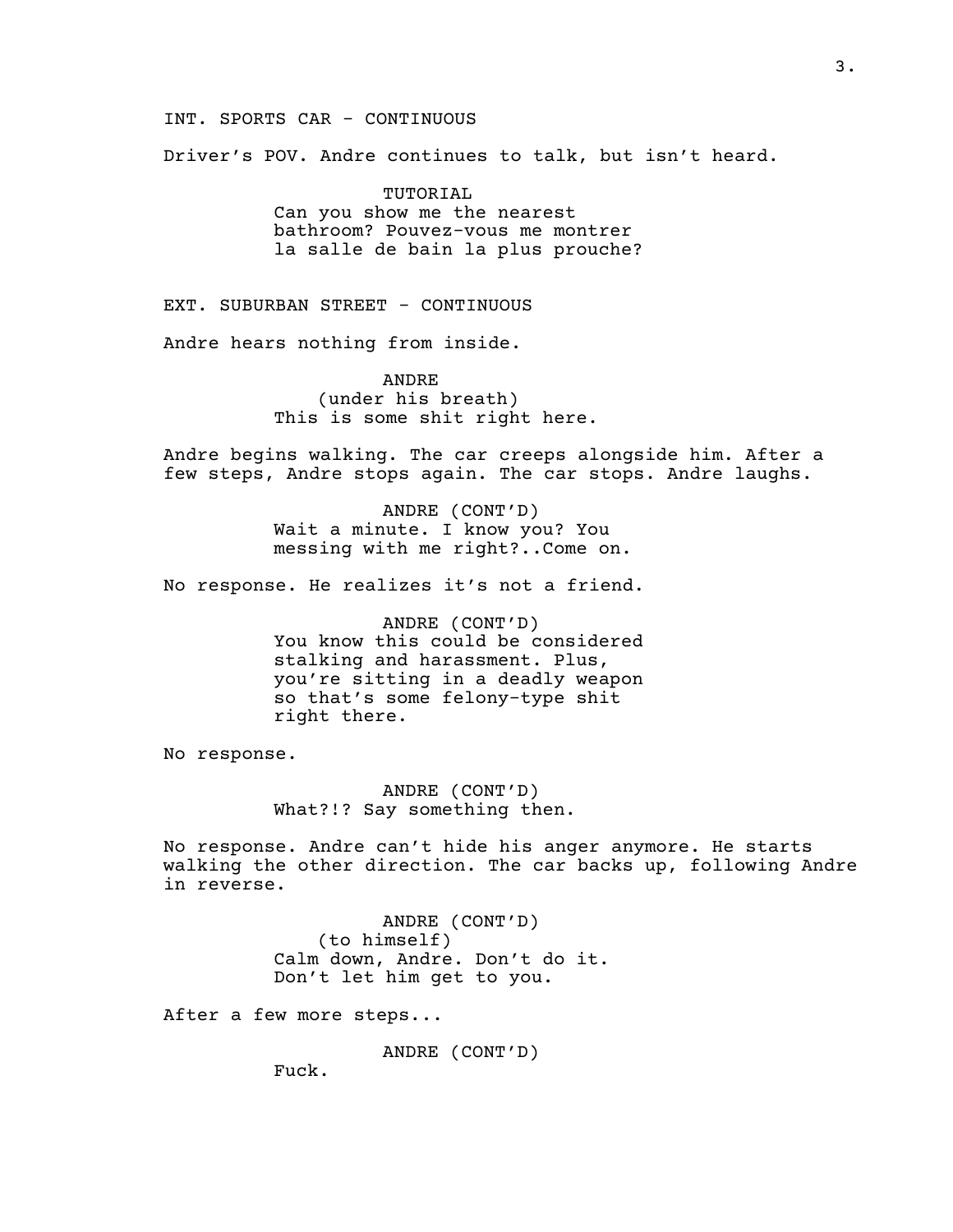INT. SPORTS CAR - CONTINUOUS

Driver's POV. Andre continues to talk, but isn't heard.

TUTORIAL
Can you show me the nearest bathroom? Pouvez-vous me montrer la salle de bain la plus prouche?

EXT. SUBURBAN STREET - CONTINUOUS

Andre hears nothing from inside.

ANDRE
(under his breath)
This is some shit right here.

Andre begins walking. The car creeps alongside him. After a few steps, Andre stops again. The car stops. Andre laughs.

ANDRE (CONT'D)
Wait a minute. I know you? You messing with me right?..Come on.

No response. He realizes it's not a friend.

ANDRE (CONT'D)
You know this could be considered stalking and harassment. Plus, you're sitting in a deadly weapon so that's some felony-type shit right there.

No response.

ANDRE (CONT'D)
What?!? Say something then.

No response. Andre can't hide his anger anymore. He starts walking the other direction. The car backs up, following Andre in reverse.

ANDRE (CONT'D)
(to himself)
Calm down, Andre. Don't do it. Don't let him get to you.

After a few more steps...

ANDRE (CONT'D)
Fuck.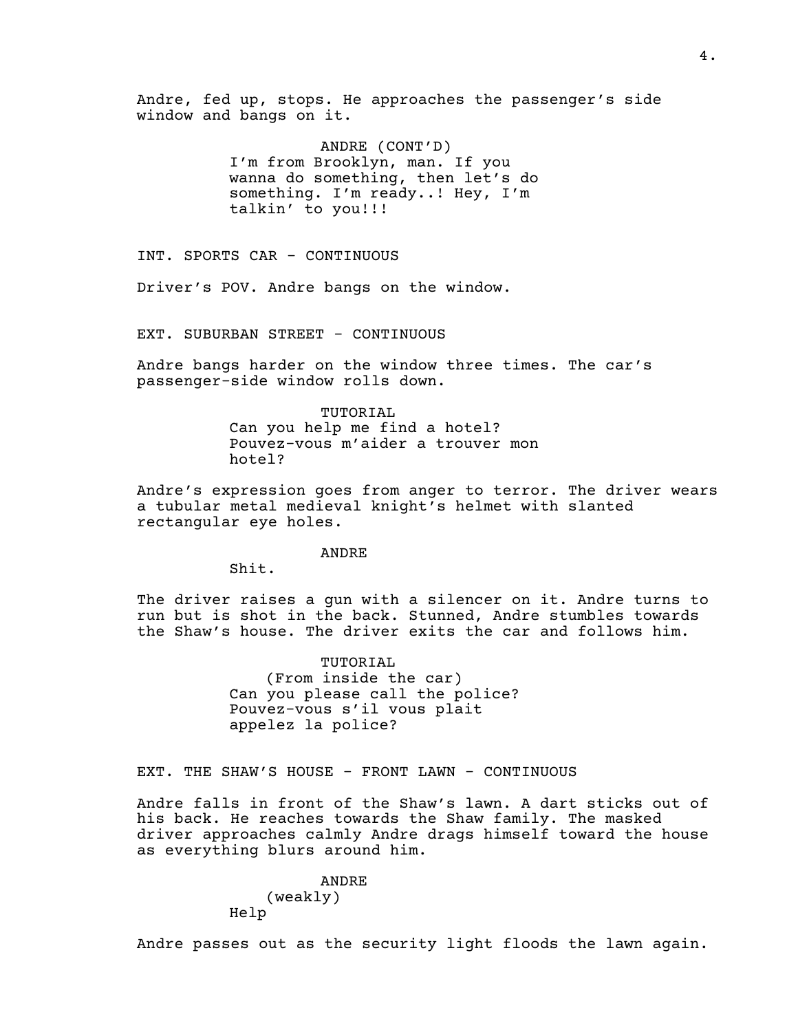Andre, fed up, stops. He approaches the passenger's side window and bangs on it.

ANDRE (CONT'D)
I'm from Brooklyn, man. If you wanna do something, then let's do something. I'm ready..! Hey, I'm talkin' to you!!!

INT. SPORTS CAR - CONTINUOUS

Driver's POV. Andre bangs on the window.

EXT. SUBURBAN STREET - CONTINUOUS

Andre bangs harder on the window three times. The car's passenger-side window rolls down.

TUTORIAL
Can you help me find a hotel? Pouvez-vous m'aider a trouver mon hotel?

Andre's expression goes from anger to terror. The driver wears a tubular metal medieval knight's helmet with slanted rectangular eye holes.

ANDRE
Shit.

The driver raises a gun with a silencer on it. Andre turns to run but is shot in the back. Stunned, Andre stumbles towards the Shaw's house. The driver exits the car and follows him.

TUTORIAL
(From inside the car)
Can you please call the police? Pouvez-vous s'il vous plait appelez la police?

EXT. THE SHAW'S HOUSE - FRONT LAWN - CONTINUOUS

Andre falls in front of the Shaw's lawn. A dart sticks out of his back. He reaches towards the Shaw family. The masked driver approaches calmly Andre drags himself toward the house as everything blurs around him.

ANDRE
(weakly)
Help

Andre passes out as the security light floods the lawn again.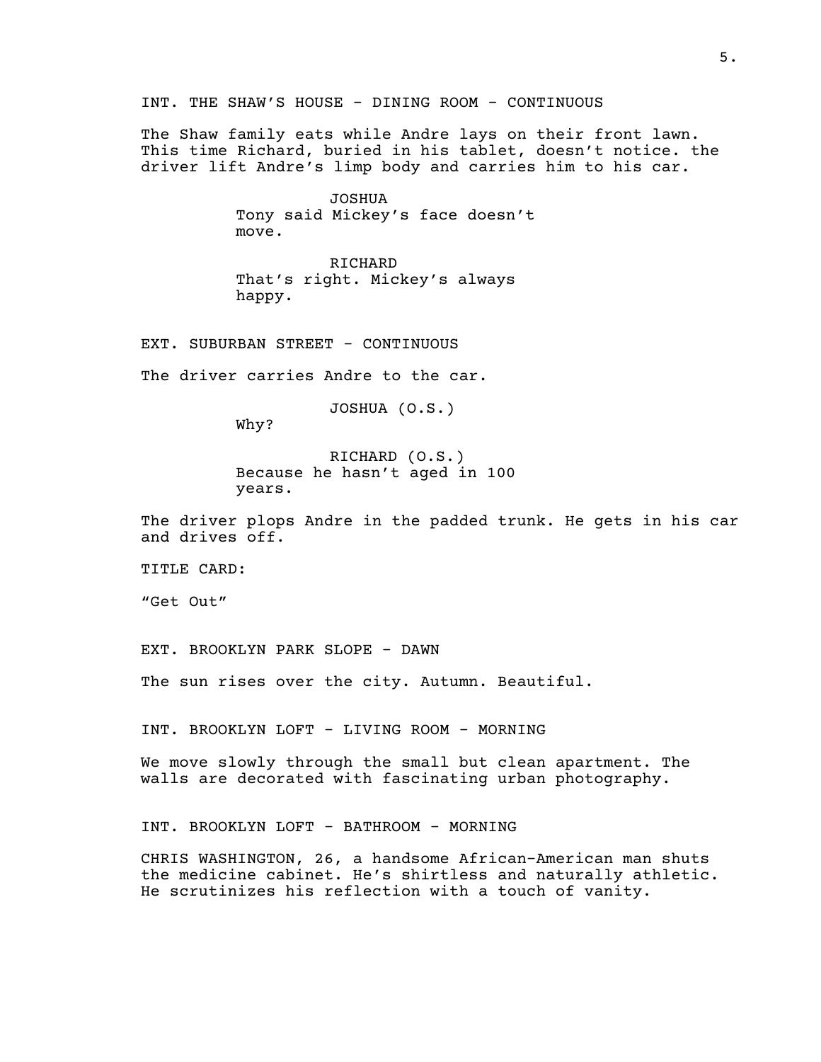INT. THE SHAW'S HOUSE - DINING ROOM - CONTINUOUS

The Shaw family eats while Andre lays on their front lawn. This time Richard, buried in his tablet, doesn't notice. the driver lift Andre's limp body and carries him to his car.

JOSHUA
Tony said Mickey's face doesn't move.

RICHARD
That's right. Mickey's always happy.

EXT. SUBURBAN STREET - CONTINUOUS

The driver carries Andre to the car.

JOSHUA (O.S.)
Why?

RICHARD (O.S.)
Because he hasn't aged in 100 years.

The driver plops Andre in the padded trunk. He gets in his car and drives off.

TITLE CARD:

"Get Out"

EXT. BROOKLYN PARK SLOPE - DAWN

The sun rises over the city. Autumn. Beautiful.

INT. BROOKLYN LOFT - LIVING ROOM - MORNING

We move slowly through the small but clean apartment. The walls are decorated with fascinating urban photography.

INT. BROOKLYN LOFT - BATHROOM - MORNING

CHRIS WASHINGTON, 26, a handsome African-American man shuts the medicine cabinet. He's shirtless and naturally athletic. He scrutinizes his reflection with a touch of vanity.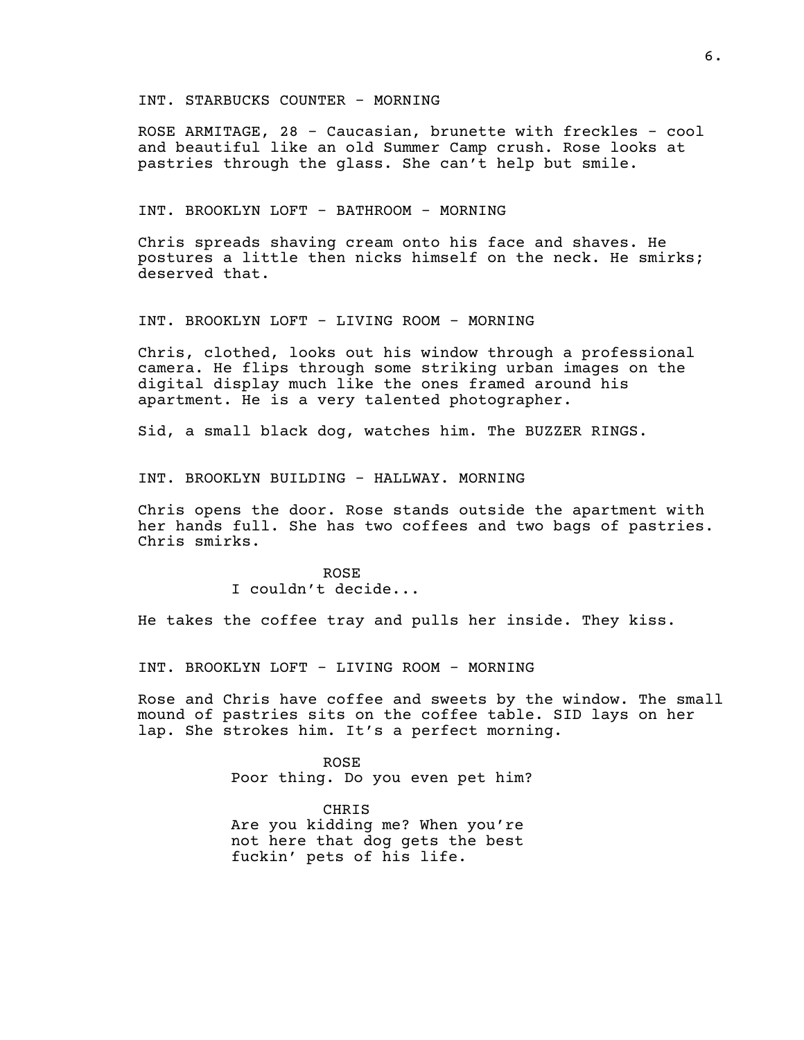INT. STARBUCKS COUNTER - MORNING

ROSE ARMITAGE, 28 - Caucasian, brunette with freckles - cool and beautiful like an old Summer Camp crush. Rose looks at pastries through the glass. She can't help but smile.

INT. BROOKLYN LOFT - BATHROOM - MORNING

Chris spreads shaving cream onto his face and shaves. He postures a little then nicks himself on the neck. He smirks; deserved that.

INT. BROOKLYN LOFT - LIVING ROOM - MORNING

Chris, clothed, looks out his window through a professional camera. He flips through some striking urban images on the digital display much like the ones framed around his apartment. He is a very talented photographer.

Sid, a small black dog, watches him. The BUZZER RINGS.

INT. BROOKLYN BUILDING - HALLWAY. MORNING

Chris opens the door. Rose stands outside the apartment with her hands full. She has two coffees and two bags of pastries. Chris smirks.

ROSE
I couldn't decide...

He takes the coffee tray and pulls her inside. They kiss.

INT. BROOKLYN LOFT - LIVING ROOM - MORNING

Rose and Chris have coffee and sweets by the window. The small mound of pastries sits on the coffee table. SID lays on her lap. She strokes him. It's a perfect morning.

ROSE
Poor thing. Do you even pet him?

CHRIS
Are you kidding me? When you're not here that dog gets the best fuckin' pets of his life.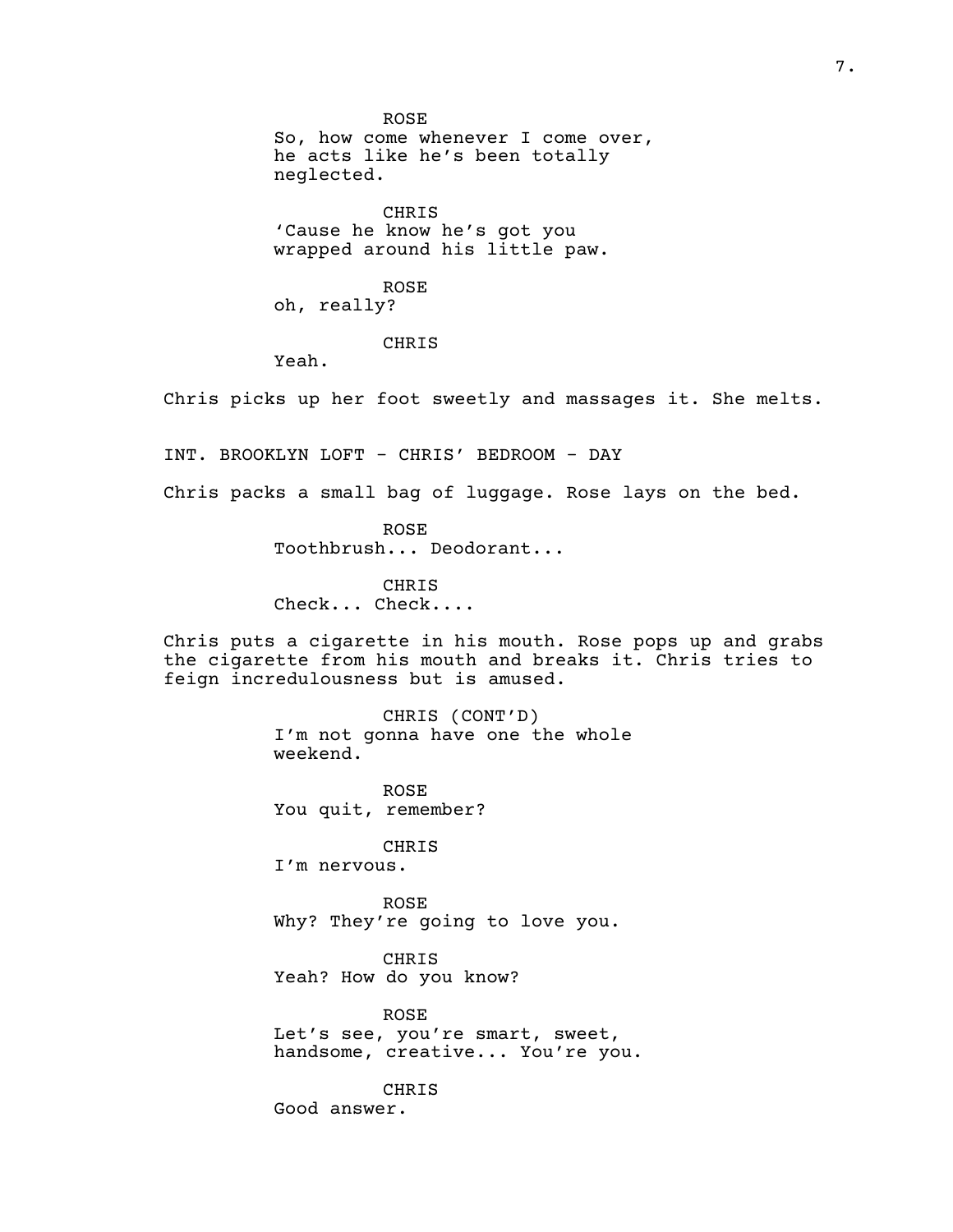ROSE
So, how come whenever I come over, he acts like he's been totally neglected.

CHRIS
'Cause he know he's got you wrapped around his little paw.

ROSE
oh, really?

CHRIS
Yeah.

Chris picks up her foot sweetly and massages it. She melts.

INT. BROOKLYN LOFT - CHRIS' BEDROOM - DAY

Chris packs a small bag of luggage. Rose lays on the bed.

ROSE
Toothbrush... Deodorant...

CHRIS
Check... Check....

Chris puts a cigarette in his mouth. Rose pops up and grabs the cigarette from his mouth and breaks it. Chris tries to feign incredulousness but is amused.

CHRIS (CONT'D)
I'm not gonna have one the whole weekend.

ROSE
You quit, remember?

CHRIS
I'm nervous.

ROSE
Why? They're going to love you.

CHRIS
Yeah? How do you know?

ROSE
Let's see, you're smart, sweet, handsome, creative... You're you.

CHRIS
Good answer.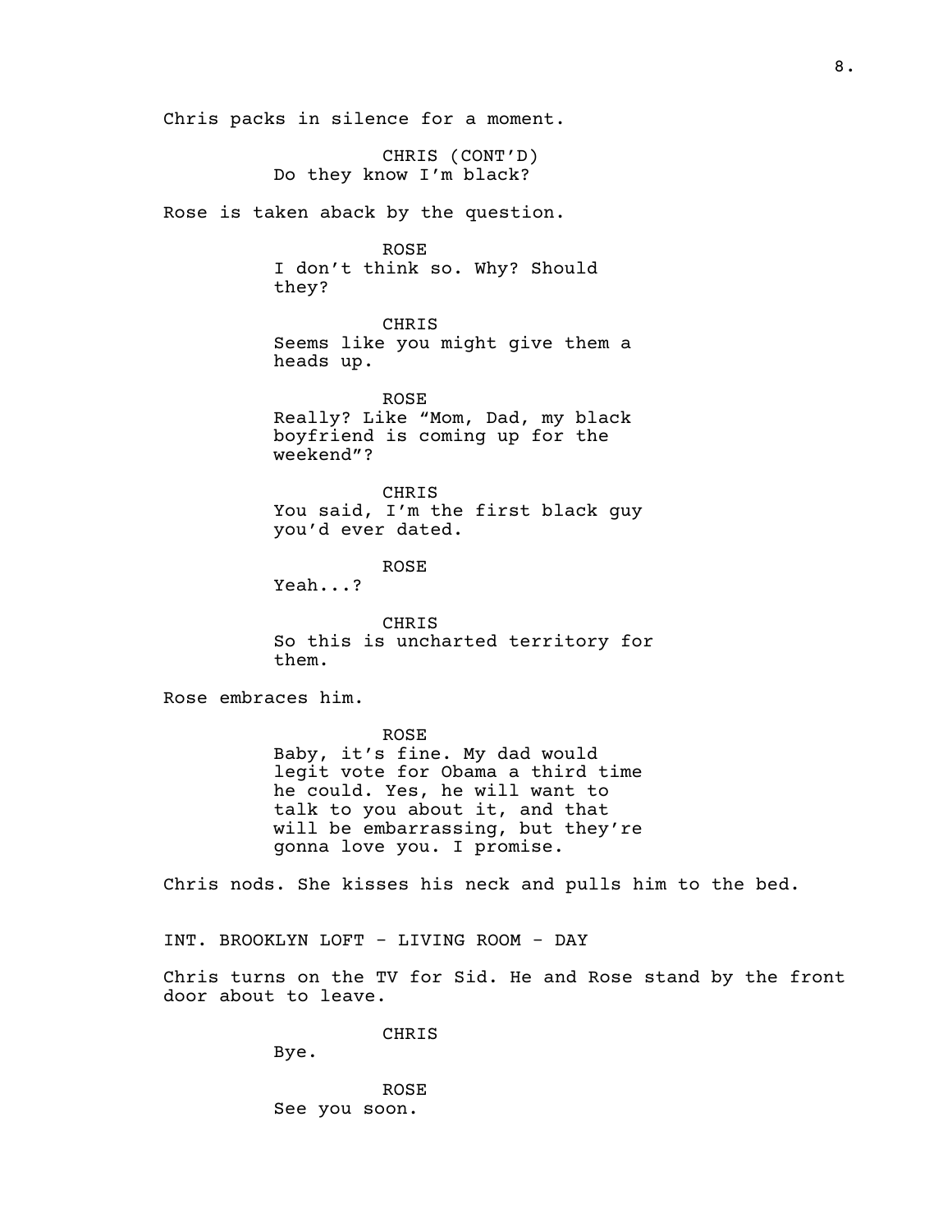Chris packs in silence for a moment.

CHRIS (CONT'D)
Do they know I'm black?

Rose is taken aback by the question.

ROSE
I don't think so. Why? Should they?

CHRIS
Seems like you might give them a heads up.

ROSE
Really? Like "Mom, Dad, my black boyfriend is coming up for the weekend"?

CHRIS
You said, I'm the first black guy you'd ever dated.

ROSE
Yeah...?

CHRIS
So this is uncharted territory for them.

Rose embraces him.

ROSE
Baby, it's fine. My dad would legit vote for Obama a third time he could. Yes, he will want to talk to you about it, and that will be embarrassing, but they're gonna love you. I promise.

Chris nods. She kisses his neck and pulls him to the bed.

INT. BROOKLYN LOFT - LIVING ROOM - DAY

Chris turns on the TV for Sid. He and Rose stand by the front door about to leave.

CHRIS
Bye.

ROSE
See you soon.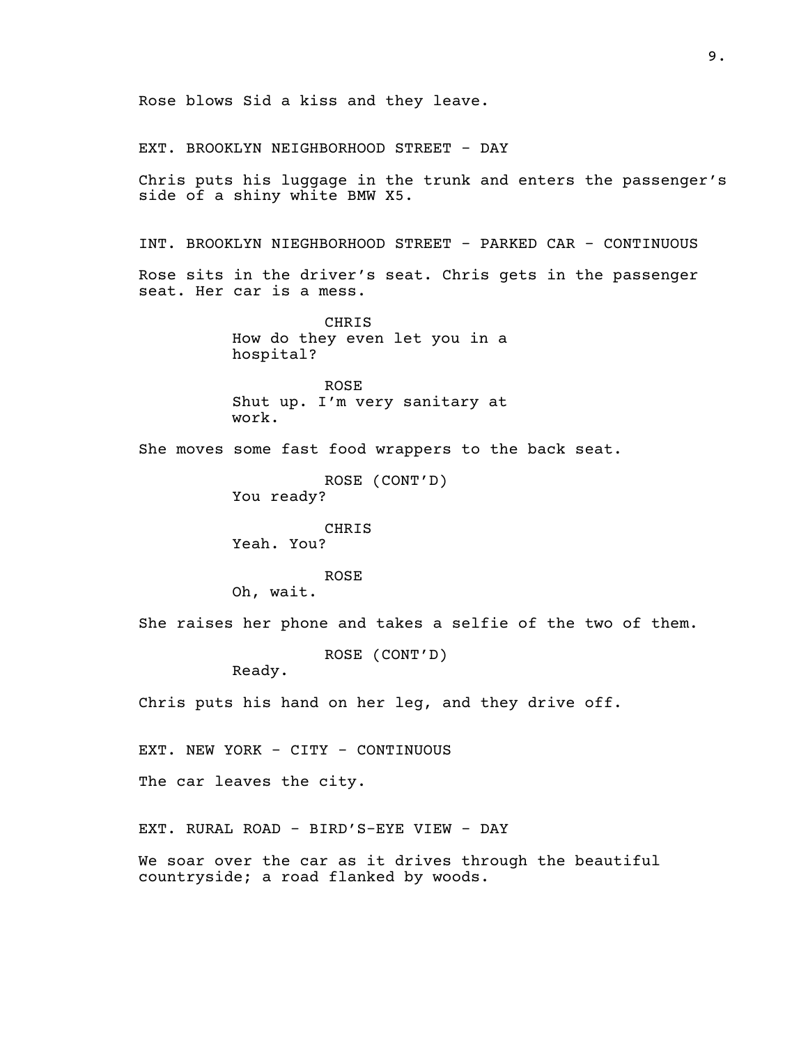Rose blows Sid a kiss and they leave.

EXT. BROOKLYN NEIGHBORHOOD STREET - DAY

Chris puts his luggage in the trunk and enters the passenger's side of a shiny white BMW X5.

INT. BROOKLYN NIEGHBORHOOD STREET - PARKED CAR - CONTINUOUS

Rose sits in the driver's seat. Chris gets in the passenger seat. Her car is a mess.

CHRIS
How do they even let you in a hospital?

ROSE
Shut up. I'm very sanitary at work.

She moves some fast food wrappers to the back seat.

ROSE (CONT'D)
You ready?

CHRIS
Yeah. You?

ROSE
Oh, wait.

She raises her phone and takes a selfie of the two of them.

ROSE (CONT'D)
Ready.

Chris puts his hand on her leg, and they drive off.

EXT. NEW YORK - CITY - CONTINUOUS

The car leaves the city.

EXT. RURAL ROAD - BIRD'S-EYE VIEW - DAY

We soar over the car as it drives through the beautiful countryside; a road flanked by woods.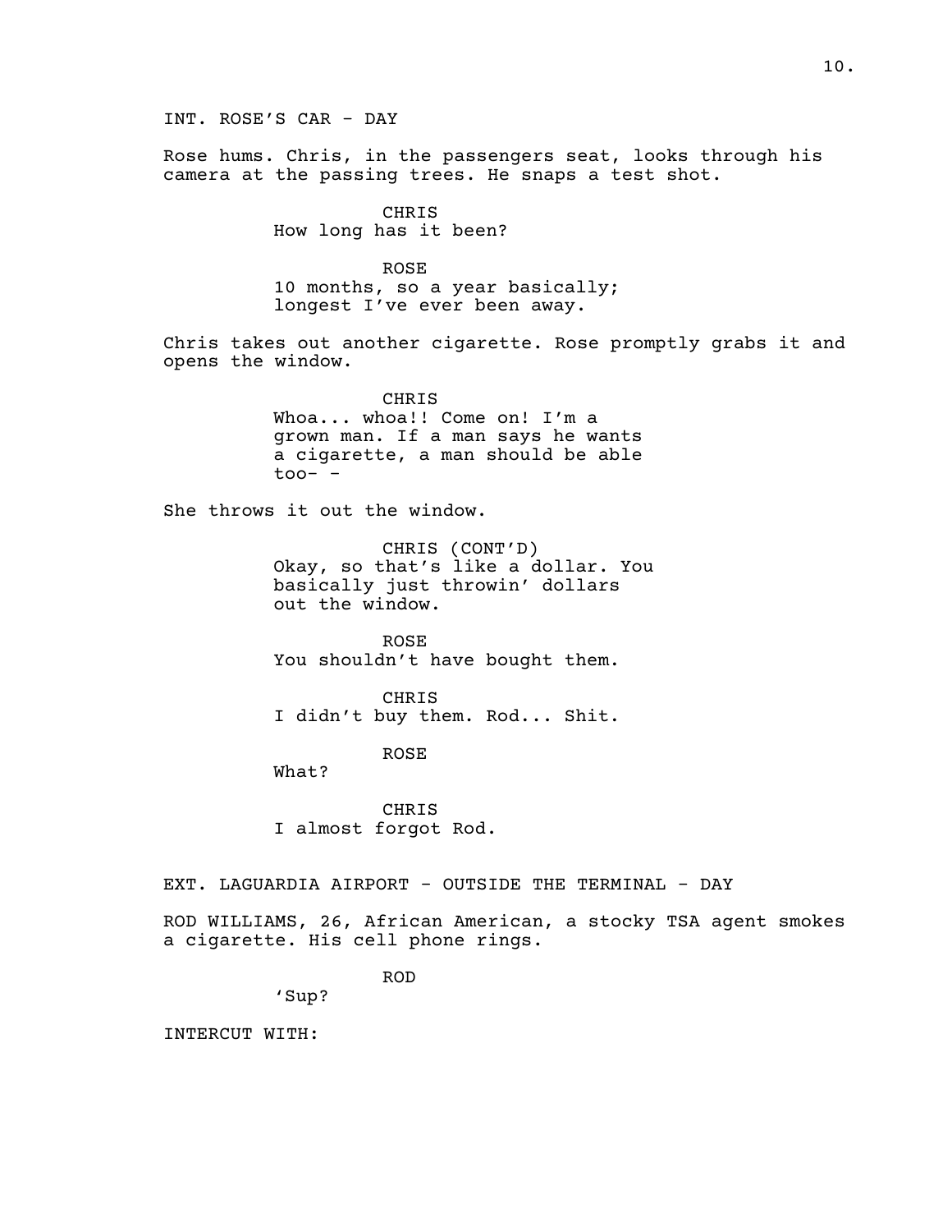INT. ROSE'S CAR - DAY

Rose hums. Chris, in the passengers seat, looks through his camera at the passing trees. He snaps a test shot.

CHRIS
How long has it been?

ROSE
10 months, so a year basically; longest I've ever been away.

Chris takes out another cigarette. Rose promptly grabs it and opens the window.

CHRIS
Whoa... whoa!! Come on! I'm a grown man. If a man says he wants a cigarette, a man should be able too- -

She throws it out the window.

CHRIS (CONT'D)
Okay, so that's like a dollar. You basically just throwin' dollars out the window.

ROSE
You shouldn't have bought them.

CHRIS
I didn't buy them. Rod... Shit.

ROSE
What?

CHRIS
I almost forgot Rod.

EXT. LAGUARDIA AIRPORT - OUTSIDE THE TERMINAL - DAY

ROD WILLIAMS, 26, African American, a stocky TSA agent smokes a cigarette. His cell phone rings.

ROD
'Sup?

INTERCUT WITH: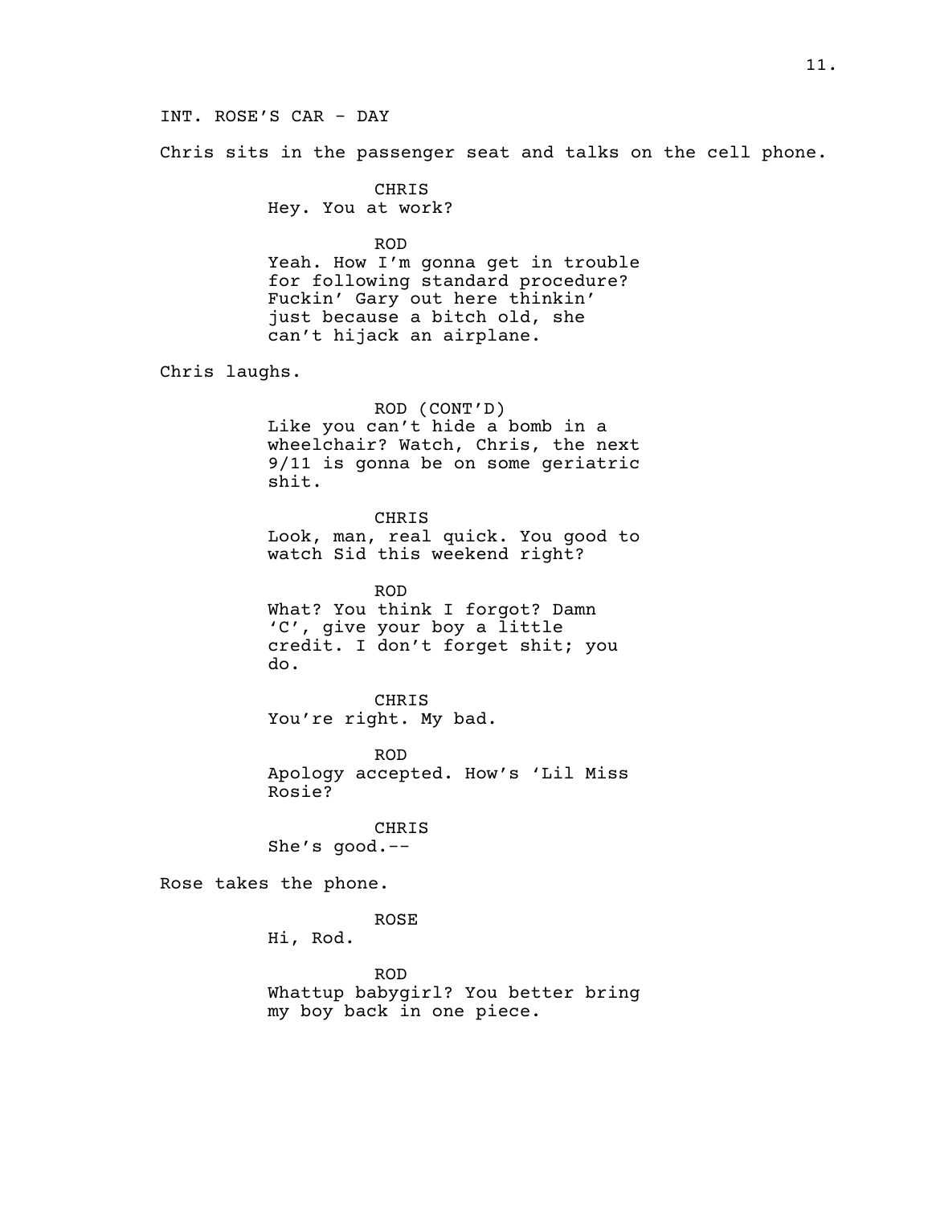INT. ROSE'S CAR - DAY

Chris sits in the passenger seat and talks on the cell phone.

CHRIS
Hey. You at work?

ROD
Yeah. How I'm gonna get in trouble for following standard procedure? Fuckin' Gary out here thinkin' just because a bitch old, she can't hijack an airplane.

Chris laughs.

ROD (CONT'D)
Like you can't hide a bomb in a wheelchair? Watch, Chris, the next 9/11 is gonna be on some geriatric shit.

CHRIS
Look, man, real quick. You good to watch Sid this weekend right?

ROD
What? You think I forgot? Damn 'C', give your boy a little credit. I don't forget shit; you do.

CHRIS
You're right. My bad.

ROD
Apology accepted. How's 'Lil Miss Rosie?

CHRIS
She's good.--

Rose takes the phone.

ROSE
Hi, Rod.

ROD
Whattup babygirl? You better bring my boy back in one piece.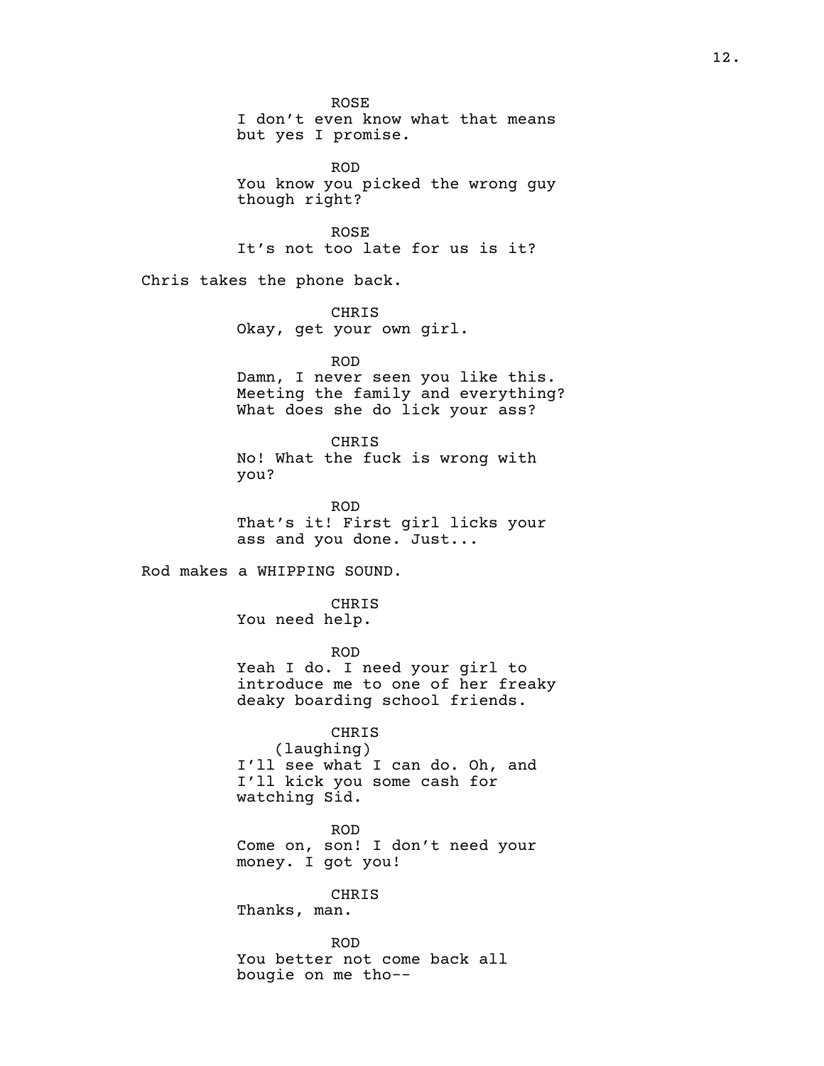ROSE
I don't even know what that means
but yes I promise.

ROD
You know you picked the wrong guy
though right?

ROSE
It's not too late for us is it?

Chris takes the phone back.

CHRIS
Okay, get your own girl.

ROD
Damn, I never seen you like this.
Meeting the family and everything?
What does she do lick your ass?

CHRIS
No! What the fuck is wrong with
you?

ROD
That's it! First girl licks your
ass and you done. Just...

Rod makes a WHIPPING SOUND.

CHRIS
You need help.

ROD
Yeah I do. I need your girl to
introduce me to one of her freaky
deaky boarding school friends.

CHRIS
(laughing)
I'll see what I can do. Oh, and
I'll kick you some cash for
watching Sid.

ROD
Come on, son! I don't need your
money. I got you!

CHRIS
Thanks, man.

ROD
You better not come back all
bougie on me tho--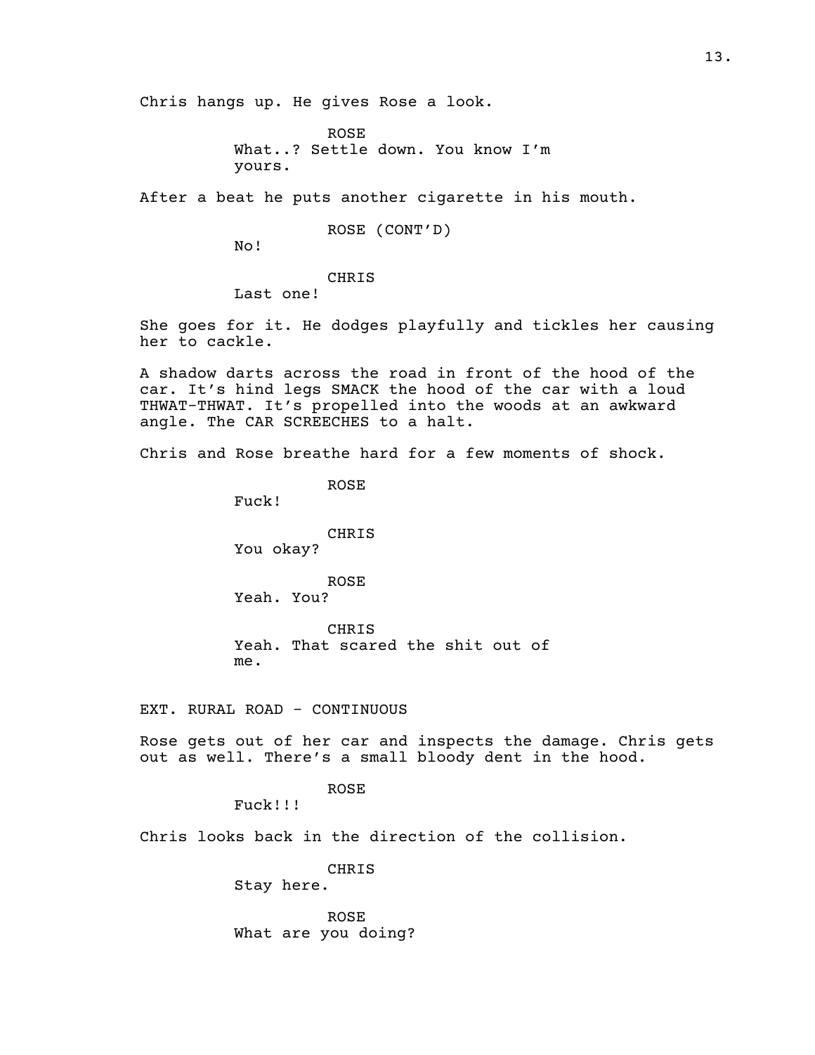Chris hangs up. He gives Rose a look.

ROSE
What..? Settle down. You know I'm yours.

After a beat he puts another cigarette in his mouth.

ROSE (CONT'D)
No!

CHRIS
Last one!

She goes for it. He dodges playfully and tickles her causing her to cackle.

A shadow darts across the road in front of the hood of the car. It's hind legs SMACK the hood of the car with a loud THWAT-THWAT. It's propelled into the woods at an awkward angle. The CAR SCREECHES to a halt.

Chris and Rose breathe hard for a few moments of shock.

ROSE
Fuck!

CHRIS
You okay?

ROSE
Yeah. You?

CHRIS
Yeah. That scared the shit out of me.

EXT. RURAL ROAD - CONTINUOUS

Rose gets out of her car and inspects the damage. Chris gets out as well. There's a small bloody dent in the hood.

ROSE
Fuck!!!

Chris looks back in the direction of the collision.

CHRIS
Stay here.

ROSE
What are you doing?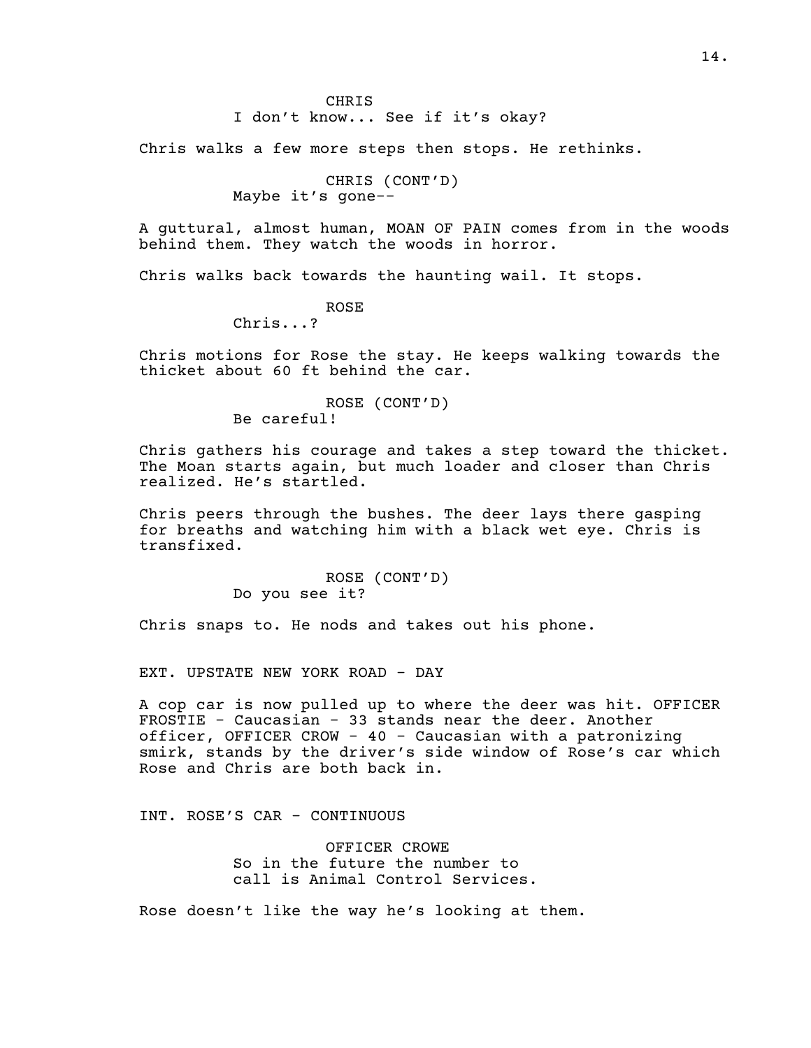CHRIS
I don't know... See if it's okay?

Chris walks a few more steps then stops. He rethinks.

CHRIS (CONT'D)
Maybe it's gone--

A guttural, almost human, MOAN OF PAIN comes from in the woods behind them. They watch the woods in horror.

Chris walks back towards the haunting wail. It stops.

ROSE
Chris...?

Chris motions for Rose the stay. He keeps walking towards the thicket about 60 ft behind the car.

ROSE (CONT'D)
Be careful!

Chris gathers his courage and takes a step toward the thicket. The Moan starts again, but much loader and closer than Chris realized. He's startled.

Chris peers through the bushes. The deer lays there gasping for breaths and watching him with a black wet eye. Chris is transfixed.

ROSE (CONT'D)
Do you see it?

Chris snaps to. He nods and takes out his phone.

EXT. UPSTATE NEW YORK ROAD - DAY

A cop car is now pulled up to where the deer was hit. OFFICER FROSTIE - Caucasian - 33 stands near the deer. Another officer, OFFICER CROW - 40 - Caucasian with a patronizing smirk, stands by the driver's side window of Rose's car which Rose and Chris are both back in.

INT. ROSE'S CAR - CONTINUOUS

OFFICER CROWE
So in the future the number to call is Animal Control Services.

Rose doesn't like the way he's looking at them.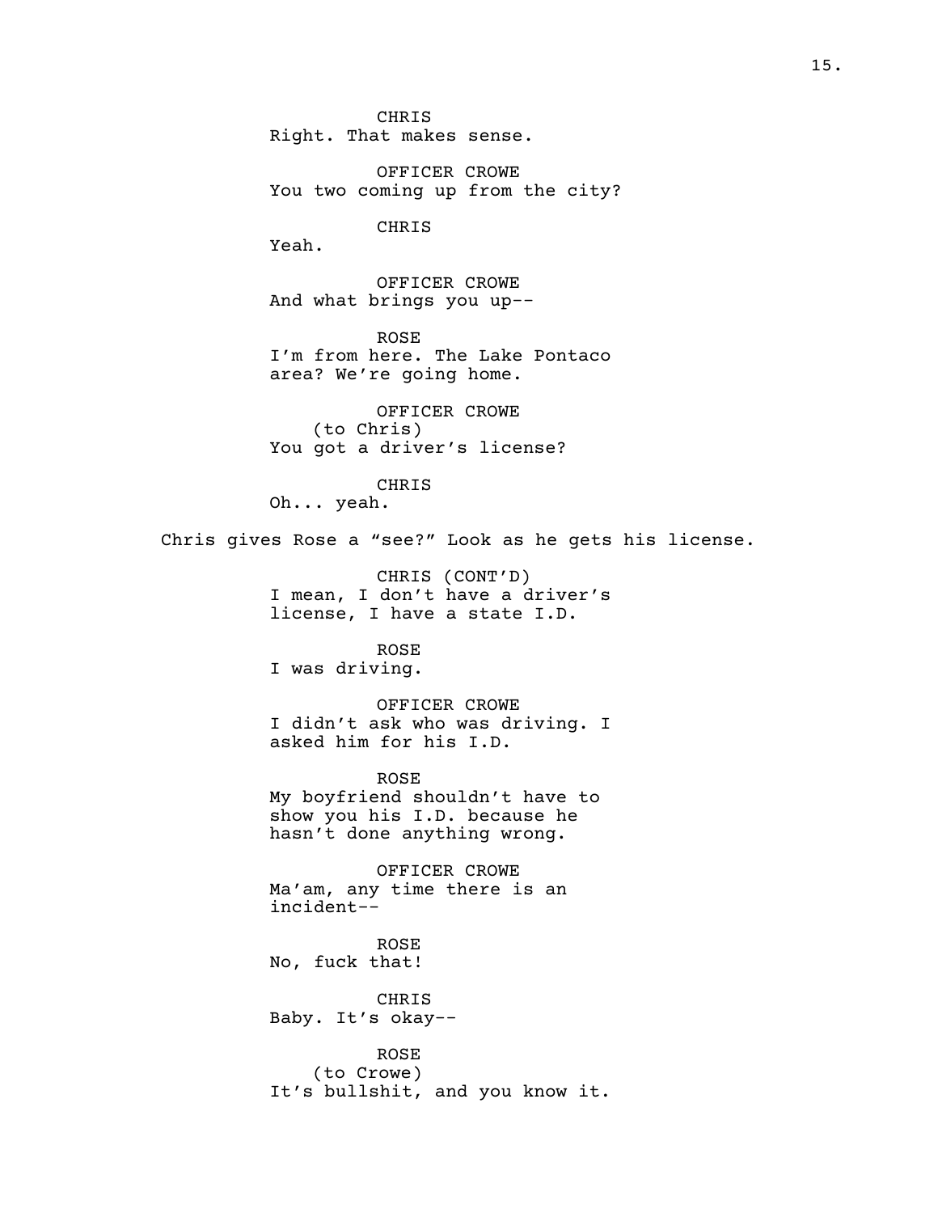CHRIS
Right. That makes sense.

OFFICER CROWE
You two coming up from the city?

CHRIS
Yeah.

OFFICER CROWE
And what brings you up--

ROSE
I'm from here. The Lake Pontaco area? We're going home.

OFFICER CROWE
(to Chris)
You got a driver's license?

CHRIS
Oh... yeah.

Chris gives Rose a "see?" Look as he gets his license.

CHRIS (CONT'D)
I mean, I don't have a driver's license, I have a state I.D.

ROSE
I was driving.

OFFICER CROWE
I didn't ask who was driving. I asked him for his I.D.

ROSE
My boyfriend shouldn't have to show you his I.D. because he hasn't done anything wrong.

OFFICER CROWE
Ma'am, any time there is an incident--

ROSE
No, fuck that!

CHRIS
Baby. It's okay--

ROSE
(to Crowe)
It's bullshit, and you know it.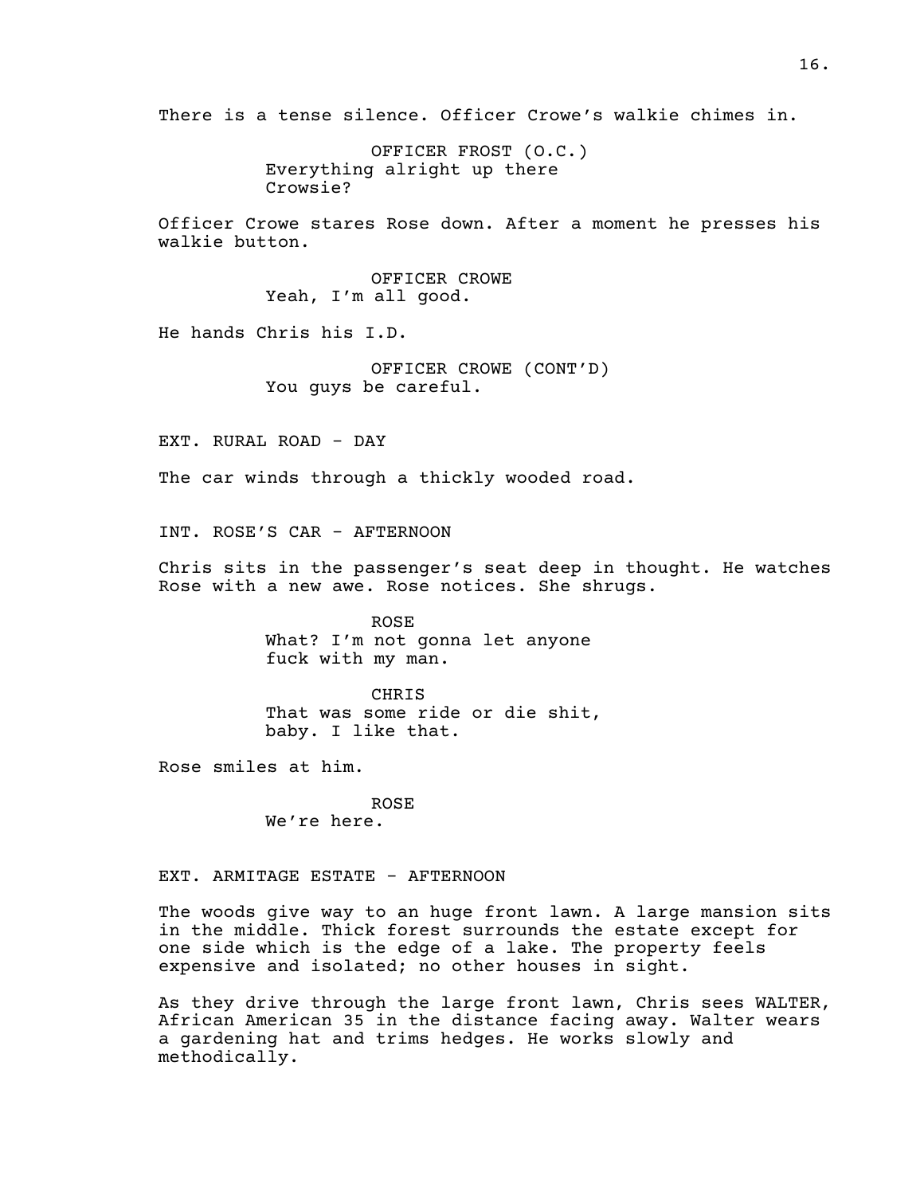There is a tense silence. Officer Crowe's walkie chimes in.

OFFICER FROST (O.C.)
Everything alright up there Crowsie?

Officer Crowe stares Rose down. After a moment he presses his walkie button.

OFFICER CROWE
Yeah, I'm all good.

He hands Chris his I.D.

OFFICER CROWE (CONT'D)
You guys be careful.

EXT. RURAL ROAD - DAY

The car winds through a thickly wooded road.

INT. ROSE'S CAR - AFTERNOON

Chris sits in the passenger's seat deep in thought. He watches Rose with a new awe. Rose notices. She shrugs.

ROSE
What? I'm not gonna let anyone fuck with my man.

CHRIS
That was some ride or die shit, baby. I like that.

Rose smiles at him.

ROSE
We're here.

EXT. ARMITAGE ESTATE - AFTERNOON

The woods give way to an huge front lawn. A large mansion sits in the middle. Thick forest surrounds the estate except for one side which is the edge of a lake. The property feels expensive and isolated; no other houses in sight.

As they drive through the large front lawn, Chris sees WALTER, African American 35 in the distance facing away. Walter wears a gardening hat and trims hedges. He works slowly and methodically.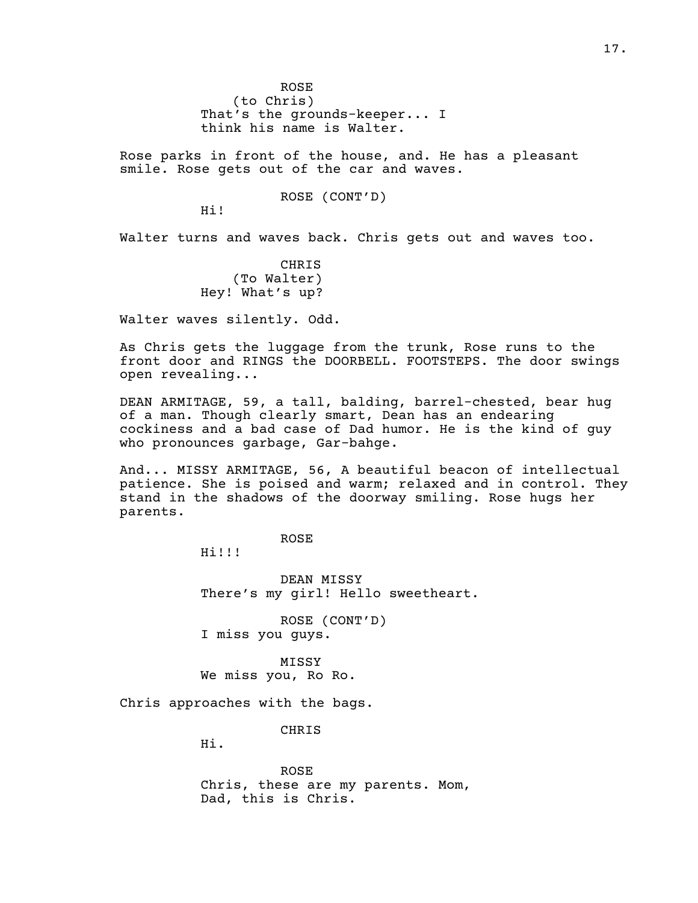ROSE
(to Chris)
That's the grounds-keeper... I think his name is Walter.

Rose parks in front of the house, and. He has a pleasant smile. Rose gets out of the car and waves.

ROSE (CONT'D)
Hi!

Walter turns and waves back. Chris gets out and waves too.

CHRIS
(To Walter)
Hey! What's up?

Walter waves silently. Odd.

As Chris gets the luggage from the trunk, Rose runs to the front door and RINGS the DOORBELL. FOOTSTEPS. The door swings open revealing...

DEAN ARMITAGE, 59, a tall, balding, barrel-chested, bear hug of a man. Though clearly smart, Dean has an endearing cockiness and a bad case of Dad humor. He is the kind of guy who pronounces garbage, Gar-bahge.

And... MISSY ARMITAGE, 56, A beautiful beacon of intellectual patience. She is poised and warm; relaxed and in control. They stand in the shadows of the doorway smiling. Rose hugs her parents.

ROSE
Hi!!!

DEAN MISSY
There's my girl! Hello sweetheart.

ROSE (CONT'D)
I miss you guys.

MISSY
We miss you, Ro Ro.

Chris approaches with the bags.

CHRIS
Hi.

ROSE
Chris, these are my parents. Mom, Dad, this is Chris.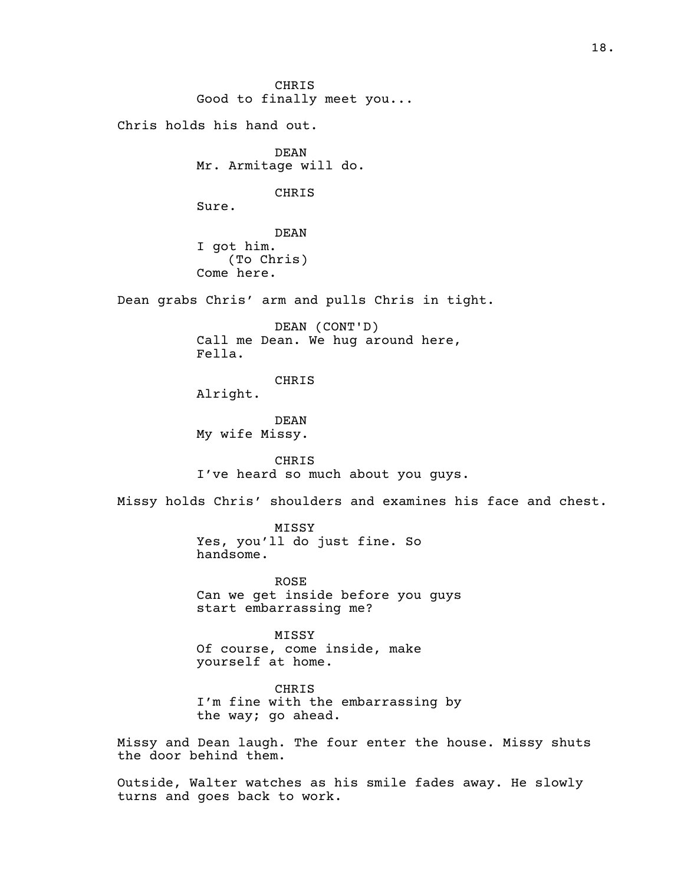CHRIS
Good to finally meet you...

Chris holds his hand out.

DEAN
Mr. Armitage will do.

CHRIS
Sure.

DEAN
I got him.
(To Chris)
Come here.

Dean grabs Chris' arm and pulls Chris in tight.

DEAN (CONT'D)
Call me Dean. We hug around here,
Fella.

CHRIS
Alright.

DEAN
My wife Missy.

CHRIS
I've heard so much about you guys.

Missy holds Chris' shoulders and examines his face and chest.

MISSY
Yes, you'll do just fine. So
handsome.

ROSE
Can we get inside before you guys
start embarrassing me?

MISSY
Of course, come inside, make
yourself at home.

CHRIS
I'm fine with the embarrassing by
the way; go ahead.

Missy and Dean laugh. The four enter the house. Missy shuts the door behind them.

Outside, Walter watches as his smile fades away. He slowly turns and goes back to work.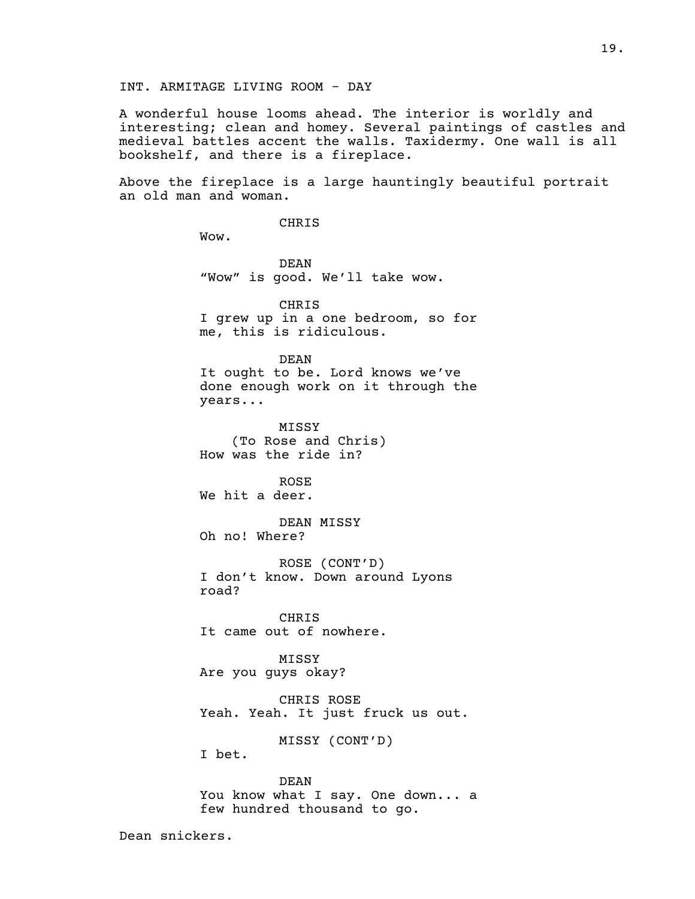INT. ARMITAGE LIVING ROOM - DAY

A wonderful house looms ahead. The interior is worldly and interesting; clean and homey. Several paintings of castles and medieval battles accent the walls. Taxidermy. One wall is all bookshelf, and there is a fireplace.

Above the fireplace is a large hauntingly beautiful portrait an old man and woman.

CHRIS
Wow.

DEAN
"Wow" is good. We'll take wow.

CHRIS
I grew up in a one bedroom, so for me, this is ridiculous.

DEAN
It ought to be. Lord knows we've done enough work on it through the years...

MISSY
(To Rose and Chris)
How was the ride in?

ROSE
We hit a deer.

DEAN MISSY
Oh no! Where?

ROSE (CONT'D)
I don't know. Down around Lyons road?

CHRIS
It came out of nowhere.

MISSY
Are you guys okay?

CHRIS ROSE
Yeah. Yeah. It just fruck us out.

MISSY (CONT'D)
I bet.

DEAN
You know what I say. One down... a few hundred thousand to go.

Dean snickers.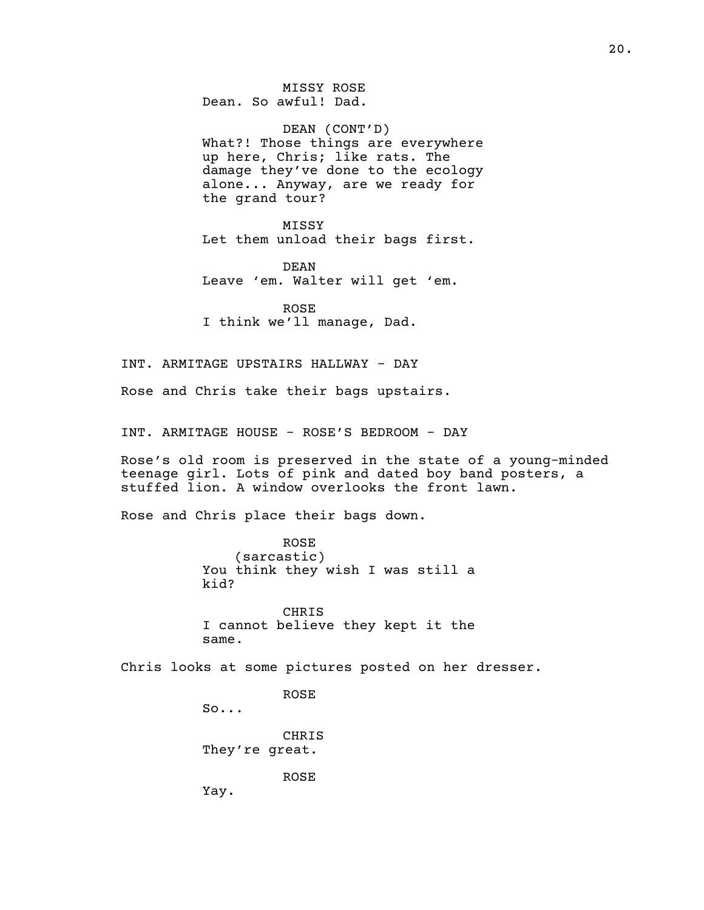MISSY ROSE
Dean. So awful! Dad.

DEAN (CONT'D)
What?! Those things are everywhere up here, Chris; like rats. The damage they've done to the ecology alone... Anyway, are we ready for the grand tour?

MISSY
Let them unload their bags first.

DEAN
Leave 'em. Walter will get 'em.

ROSE
I think we'll manage, Dad.

INT. ARMITAGE UPSTAIRS HALLWAY - DAY

Rose and Chris take their bags upstairs.

INT. ARMITAGE HOUSE - ROSE'S BEDROOM - DAY

Rose's old room is preserved in the state of a young-minded teenage girl. Lots of pink and dated boy band posters, a stuffed lion. A window overlooks the front lawn.

Rose and Chris place their bags down.

ROSE
(sarcastic)
You think they wish I was still a kid?

CHRIS
I cannot believe they kept it the same.

Chris looks at some pictures posted on her dresser.

ROSE
So...

CHRIS
They're great.

ROSE
Yay.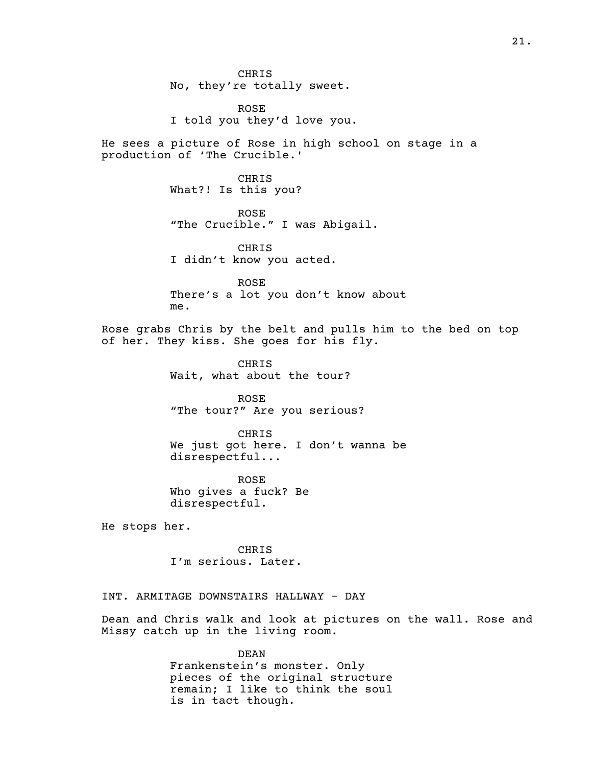CHRIS
No, they're totally sweet.

ROSE
I told you they'd love you.

He sees a picture of Rose in high school on stage in a production of 'The Crucible.'

CHRIS
What?! Is this you?

ROSE
"The Crucible." I was Abigail.

CHRIS
I didn't know you acted.

ROSE
There's a lot you don't know about me.

Rose grabs Chris by the belt and pulls him to the bed on top of her. They kiss. She goes for his fly.

CHRIS
Wait, what about the tour?

ROSE
"The tour?" Are you serious?

CHRIS
We just got here. I don't wanna be disrespectful...

ROSE
Who gives a fuck? Be disrespectful.

He stops her.

CHRIS
I'm serious. Later.

INT. ARMITAGE DOWNSTAIRS HALLWAY - DAY

Dean and Chris walk and look at pictures on the wall. Rose and Missy catch up in the living room.

DEAN
Frankenstein's monster. Only pieces of the original structure remain; I like to think the soul is in tact though.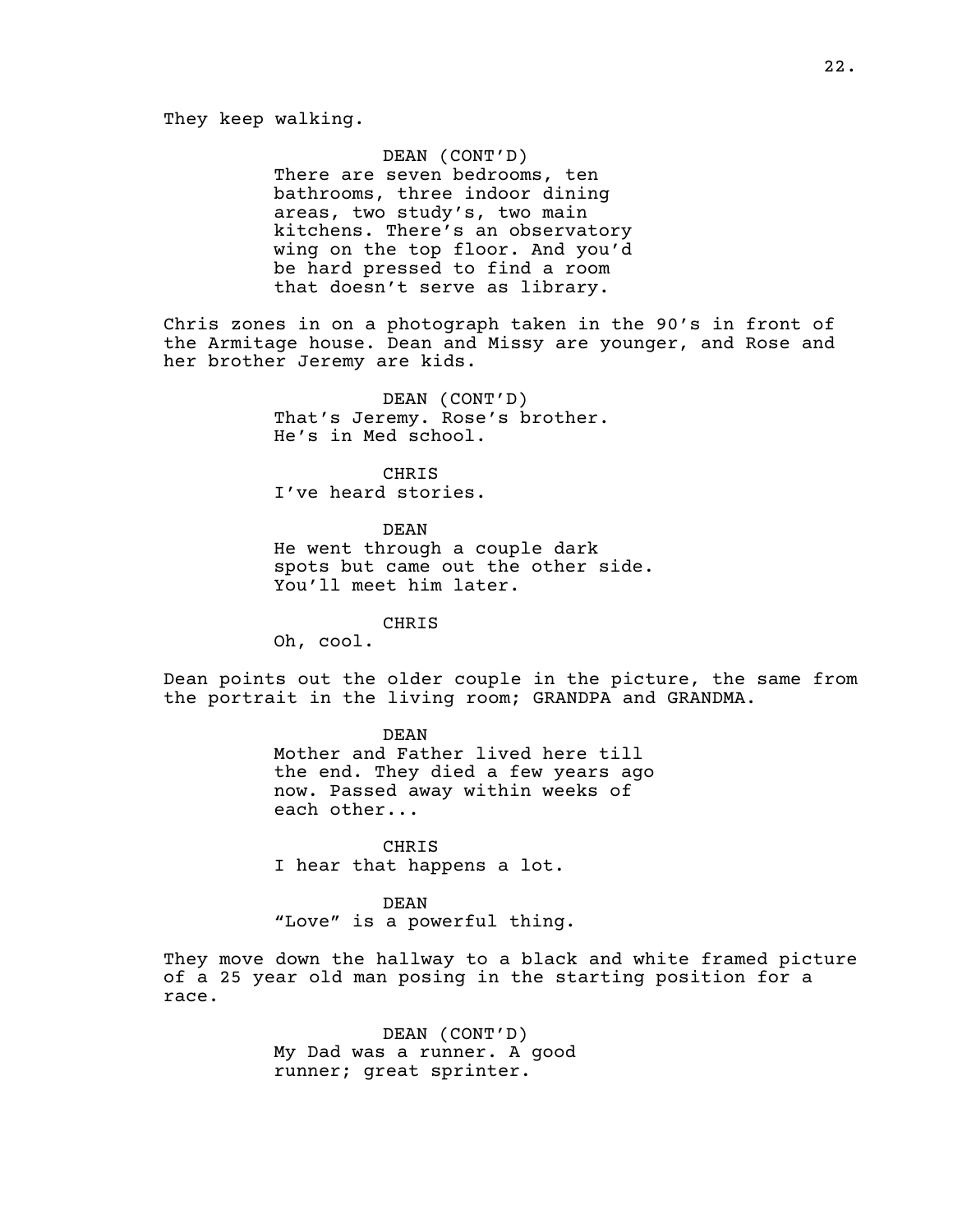They keep walking.

DEAN (CONT'D)
There are seven bedrooms, ten bathrooms, three indoor dining areas, two study's, two main kitchens. There's an observatory wing on the top floor. And you'd be hard pressed to find a room that doesn't serve as library.

Chris zones in on a photograph taken in the 90's in front of the Armitage house. Dean and Missy are younger, and Rose and her brother Jeremy are kids.

DEAN (CONT'D)
That's Jeremy. Rose's brother. He's in Med school.

CHRIS
I've heard stories.

DEAN
He went through a couple dark spots but came out the other side. You'll meet him later.

CHRIS
Oh, cool.

Dean points out the older couple in the picture, the same from the portrait in the living room; GRANDPA and GRANDMA.

DEAN
Mother and Father lived here till the end. They died a few years ago now. Passed away within weeks of each other...

CHRIS
I hear that happens a lot.

DEAN
"Love" is a powerful thing.

They move down the hallway to a black and white framed picture of a 25 year old man posing in the starting position for a race.

DEAN (CONT'D)
My Dad was a runner. A good runner; great sprinter.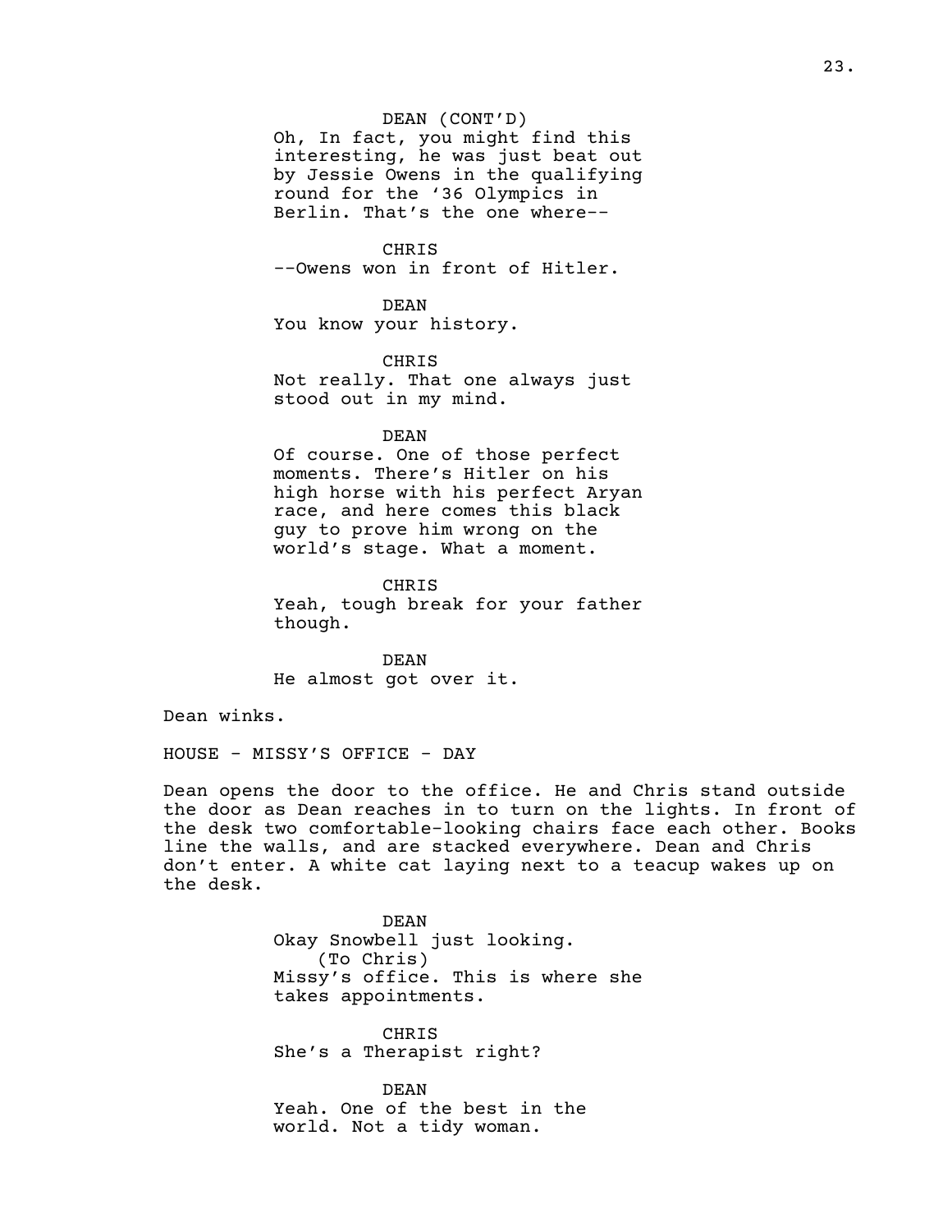DEAN (CONT'D)
Oh, In fact, you might find this interesting, he was just beat out by Jessie Owens in the qualifying round for the '36 Olympics in Berlin. That's the one where--

CHRIS
--Owens won in front of Hitler.

DEAN
You know your history.

CHRIS
Not really. That one always just stood out in my mind.

DEAN
Of course. One of those perfect moments. There's Hitler on his high horse with his perfect Aryan race, and here comes this black guy to prove him wrong on the world's stage. What a moment.

CHRIS
Yeah, tough break for your father though.

DEAN
He almost got over it.

Dean winks.

HOUSE - MISSY'S OFFICE - DAY

Dean opens the door to the office. He and Chris stand outside the door as Dean reaches in to turn on the lights. In front of the desk two comfortable-looking chairs face each other. Books line the walls, and are stacked everywhere. Dean and Chris don't enter. A white cat laying next to a teacup wakes up on the desk.

DEAN
Okay Snowbell just looking.
(To Chris)
Missy's office. This is where she takes appointments.

CHRIS
She's a Therapist right?

DEAN
Yeah. One of the best in the world. Not a tidy woman.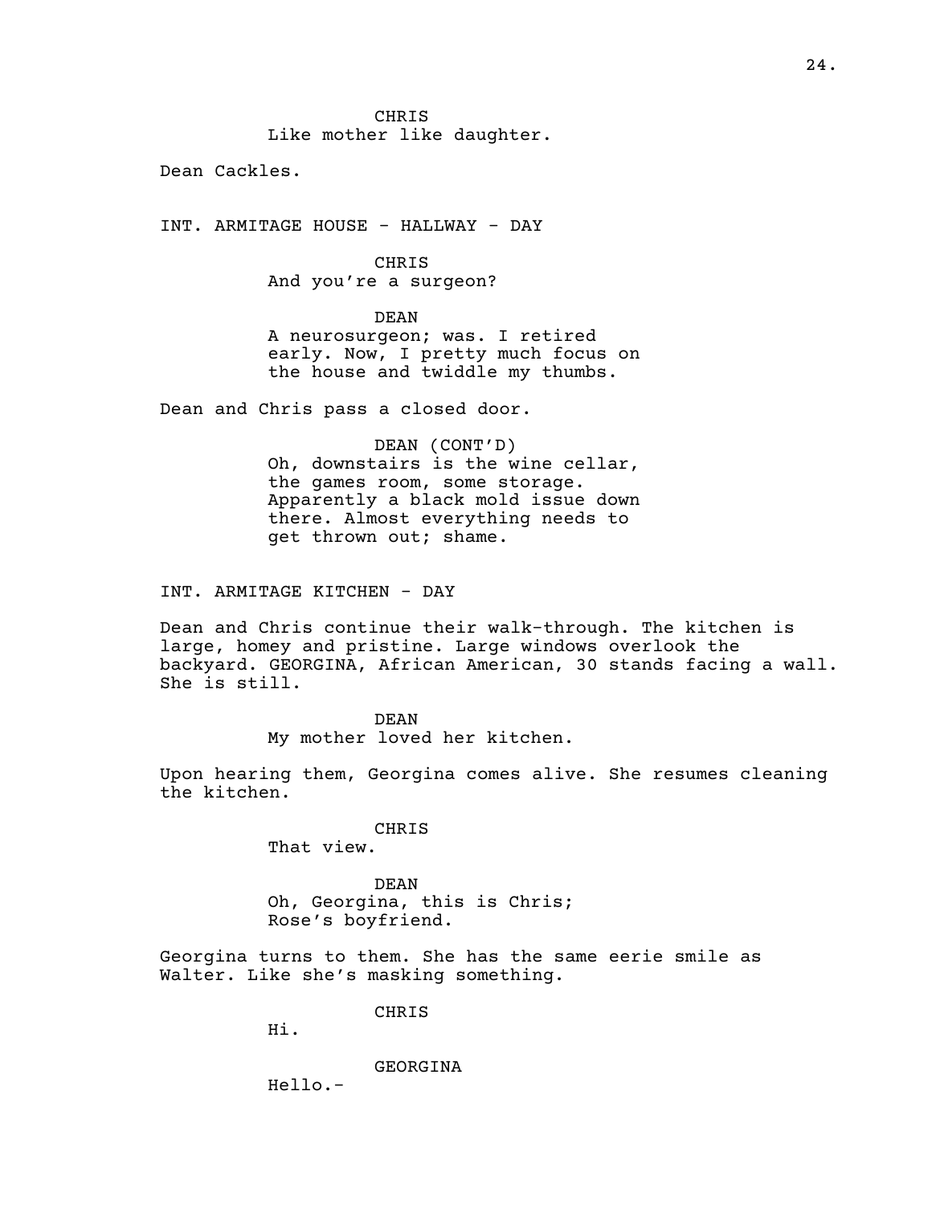CHRIS
Like mother like daughter.

Dean Cackles.

INT. ARMITAGE HOUSE - HALLWAY - DAY

CHRIS
And you're a surgeon?

DEAN
A neurosurgeon; was. I retired early. Now, I pretty much focus on the house and twiddle my thumbs.

Dean and Chris pass a closed door.

DEAN (CONT'D)
Oh, downstairs is the wine cellar, the games room, some storage. Apparently a black mold issue down there. Almost everything needs to get thrown out; shame.

INT. ARMITAGE KITCHEN - DAY

Dean and Chris continue their walk-through. The kitchen is large, homey and pristine. Large windows overlook the backyard. GEORGINA, African American, 30 stands facing a wall. She is still.

DEAN
My mother loved her kitchen.

Upon hearing them, Georgina comes alive. She resumes cleaning the kitchen.

CHRIS
That view.

DEAN
Oh, Georgina, this is Chris; Rose's boyfriend.

Georgina turns to them. She has the same eerie smile as Walter. Like she's masking something.

CHRIS
Hi.

GEORGINA
Hello.-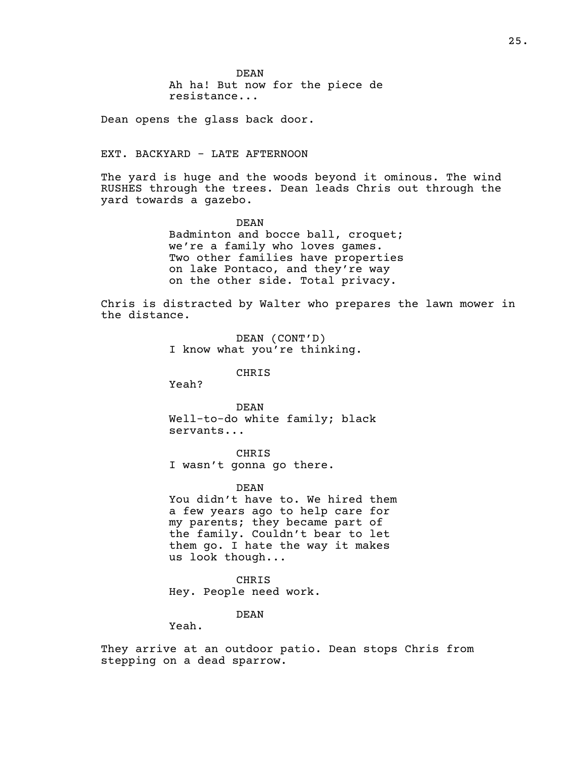DEAN
Ah ha! But now for the piece de resistance...

Dean opens the glass back door.

EXT. BACKYARD - LATE AFTERNOON

The yard is huge and the woods beyond it ominous. The wind RUSHES through the trees. Dean leads Chris out through the yard towards a gazebo.

DEAN
Badminton and bocce ball, croquet; we're a family who loves games. Two other families have properties on lake Pontaco, and they're way on the other side. Total privacy.

Chris is distracted by Walter who prepares the lawn mower in the distance.

DEAN (CONT'D)
I know what you're thinking.

CHRIS
Yeah?

DEAN
Well-to-do white family; black servants...

CHRIS
I wasn't gonna go there.

DEAN
You didn't have to. We hired them a few years ago to help care for my parents; they became part of the family. Couldn't bear to let them go. I hate the way it makes us look though...

CHRIS
Hey. People need work.

DEAN
Yeah.

They arrive at an outdoor patio. Dean stops Chris from stepping on a dead sparrow.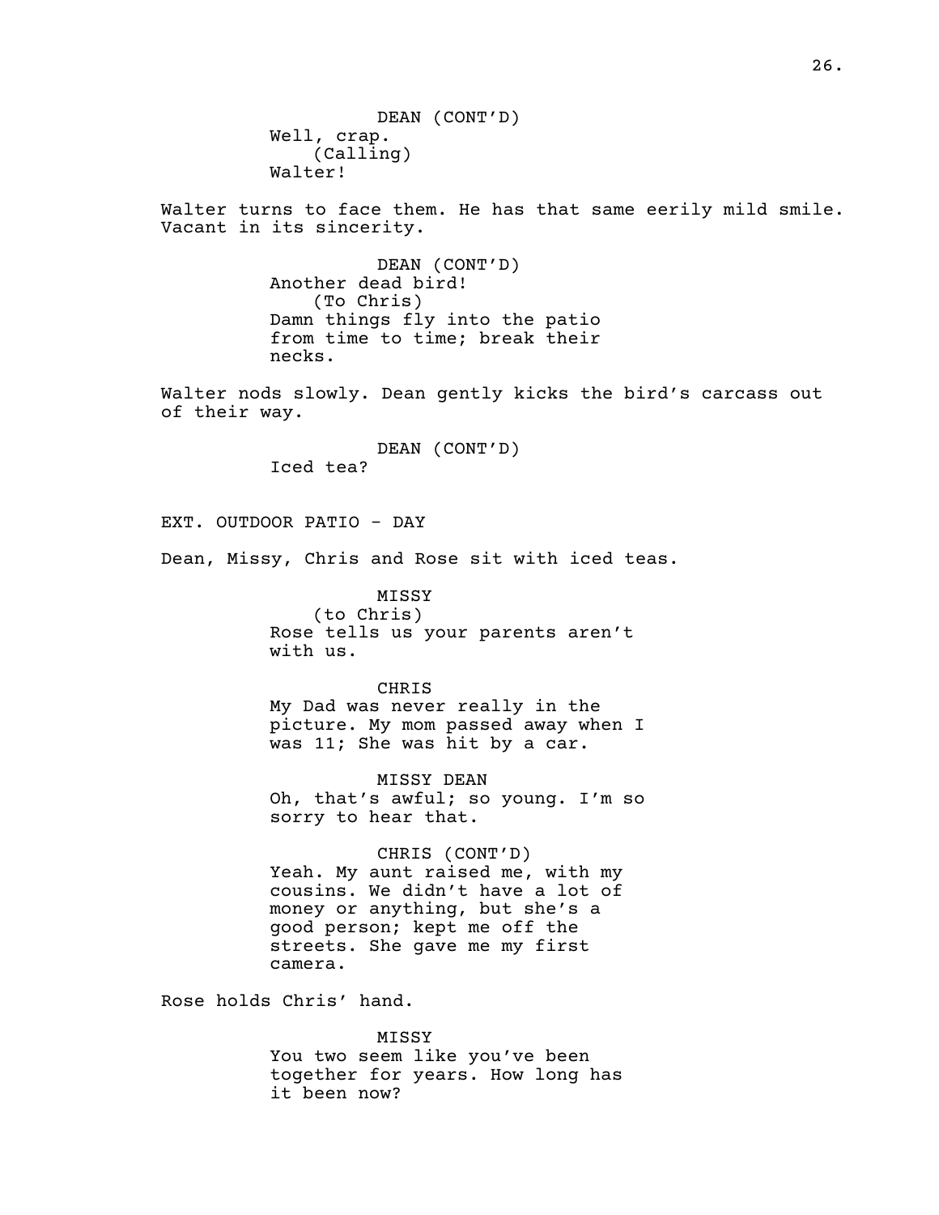DEAN (CONT'D)
Well, crap.
(Calling)
Walter!

Walter turns to face them. He has that same eerily mild smile. Vacant in its sincerity.

DEAN (CONT'D)
Another dead bird!
(To Chris)
Damn things fly into the patio from time to time; break their necks.

Walter nods slowly. Dean gently kicks the bird's carcass out of their way.

DEAN (CONT'D)
Iced tea?

EXT. OUTDOOR PATIO - DAY

Dean, Missy, Chris and Rose sit with iced teas.

MISSY
(to Chris)
Rose tells us your parents aren't with us.

CHRIS
My Dad was never really in the picture. My mom passed away when I was 11; She was hit by a car.

MISSY DEAN
Oh, that's awful; so young. I'm so sorry to hear that.

CHRIS (CONT'D)
Yeah. My aunt raised me, with my cousins. We didn't have a lot of money or anything, but she's a good person; kept me off the streets. She gave me my first camera.

Rose holds Chris' hand.

MISSY
You two seem like you've been together for years. How long has it been now?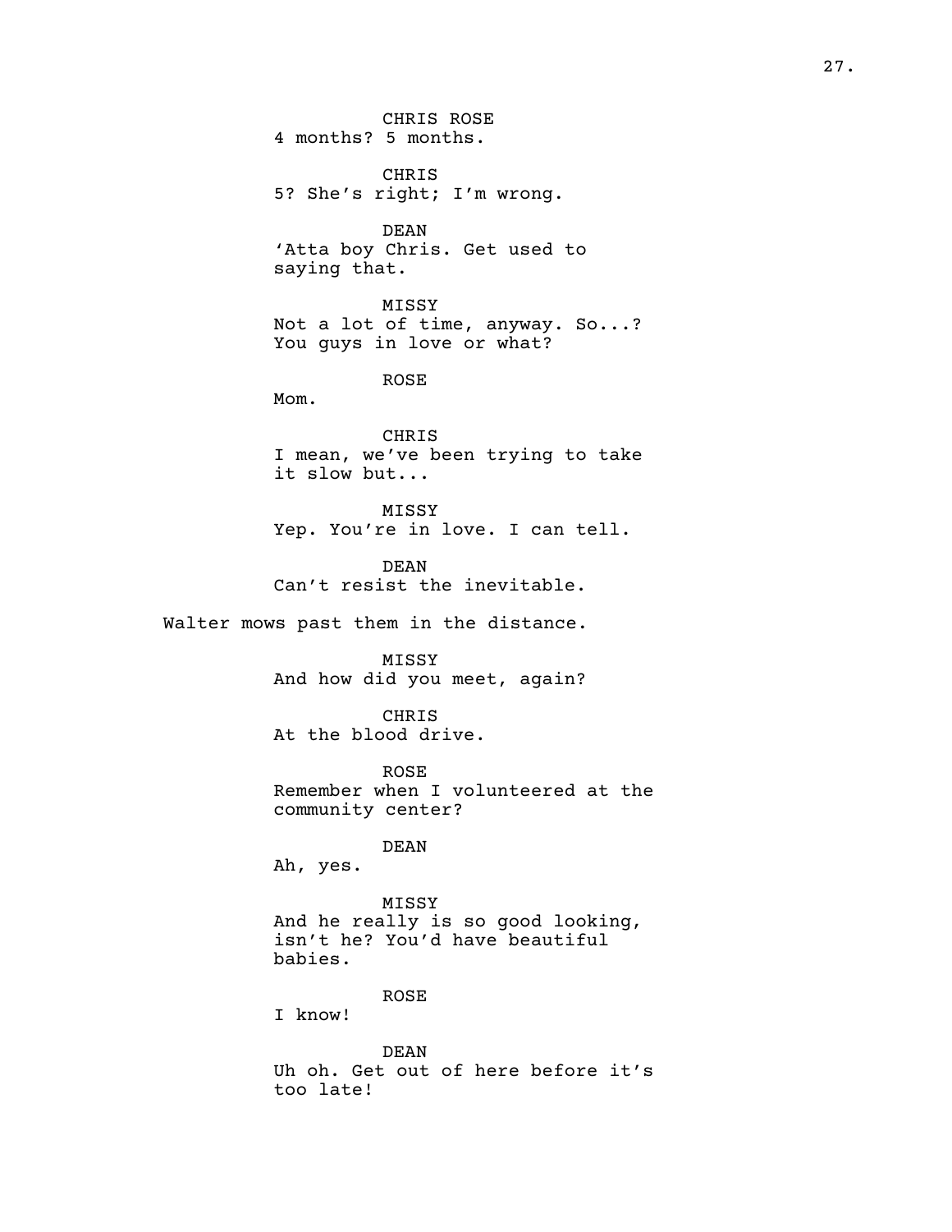CHRIS ROSE
4 months? 5 months.

CHRIS
5? She's right; I'm wrong.

DEAN
'Atta boy Chris. Get used to saying that.

MISSY
Not a lot of time, anyway. So...? You guys in love or what?

ROSE
Mom.

CHRIS
I mean, we've been trying to take it slow but...

MISSY
Yep. You're in love. I can tell.

DEAN
Can't resist the inevitable.

Walter mows past them in the distance.

MISSY
And how did you meet, again?

CHRIS
At the blood drive.

ROSE
Remember when I volunteered at the community center?

DEAN
Ah, yes.

MISSY
And he really is so good looking, isn't he? You'd have beautiful babies.

ROSE
I know!

DEAN
Uh oh. Get out of here before it's too late!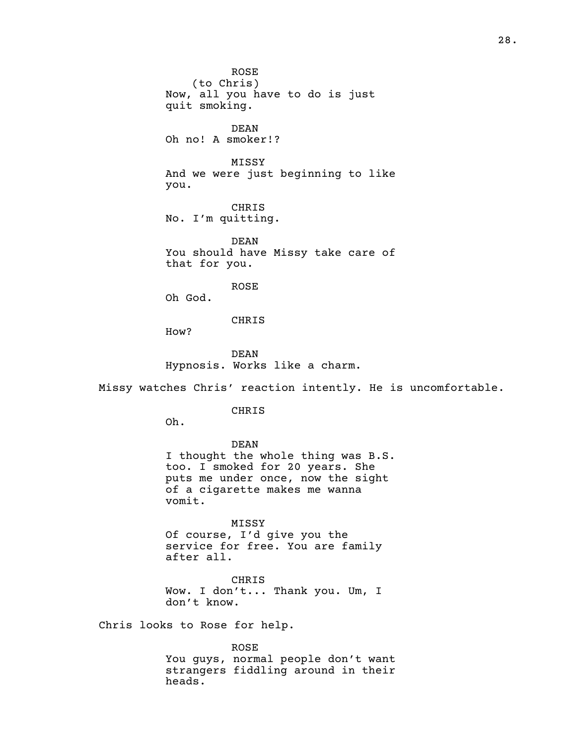ROSE
(to Chris)
Now, all you have to do is just quit smoking.

DEAN
Oh no! A smoker!?

MISSY
And we were just beginning to like you.

CHRIS
No. I'm quitting.

DEAN
You should have Missy take care of that for you.

ROSE
Oh God.

CHRIS
How?

DEAN
Hypnosis. Works like a charm.

Missy watches Chris' reaction intently. He is uncomfortable.

CHRIS
Oh.

DEAN
I thought the whole thing was B.S. too. I smoked for 20 years. She puts me under once, now the sight of a cigarette makes me wanna vomit.

MISSY
Of course, I'd give you the service for free. You are family after all.

CHRIS
Wow. I don't... Thank you. Um, I don't know.

Chris looks to Rose for help.

ROSE
You guys, normal people don't want strangers fiddling around in their heads.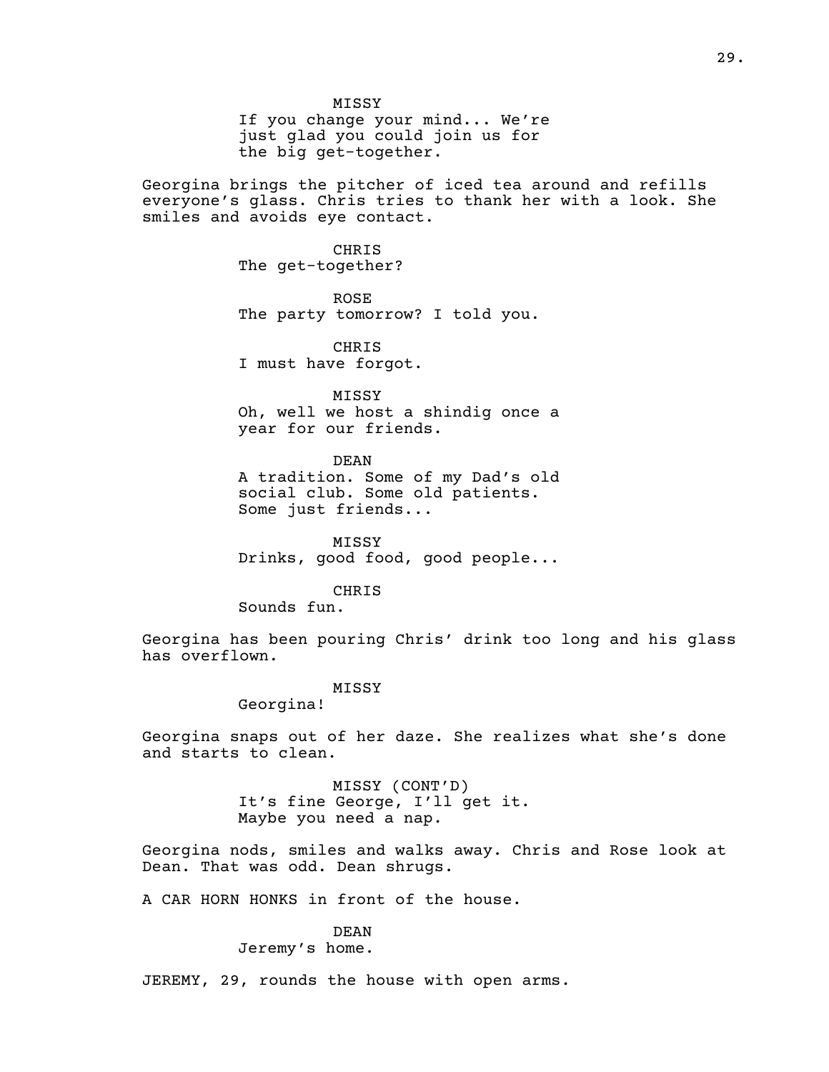MISSY
If you change your mind... We're just glad you could join us for the big get-together.

Georgina brings the pitcher of iced tea around and refills everyone's glass. Chris tries to thank her with a look. She smiles and avoids eye contact.

CHRIS
The get-together?

ROSE
The party tomorrow? I told you.

CHRIS
I must have forgot.

MISSY
Oh, well we host a shindig once a year for our friends.

DEAN
A tradition. Some of my Dad's old social club. Some old patients. Some just friends...

MISSY
Drinks, good food, good people...

CHRIS
Sounds fun.

Georgina has been pouring Chris' drink too long and his glass has overflown.

MISSY
Georgina!

Georgina snaps out of her daze. She realizes what she's done and starts to clean.

MISSY (CONT'D)
It's fine George, I'll get it. Maybe you need a nap.

Georgina nods, smiles and walks away. Chris and Rose look at Dean. That was odd. Dean shrugs.

A CAR HORN HONKS in front of the house.

DEAN
Jeremy's home.

JEREMY, 29, rounds the house with open arms.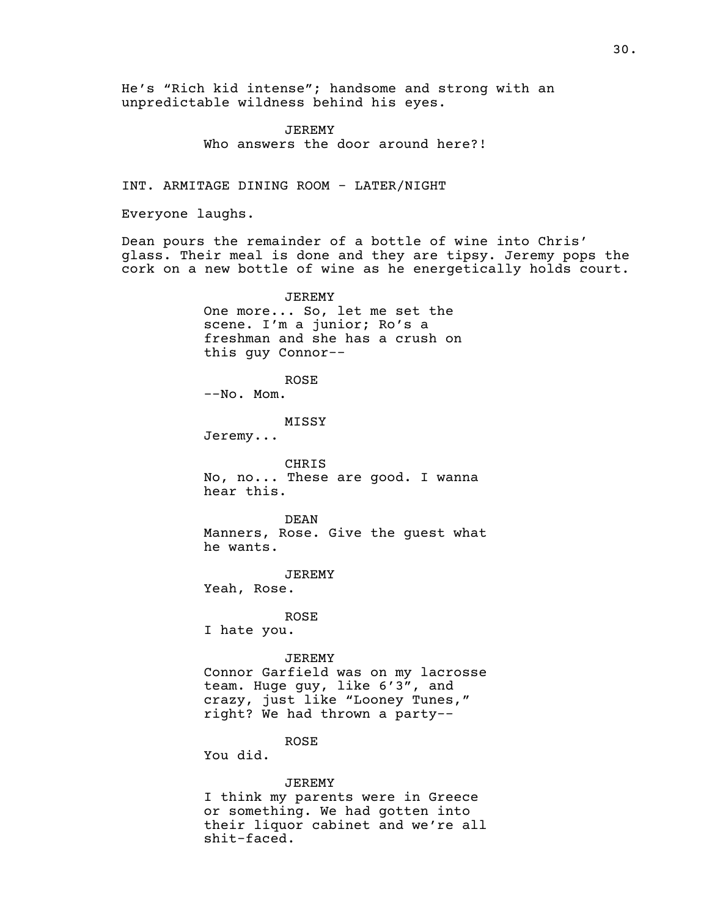He's "Rich kid intense"; handsome and strong with an unpredictable wildness behind his eyes.

JEREMY
Who answers the door around here?!

INT. ARMITAGE DINING ROOM - LATER/NIGHT

Everyone laughs.

Dean pours the remainder of a bottle of wine into Chris' glass. Their meal is done and they are tipsy. Jeremy pops the cork on a new bottle of wine as he energetically holds court.

JEREMY
One more... So, let me set the scene. I'm a junior; Ro's a freshman and she has a crush on this guy Connor--

ROSE
--No. Mom.

MISSY
Jeremy...

CHRIS
No, no... These are good. I wanna hear this.

DEAN
Manners, Rose. Give the guest what he wants.

JEREMY
Yeah, Rose.

ROSE
I hate you.

JEREMY
Connor Garfield was on my lacrosse team. Huge guy, like 6'3", and crazy, just like "Looney Tunes," right? We had thrown a party--

ROSE
You did.

JEREMY
I think my parents were in Greece or something. We had gotten into their liquor cabinet and we're all shit-faced.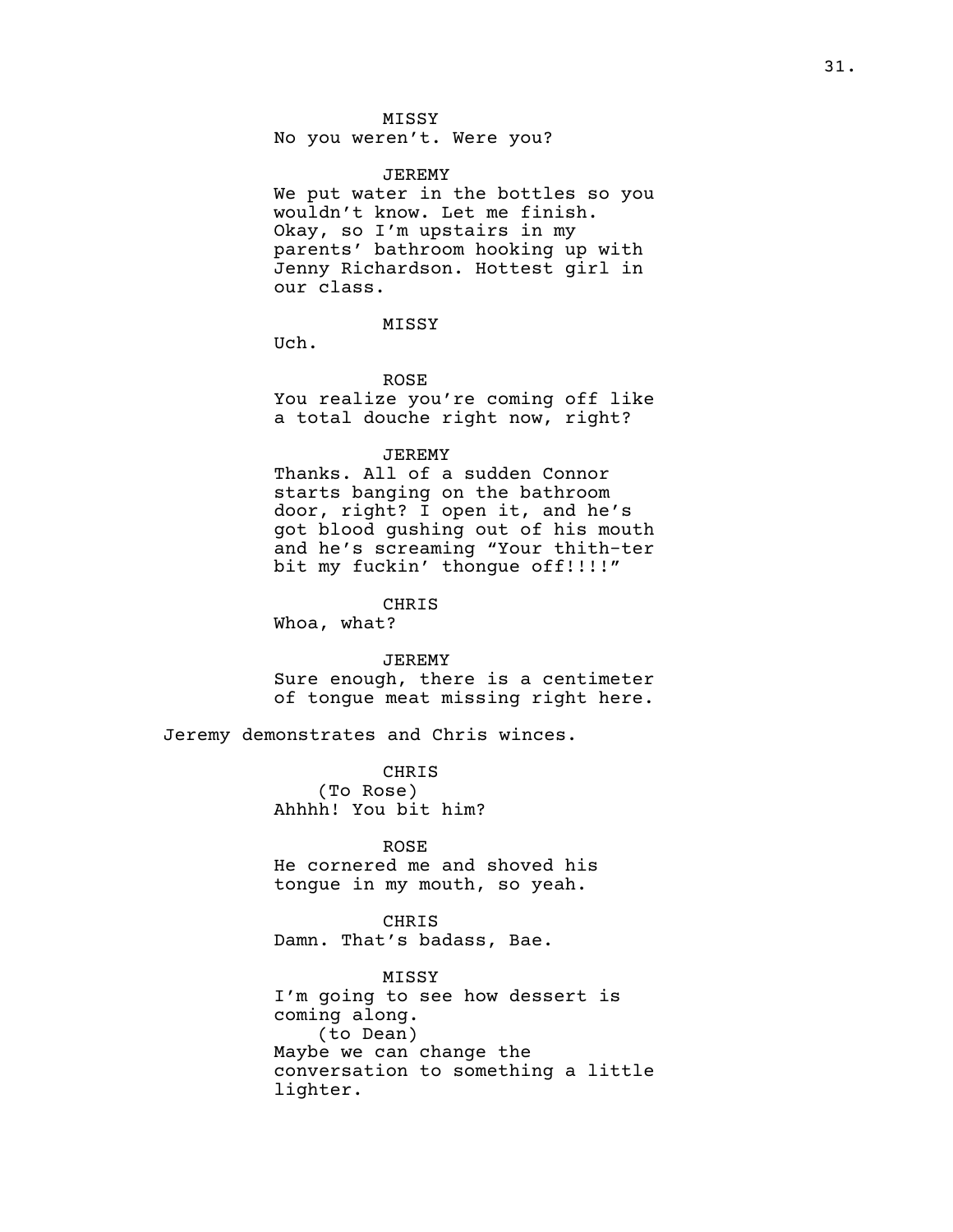MISSY
No you weren't. Were you?

JEREMY
We put water in the bottles so you wouldn't know. Let me finish. Okay, so I'm upstairs in my parents' bathroom hooking up with Jenny Richardson. Hottest girl in our class.

MISSY
Uch.

ROSE
You realize you're coming off like a total douche right now, right?

JEREMY
Thanks. All of a sudden Connor starts banging on the bathroom door, right? I open it, and he's got blood gushing out of his mouth and he's screaming "Your thith-ter bit my fuckin' thongue off!!!!"

CHRIS
Whoa, what?

JEREMY
Sure enough, there is a centimeter of tongue meat missing right here.

Jeremy demonstrates and Chris winces.

CHRIS
(To Rose)
Ahhhh! You bit him?

ROSE
He cornered me and shoved his tongue in my mouth, so yeah.

CHRIS
Damn. That's badass, Bae.

MISSY
I'm going to see how dessert is coming along.
(to Dean)
Maybe we can change the conversation to something a little lighter.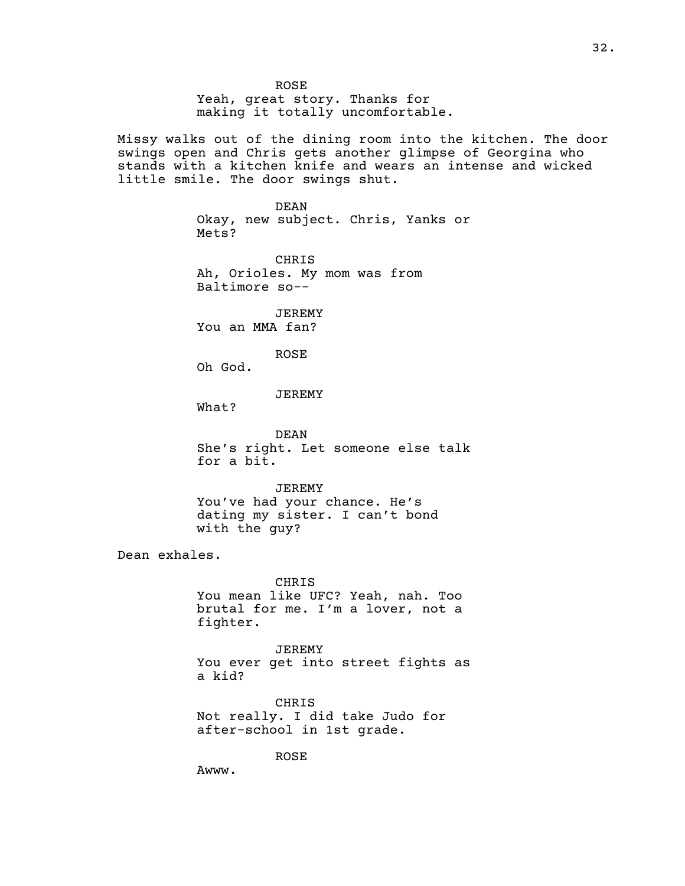ROSE
Yeah, great story. Thanks for making it totally uncomfortable.

Missy walks out of the dining room into the kitchen. The door swings open and Chris gets another glimpse of Georgina who stands with a kitchen knife and wears an intense and wicked little smile. The door swings shut.

DEAN
Okay, new subject. Chris, Yanks or Mets?

CHRIS
Ah, Orioles. My mom was from Baltimore so--

JEREMY
You an MMA fan?

ROSE
Oh God.

JEREMY
What?

DEAN
She's right. Let someone else talk for a bit.

JEREMY
You've had your chance. He's dating my sister. I can't bond with the guy?

Dean exhales.

CHRIS
You mean like UFC? Yeah, nah. Too brutal for me. I'm a lover, not a fighter.

JEREMY
You ever get into street fights as a kid?

CHRIS
Not really. I did take Judo for after-school in 1st grade.

ROSE
Awww.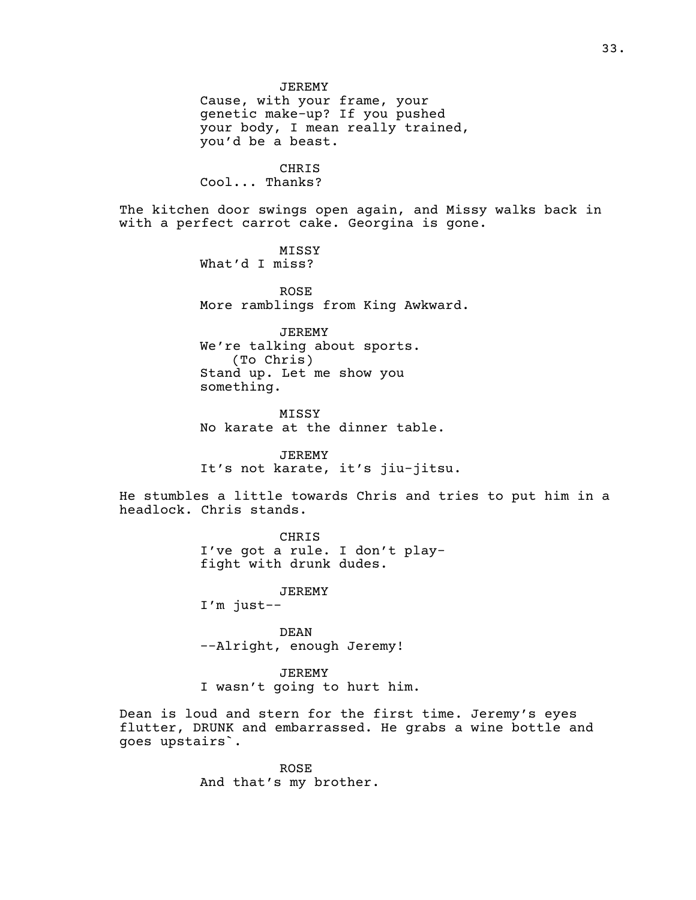JEREMY
Cause, with your frame, your genetic make-up? If you pushed your body, I mean really trained, you'd be a beast.

CHRIS
Cool... Thanks?

The kitchen door swings open again, and Missy walks back in with a perfect carrot cake. Georgina is gone.

MISSY
What'd I miss?

ROSE
More ramblings from King Awkward.

JEREMY
We're talking about sports.
(To Chris)
Stand up. Let me show you something.

MISSY
No karate at the dinner table.

JEREMY
It's not karate, it's jiu-jitsu.

He stumbles a little towards Chris and tries to put him in a headlock. Chris stands.

CHRIS
I've got a rule. I don't play-fight with drunk dudes.

JEREMY
I'm just--

DEAN
--Alright, enough Jeremy!

JEREMY
I wasn't going to hurt him.

Dean is loud and stern for the first time. Jeremy's eyes flutter, DRUNK and embarrassed. He grabs a wine bottle and goes upstairs`.

ROSE
And that's my brother.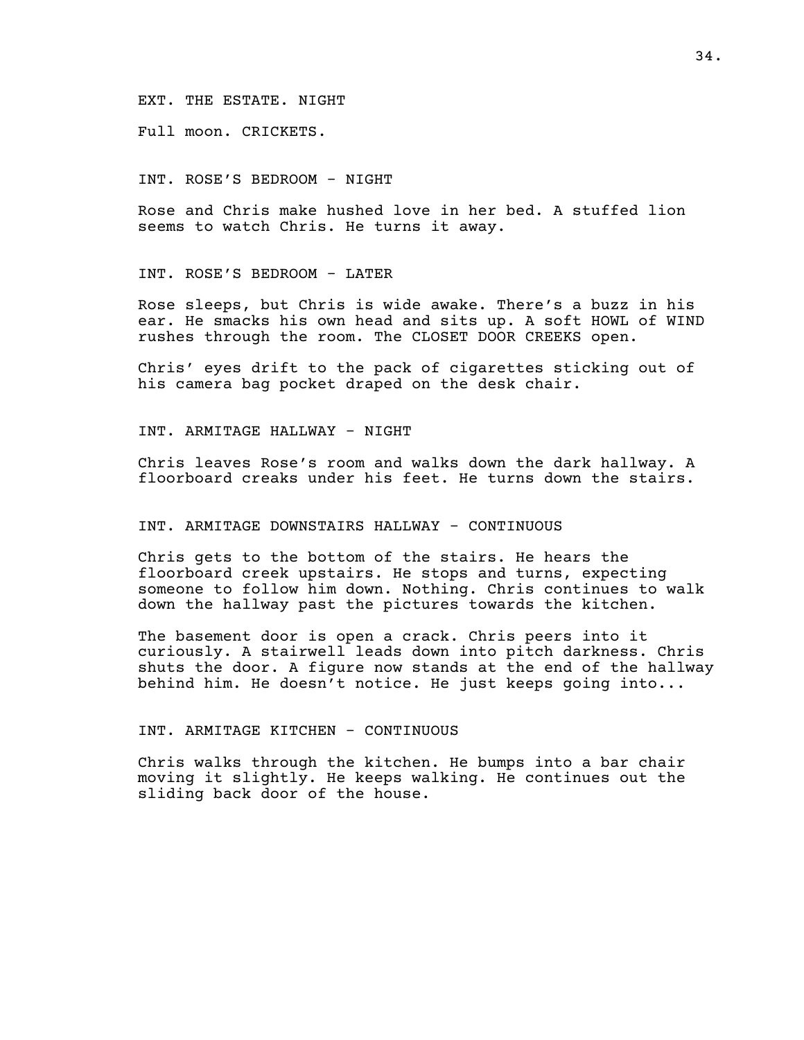EXT. THE ESTATE. NIGHT

Full moon. CRICKETS.

INT. ROSE'S BEDROOM - NIGHT

Rose and Chris make hushed love in her bed. A stuffed lion seems to watch Chris. He turns it away.

INT. ROSE'S BEDROOM - LATER

Rose sleeps, but Chris is wide awake. There's a buzz in his ear. He smacks his own head and sits up. A soft HOWL of WIND rushes through the room. The CLOSET DOOR CREEKS open.

Chris' eyes drift to the pack of cigarettes sticking out of his camera bag pocket draped on the desk chair.

INT. ARMITAGE HALLWAY - NIGHT

Chris leaves Rose's room and walks down the dark hallway. A floorboard creaks under his feet. He turns down the stairs.

INT. ARMITAGE DOWNSTAIRS HALLWAY - CONTINUOUS

Chris gets to the bottom of the stairs. He hears the floorboard creek upstairs. He stops and turns, expecting someone to follow him down. Nothing. Chris continues to walk down the hallway past the pictures towards the kitchen.

The basement door is open a crack. Chris peers into it curiously. A stairwell leads down into pitch darkness. Chris shuts the door. A figure now stands at the end of the hallway behind him. He doesn't notice. He just keeps going into...

INT. ARMITAGE KITCHEN - CONTINUOUS

Chris walks through the kitchen. He bumps into a bar chair moving it slightly. He keeps walking. He continues out the sliding back door of the house.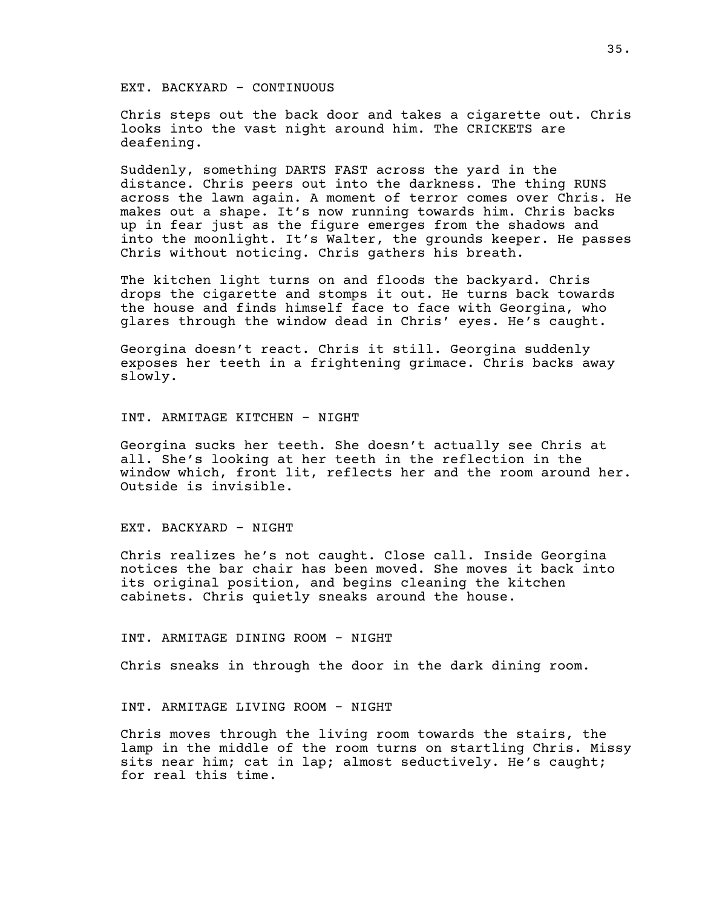EXT. BACKYARD - CONTINUOUS

Chris steps out the back door and takes a cigarette out. Chris looks into the vast night around him. The CRICKETS are deafening.

Suddenly, something DARTS FAST across the yard in the distance. Chris peers out into the darkness. The thing RUNS across the lawn again. A moment of terror comes over Chris. He makes out a shape. It's now running towards him. Chris backs up in fear just as the figure emerges from the shadows and into the moonlight. It's Walter, the grounds keeper. He passes Chris without noticing. Chris gathers his breath.

The kitchen light turns on and floods the backyard. Chris drops the cigarette and stomps it out. He turns back towards the house and finds himself face to face with Georgina, who glares through the window dead in Chris' eyes. He's caught.

Georgina doesn't react. Chris it still. Georgina suddenly exposes her teeth in a frightening grimace. Chris backs away slowly.

INT. ARMITAGE KITCHEN - NIGHT

Georgina sucks her teeth. She doesn't actually see Chris at all. She's looking at her teeth in the reflection in the window which, front lit, reflects her and the room around her. Outside is invisible.

EXT. BACKYARD - NIGHT

Chris realizes he's not caught. Close call. Inside Georgina notices the bar chair has been moved. She moves it back into its original position, and begins cleaning the kitchen cabinets. Chris quietly sneaks around the house.

INT. ARMITAGE DINING ROOM - NIGHT

Chris sneaks in through the door in the dark dining room.

INT. ARMITAGE LIVING ROOM - NIGHT

Chris moves through the living room towards the stairs, the lamp in the middle of the room turns on startling Chris. Missy sits near him; cat in lap; almost seductively. He's caught; for real this time.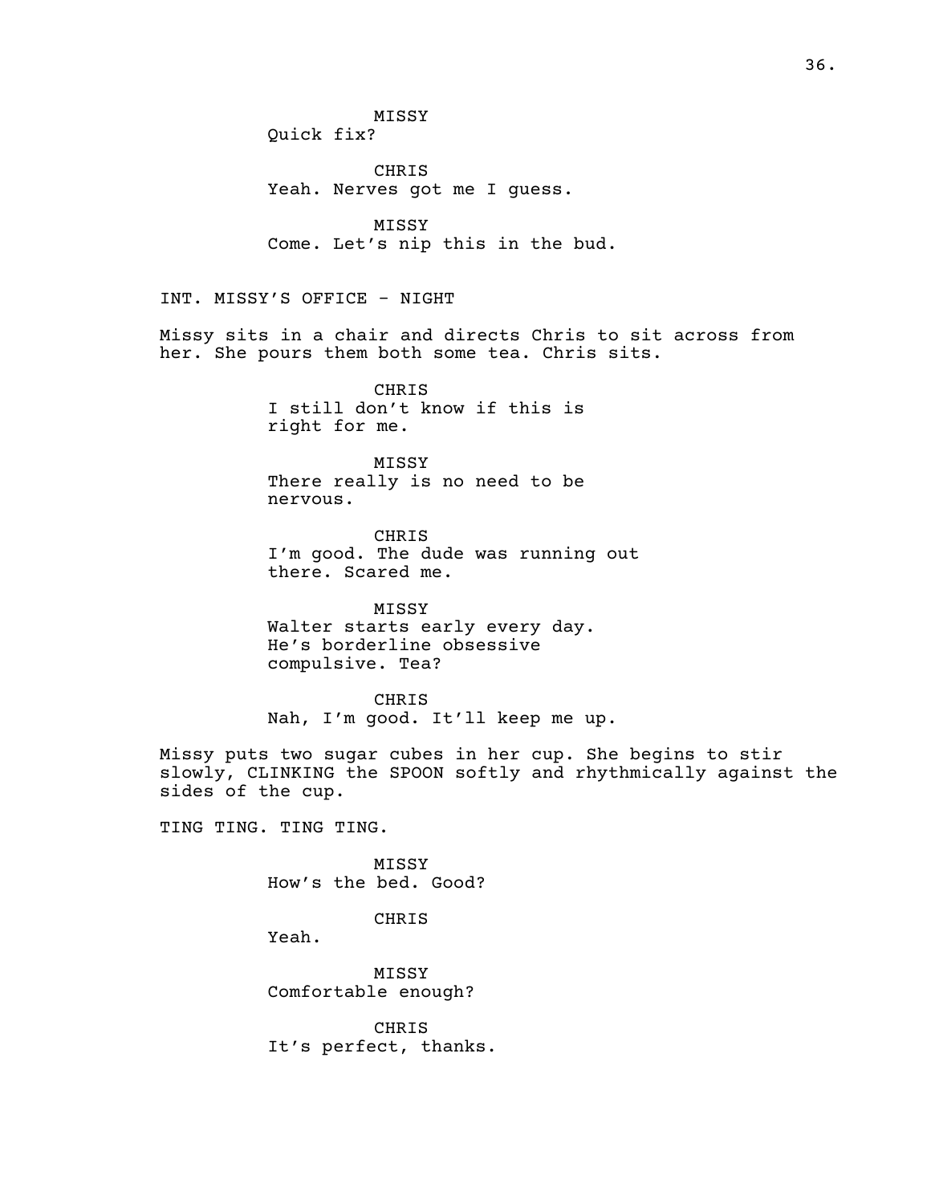MISSY
Quick fix?

CHRIS
Yeah. Nerves got me I guess.

MISSY
Come. Let's nip this in the bud.

INT. MISSY'S OFFICE - NIGHT

Missy sits in a chair and directs Chris to sit across from her. She pours them both some tea. Chris sits.

CHRIS
I still don't know if this is right for me.

MISSY
There really is no need to be nervous.

CHRIS
I'm good. The dude was running out there. Scared me.

MISSY
Walter starts early every day. He's borderline obsessive compulsive. Tea?

CHRIS
Nah, I'm good. It'll keep me up.

Missy puts two sugar cubes in her cup. She begins to stir slowly, CLINKING the SPOON softly and rhythmically against the sides of the cup.

TING TING. TING TING.

MISSY
How's the bed. Good?

CHRIS
Yeah.

MISSY
Comfortable enough?

CHRIS
It's perfect, thanks.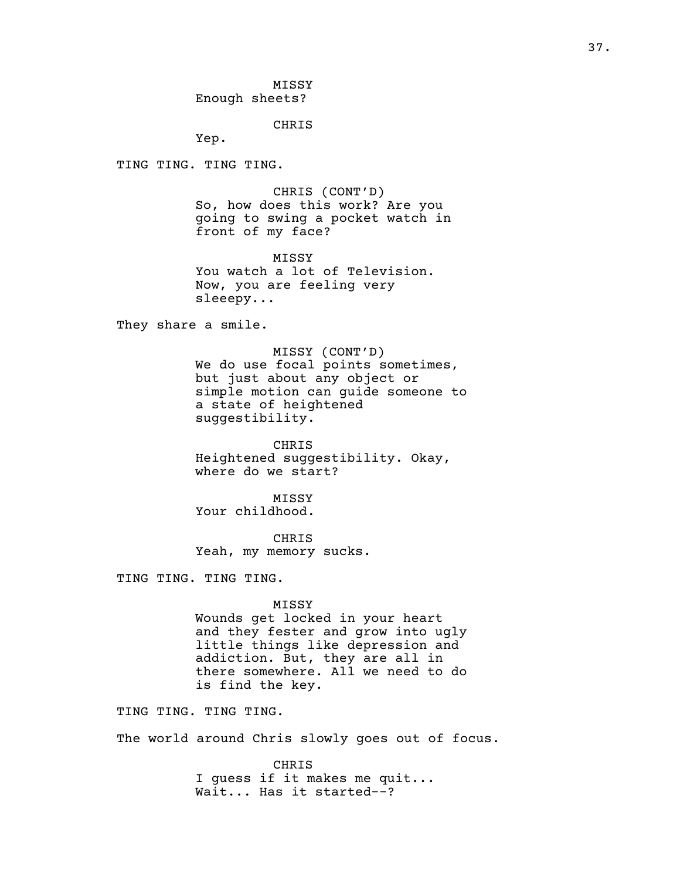MISSY
Enough sheets?

CHRIS
Yep.

TING TING. TING TING.

CHRIS (CONT'D)
So, how does this work? Are you going to swing a pocket watch in front of my face?

MISSY
You watch a lot of Television. Now, you are feeling very sleeepy...

They share a smile.

MISSY (CONT'D)
We do use focal points sometimes, but just about any object or simple motion can guide someone to a state of heightened suggestibility.

CHRIS
Heightened suggestibility. Okay, where do we start?

MISSY
Your childhood.

CHRIS
Yeah, my memory sucks.

TING TING. TING TING.

MISSY
Wounds get locked in your heart and they fester and grow into ugly little things like depression and addiction. But, they are all in there somewhere. All we need to do is find the key.

TING TING. TING TING.

The world around Chris slowly goes out of focus.

CHRIS
I guess if it makes me quit... Wait... Has it started--?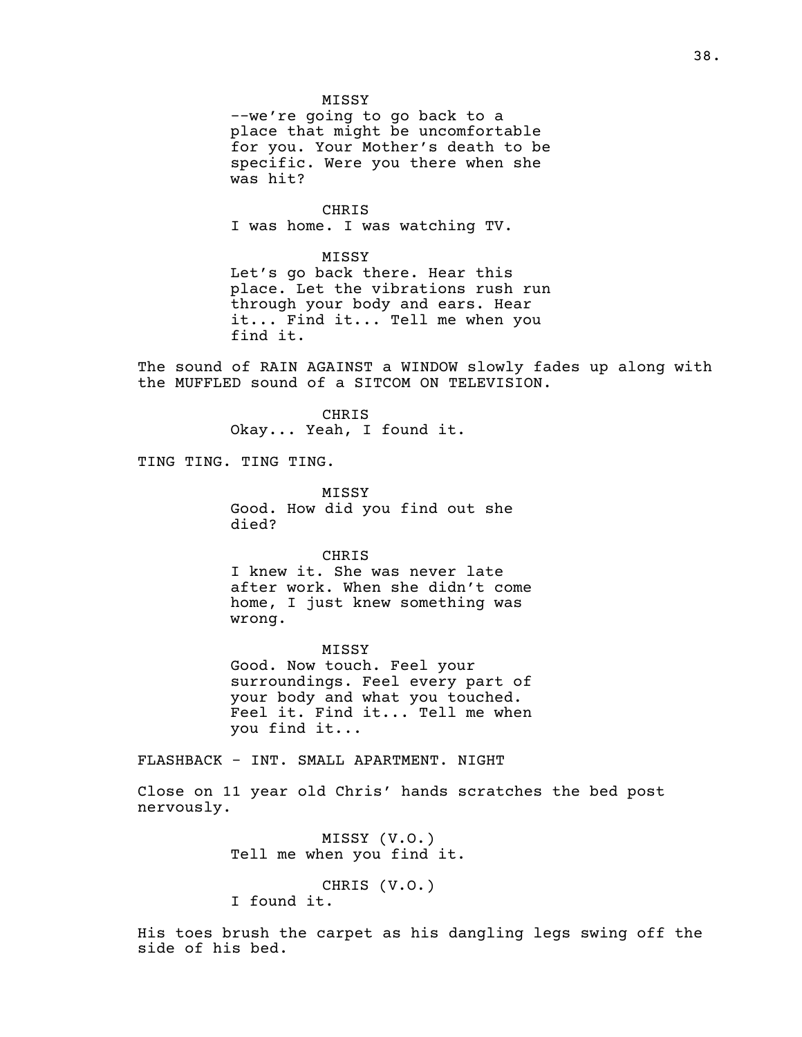MISSY

--we're going to go back to a place that might be uncomfortable for you. Your Mother's death to be specific. Were you there when she was hit?

CHRIS

I was home. I was watching TV.

MISSY

Let's go back there. Hear this place. Let the vibrations rush run through your body and ears. Hear it... Find it... Tell me when you find it.

The sound of RAIN AGAINST a WINDOW slowly fades up along with the MUFFLED sound of a SITCOM ON TELEVISION.

CHRIS

Okay... Yeah, I found it.

TING TING. TING TING.

MISSY

Good. How did you find out she died?

CHRIS

I knew it. She was never late after work. When she didn't come home, I just knew something was wrong.

MISSY

Good. Now touch. Feel your surroundings. Feel every part of your body and what you touched. Feel it. Find it... Tell me when you find it...

FLASHBACK - INT. SMALL APARTMENT. NIGHT

Close on 11 year old Chris' hands scratches the bed post nervously.

MISSY (V.O.)

Tell me when you find it.

CHRIS (V.O.)

I found it.

His toes brush the carpet as his dangling legs swing off the side of his bed.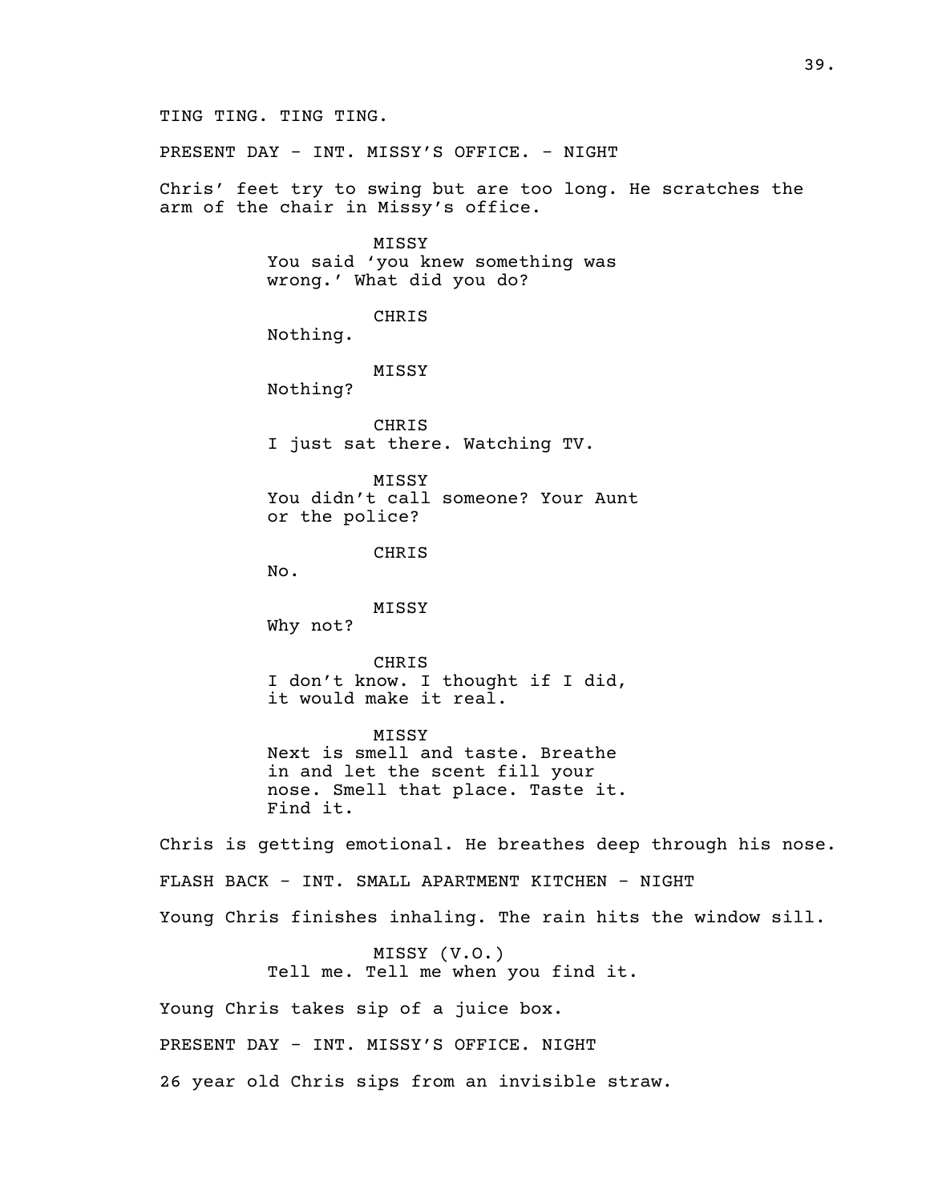TING TING. TING TING.

PRESENT DAY - INT. MISSY'S OFFICE. - NIGHT

Chris' feet try to swing but are too long. He scratches the arm of the chair in Missy's office.

MISSY
You said 'you knew something was wrong.' What did you do?

CHRIS
Nothing.

MISSY
Nothing?

CHRIS
I just sat there. Watching TV.

MISSY
You didn't call someone? Your Aunt or the police?

CHRIS
No.

MISSY
Why not?

CHRIS
I don't know. I thought if I did, it would make it real.

MISSY
Next is smell and taste. Breathe in and let the scent fill your nose. Smell that place. Taste it. Find it.

Chris is getting emotional. He breathes deep through his nose.

FLASH BACK - INT. SMALL APARTMENT KITCHEN - NIGHT

Young Chris finishes inhaling. The rain hits the window sill.

MISSY (V.O.)
Tell me. Tell me when you find it.

Young Chris takes sip of a juice box.

PRESENT DAY - INT. MISSY'S OFFICE. NIGHT

26 year old Chris sips from an invisible straw.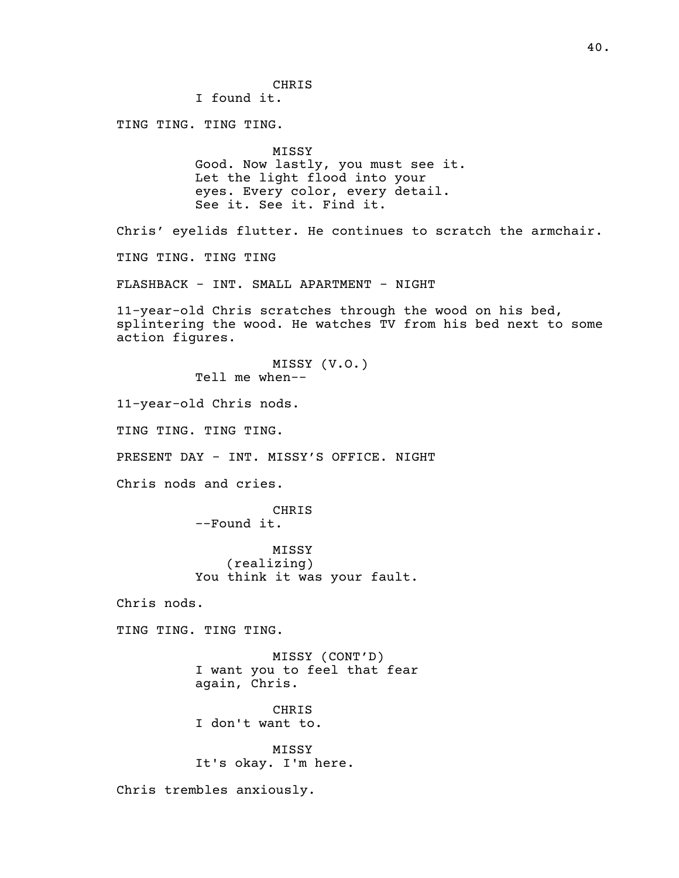CHRIS
I found it.

TING TING. TING TING.

MISSY
Good. Now lastly, you must see it.
Let the light flood into your
eyes. Every color, every detail.
See it. See it. Find it.

Chris' eyelids flutter. He continues to scratch the armchair.

TING TING. TING TING

FLASHBACK - INT. SMALL APARTMENT - NIGHT

11-year-old Chris scratches through the wood on his bed, splintering the wood. He watches TV from his bed next to some action figures.

MISSY (V.O.)
Tell me when--

11-year-old Chris nods.

TING TING. TING TING.

PRESENT DAY - INT. MISSY'S OFFICE. NIGHT

Chris nods and cries.

CHRIS
--Found it.

MISSY
(realizing)
You think it was your fault.

Chris nods.

TING TING. TING TING.

MISSY (CONT'D)
I want you to feel that fear
again, Chris.

CHRIS
I don't want to.

MISSY
It's okay. I'm here.

Chris trembles anxiously.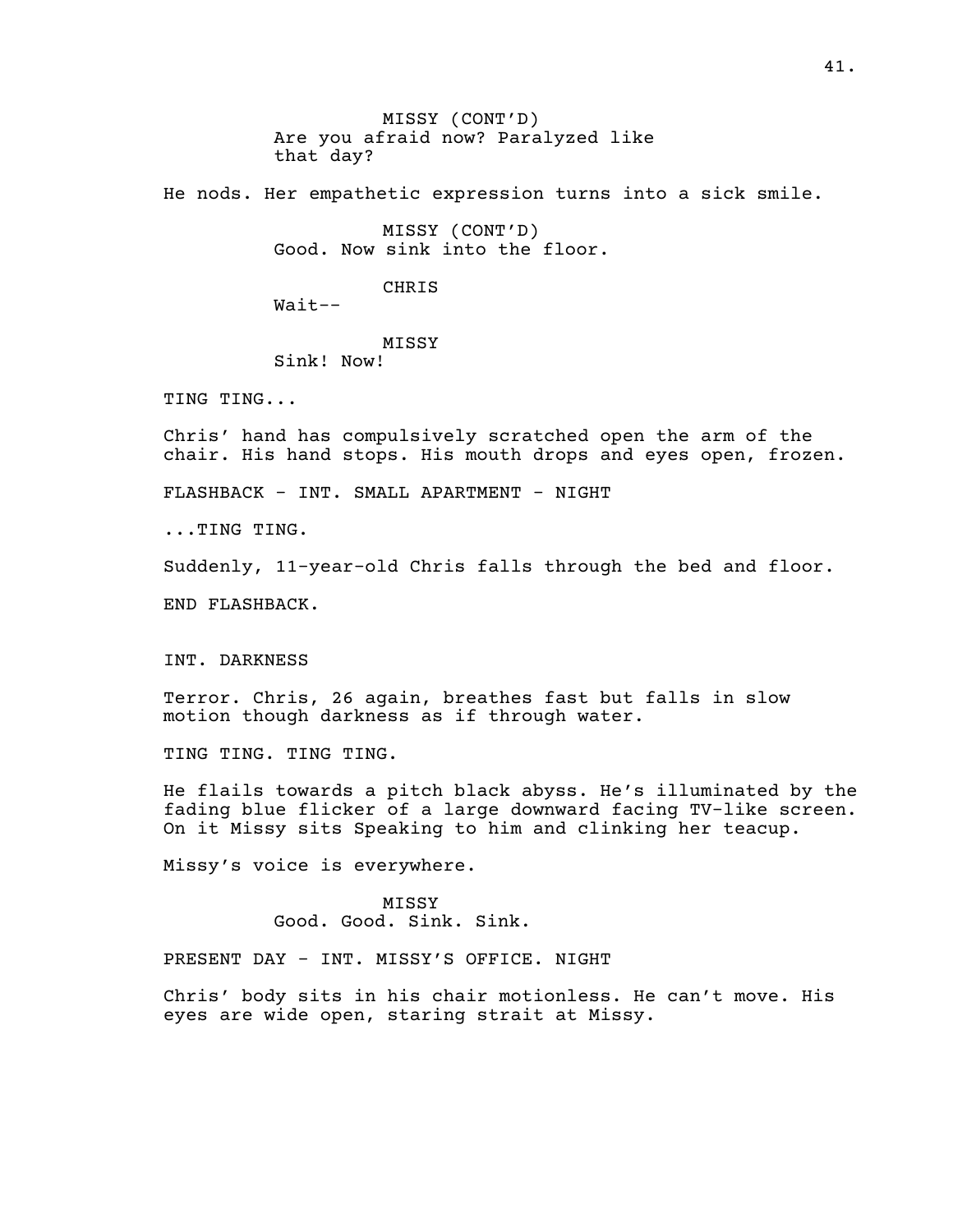MISSY (CONT'D)
Are you afraid now? Paralyzed like that day?

He nods. Her empathetic expression turns into a sick smile.

MISSY (CONT'D)
Good. Now sink into the floor.

CHRIS
Wait--

MISSY
Sink! Now!

TING TING...

Chris' hand has compulsively scratched open the arm of the chair. His hand stops. His mouth drops and eyes open, frozen.

FLASHBACK - INT. SMALL APARTMENT - NIGHT

...TING TING.

Suddenly, 11-year-old Chris falls through the bed and floor.

END FLASHBACK.

INT. DARKNESS

Terror. Chris, 26 again, breathes fast but falls in slow motion though darkness as if through water.

TING TING. TING TING.

He flails towards a pitch black abyss. He's illuminated by the fading blue flicker of a large downward facing TV-like screen. On it Missy sits Speaking to him and clinking her teacup.

Missy's voice is everywhere.

MISSY
Good. Good. Sink. Sink.

PRESENT DAY - INT. MISSY'S OFFICE. NIGHT

Chris' body sits in his chair motionless. He can't move. His eyes are wide open, staring strait at Missy.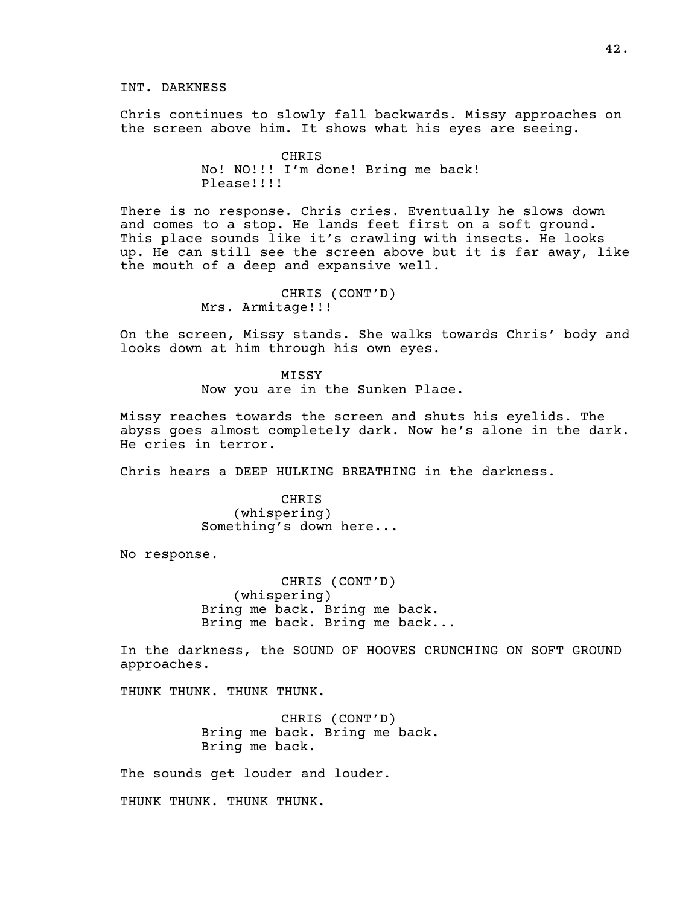INT. DARKNESS

Chris continues to slowly fall backwards. Missy approaches on the screen above him. It shows what his eyes are seeing.

CHRIS
No! NO!!! I'm done! Bring me back! Please!!!!

There is no response. Chris cries. Eventually he slows down and comes to a stop. He lands feet first on a soft ground. This place sounds like it's crawling with insects. He looks up. He can still see the screen above but it is far away, like the mouth of a deep and expansive well.

CHRIS (CONT'D)
Mrs. Armitage!!!

On the screen, Missy stands. She walks towards Chris' body and looks down at him through his own eyes.

MISSY
Now you are in the Sunken Place.

Missy reaches towards the screen and shuts his eyelids. The abyss goes almost completely dark. Now he's alone in the dark. He cries in terror.

Chris hears a DEEP HULKING BREATHING in the darkness.

CHRIS
(whispering)
Something's down here...

No response.

CHRIS (CONT'D)
(whispering)
Bring me back. Bring me back. Bring me back. Bring me back...

In the darkness, the SOUND OF HOOVES CRUNCHING ON SOFT GROUND approaches.

THUNK THUNK. THUNK THUNK.

CHRIS (CONT'D)
Bring me back. Bring me back. Bring me back.

The sounds get louder and louder.

THUNK THUNK. THUNK THUNK.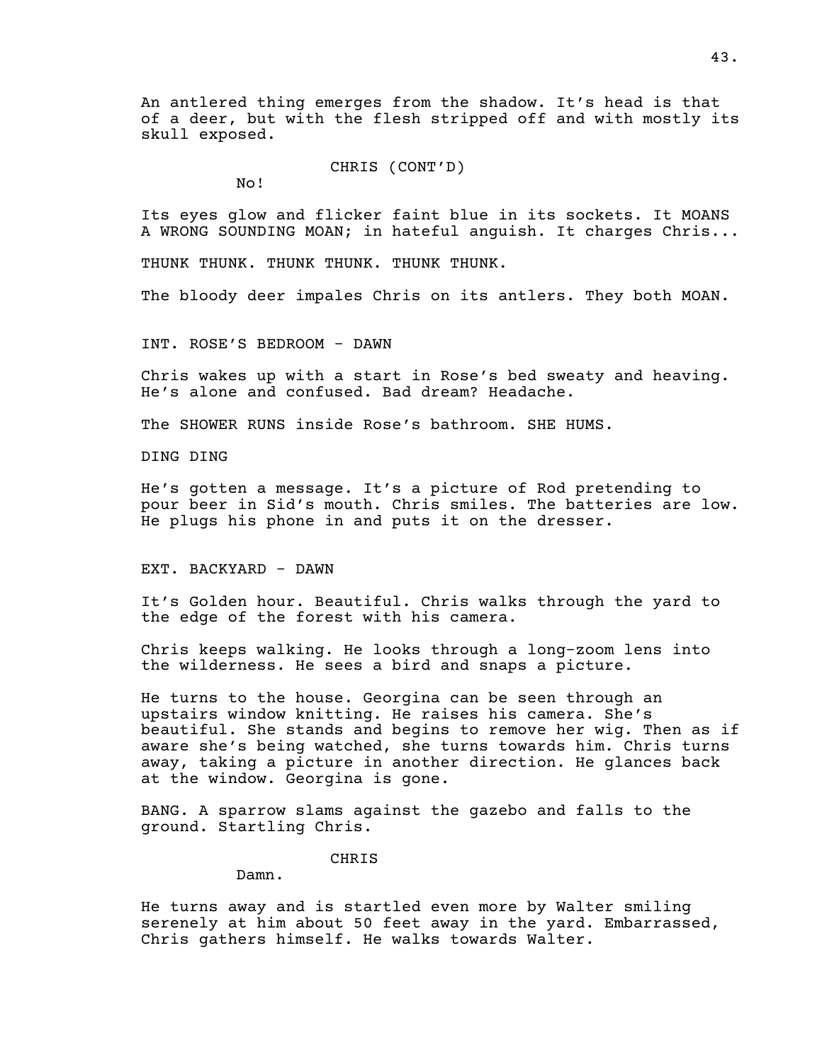An antlered thing emerges from the shadow. It's head is that of a deer, but with the flesh stripped off and with mostly its skull exposed.

CHRIS (CONT'D)
No!

Its eyes glow and flicker faint blue in its sockets. It MOANS A WRONG SOUNDING MOAN; in hateful anguish. It charges Chris...

THUNK THUNK. THUNK THUNK. THUNK THUNK.

The bloody deer impales Chris on its antlers. They both MOAN.

INT. ROSE'S BEDROOM - DAWN

Chris wakes up with a start in Rose's bed sweaty and heaving. He's alone and confused. Bad dream? Headache.

The SHOWER RUNS inside Rose's bathroom. SHE HUMS.

DING DING

He's gotten a message. It's a picture of Rod pretending to pour beer in Sid's mouth. Chris smiles. The batteries are low. He plugs his phone in and puts it on the dresser.

EXT. BACKYARD - DAWN

It's Golden hour. Beautiful. Chris walks through the yard to the edge of the forest with his camera.

Chris keeps walking. He looks through a long-zoom lens into the wilderness. He sees a bird and snaps a picture.

He turns to the house. Georgina can be seen through an upstairs window knitting. He raises his camera. She's beautiful. She stands and begins to remove her wig. Then as if aware she's being watched, she turns towards him. Chris turns away, taking a picture in another direction. He glances back at the window. Georgina is gone.

BANG. A sparrow slams against the gazebo and falls to the ground. Startling Chris.

CHRIS
Damn.

He turns away and is startled even more by Walter smiling serenely at him about 50 feet away in the yard. Embarrassed, Chris gathers himself. He walks towards Walter.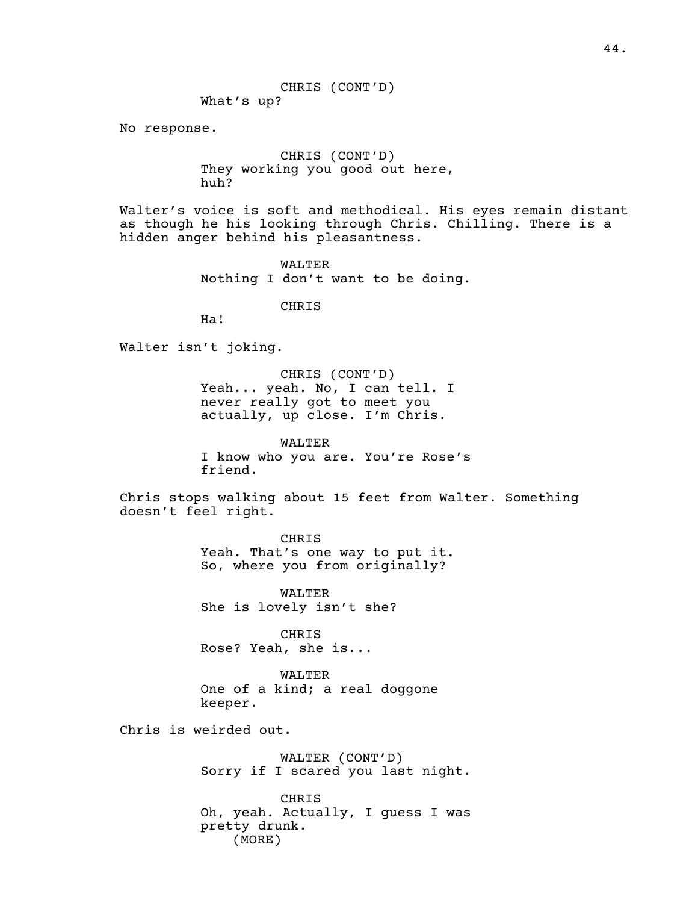CHRIS (CONT'D)
What's up?

No response.

CHRIS (CONT'D)
They working you good out here, huh?

Walter's voice is soft and methodical. His eyes remain distant as though he his looking through Chris. Chilling. There is a hidden anger behind his pleasantness.

WALTER
Nothing I don't want to be doing.

CHRIS
Ha!

Walter isn't joking.

CHRIS (CONT'D)
Yeah... yeah. No, I can tell. I never really got to meet you actually, up close. I'm Chris.

WALTER
I know who you are. You're Rose's friend.

Chris stops walking about 15 feet from Walter. Something doesn't feel right.

CHRIS
Yeah. That's one way to put it. So, where you from originally?

WALTER
She is lovely isn't she?

CHRIS
Rose? Yeah, she is...

WALTER
One of a kind; a real doggone keeper.

Chris is weirded out.

WALTER (CONT'D)
Sorry if I scared you last night.

CHRIS
Oh, yeah. Actually, I guess I was pretty drunk.
(MORE)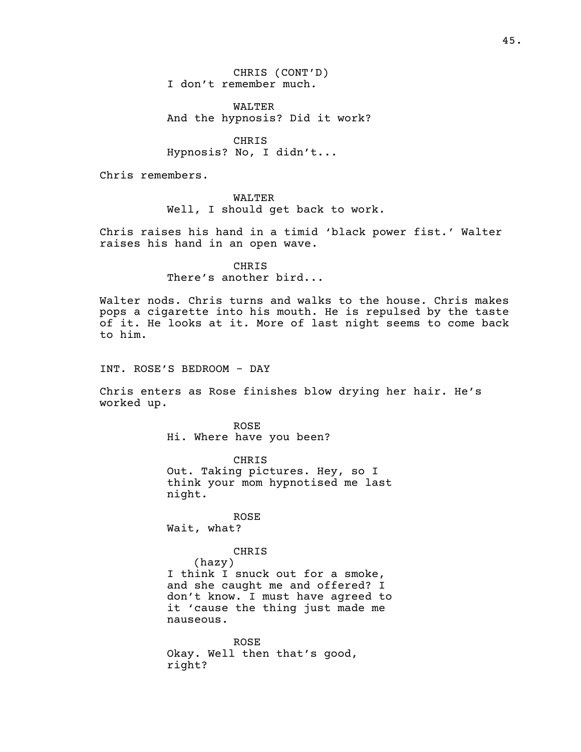CHRIS (CONT'D)
I don't remember much.

WALTER
And the hypnosis? Did it work?

CHRIS
Hypnosis? No, I didn't...

Chris remembers.

WALTER
Well, I should get back to work.

Chris raises his hand in a timid 'black power fist.' Walter raises his hand in an open wave.

CHRIS
There's another bird...

Walter nods. Chris turns and walks to the house. Chris makes pops a cigarette into his mouth. He is repulsed by the taste of it. He looks at it. More of last night seems to come back to him.

INT. ROSE'S BEDROOM - DAY

Chris enters as Rose finishes blow drying her hair. He's worked up.

ROSE
Hi. Where have you been?

CHRIS
Out. Taking pictures. Hey, so I think your mom hypnotised me last night.

ROSE
Wait, what?

CHRIS
(hazy)
I think I snuck out for a smoke, and she caught me and offered? I don't know. I must have agreed to it 'cause the thing just made me nauseous.

ROSE
Okay. Well then that's good, right?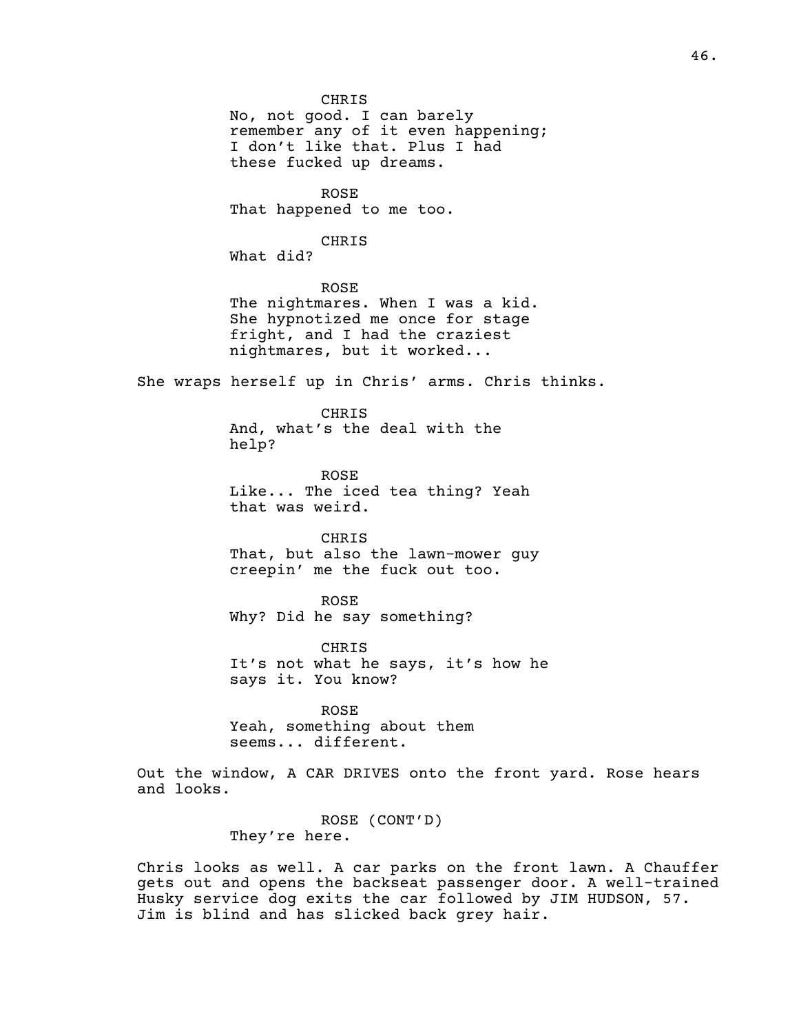CHRIS
No, not good. I can barely remember any of it even happening; I don't like that. Plus I had these fucked up dreams.

ROSE
That happened to me too.

CHRIS
What did?

ROSE
The nightmares. When I was a kid. She hypnotized me once for stage fright, and I had the craziest nightmares, but it worked...

She wraps herself up in Chris' arms. Chris thinks.

CHRIS
And, what's the deal with the help?

ROSE
Like... The iced tea thing? Yeah that was weird.

CHRIS
That, but also the lawn-mower guy creepin' me the fuck out too.

ROSE
Why? Did he say something?

CHRIS
It's not what he says, it's how he says it. You know?

ROSE
Yeah, something about them seems... different.

Out the window, A CAR DRIVES onto the front yard. Rose hears and looks.

ROSE (CONT'D)
They're here.

Chris looks as well. A car parks on the front lawn. A Chauffer gets out and opens the backseat passenger door. A well-trained Husky service dog exits the car followed by JIM HUDSON, 57. Jim is blind and has slicked back grey hair.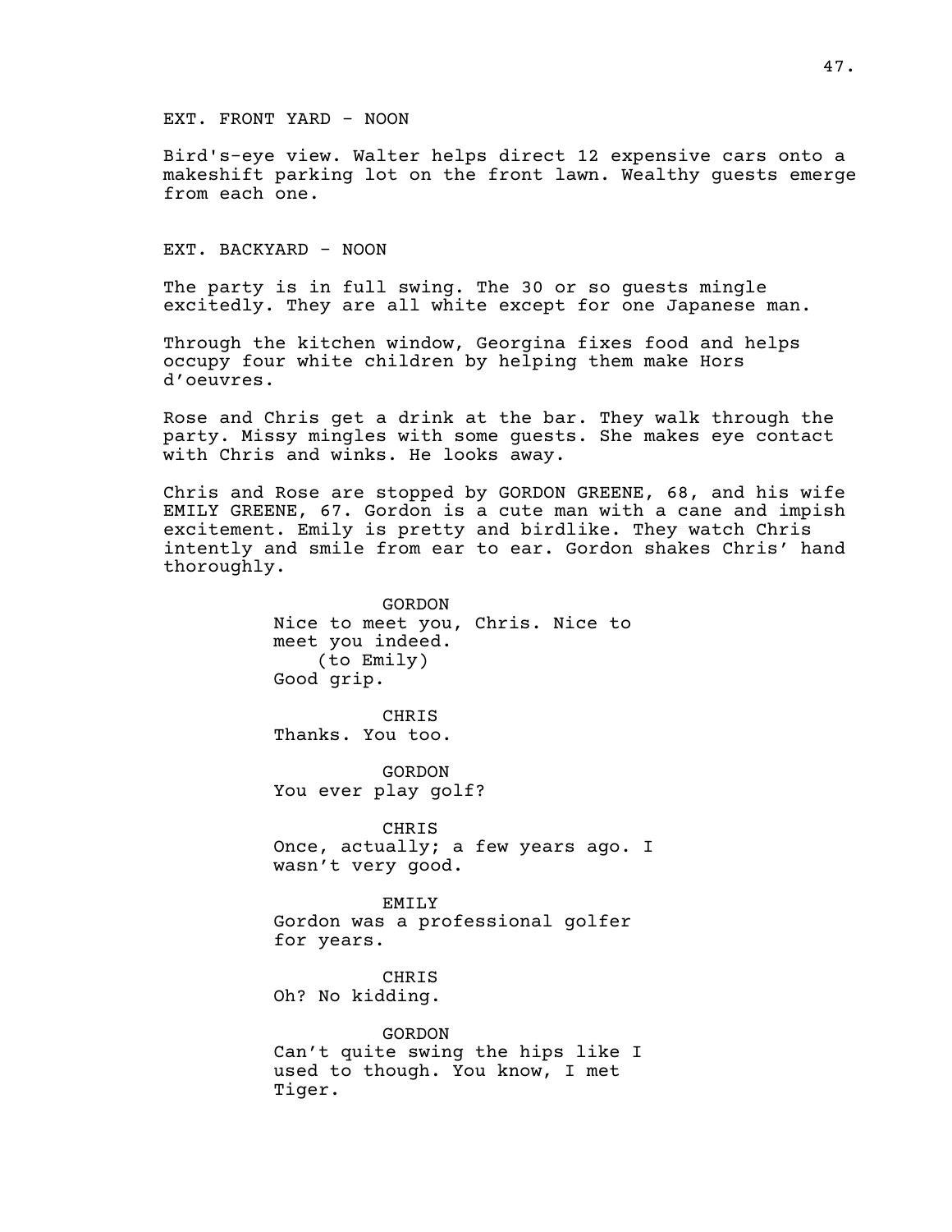EXT. FRONT YARD - NOON

Bird's-eye view. Walter helps direct 12 expensive cars onto a makeshift parking lot on the front lawn. Wealthy guests emerge from each one.

EXT. BACKYARD - NOON

The party is in full swing. The 30 or so guests mingle excitedly. They are all white except for one Japanese man.

Through the kitchen window, Georgina fixes food and helps occupy four white children by helping them make Hors d'oeuvres.

Rose and Chris get a drink at the bar. They walk through the party. Missy mingles with some guests. She makes eye contact with Chris and winks. He looks away.

Chris and Rose are stopped by GORDON GREENE, 68, and his wife EMILY GREENE, 67. Gordon is a cute man with a cane and impish excitement. Emily is pretty and birdlike. They watch Chris intently and smile from ear to ear. Gordon shakes Chris' hand thoroughly.

GORDON
Nice to meet you, Chris. Nice to meet you indeed.
(to Emily)
Good grip.

CHRIS
Thanks. You too.

GORDON
You ever play golf?

CHRIS
Once, actually; a few years ago. I wasn't very good.

EMILY
Gordon was a professional golfer for years.

CHRIS
Oh? No kidding.

GORDON
Can't quite swing the hips like I used to though. You know, I met Tiger.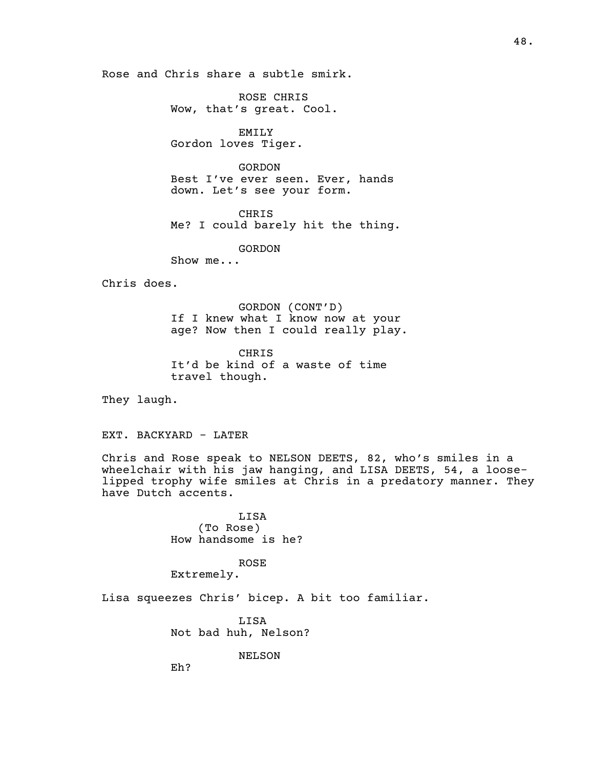Rose and Chris share a subtle smirk.

ROSE CHRIS
Wow, that's great. Cool.

EMILY
Gordon loves Tiger.

GORDON
Best I've ever seen. Ever, hands down. Let's see your form.

CHRIS
Me? I could barely hit the thing.

GORDON
Show me...

Chris does.

GORDON (CONT'D)
If I knew what I know now at your age? Now then I could really play.

CHRIS
It'd be kind of a waste of time travel though.

They laugh.

EXT. BACKYARD - LATER

Chris and Rose speak to NELSON DEETS, 82, who's smiles in a wheelchair with his jaw hanging, and LISA DEETS, 54, a loose-lipped trophy wife smiles at Chris in a predatory manner. They have Dutch accents.

LISA
(To Rose)
How handsome is he?

ROSE
Extremely.

Lisa squeezes Chris' bicep. A bit too familiar.

LISA
Not bad huh, Nelson?

NELSON
Eh?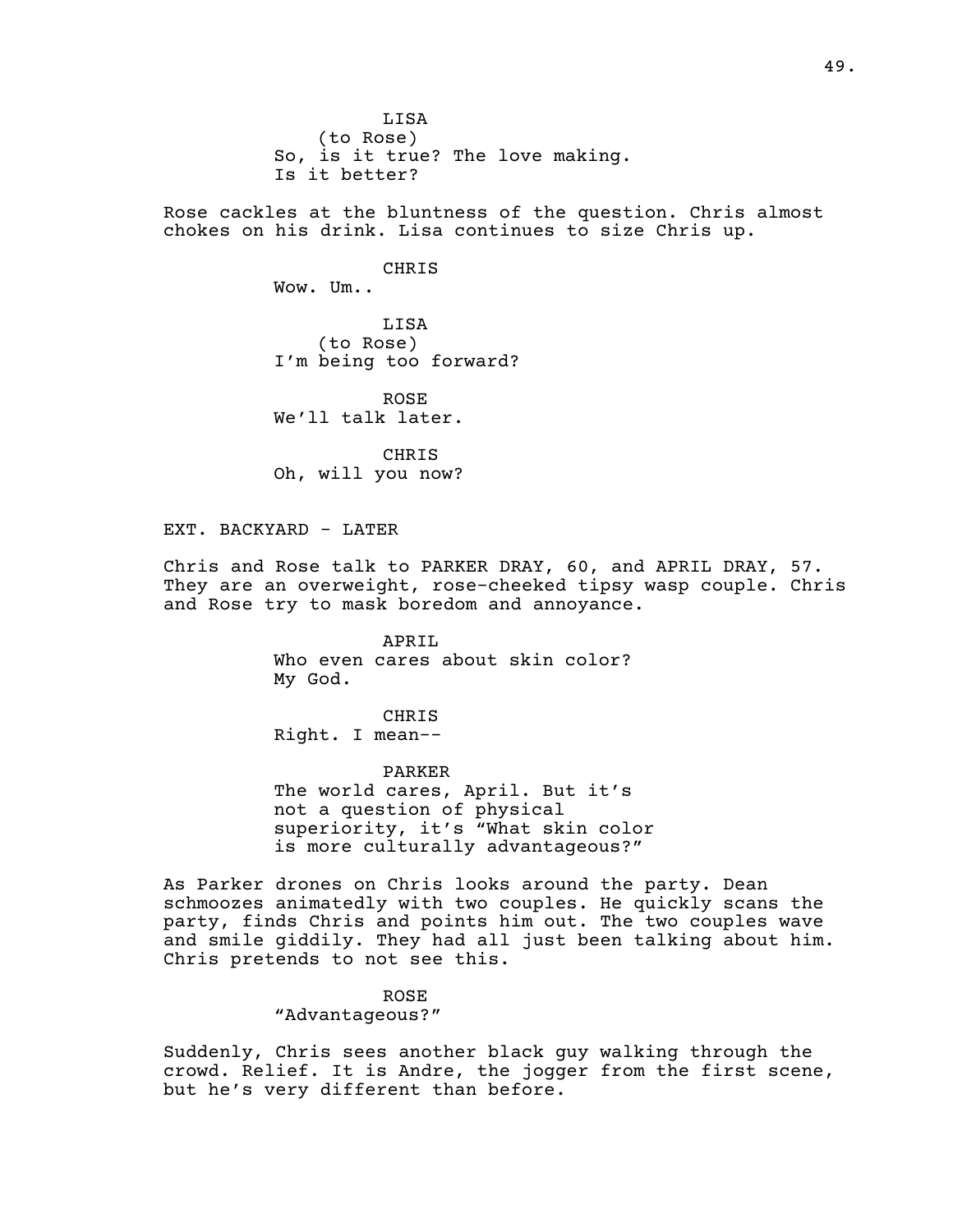LISA
(to Rose)
So, is it true? The love making. Is it better?

Rose cackles at the bluntness of the question. Chris almost chokes on his drink. Lisa continues to size Chris up.

CHRIS
Wow. Um..

LISA
(to Rose)
I'm being too forward?

ROSE
We'll talk later.

CHRIS
Oh, will you now?

EXT. BACKYARD - LATER

Chris and Rose talk to PARKER DRAY, 60, and APRIL DRAY, 57. They are an overweight, rose-cheeked tipsy wasp couple. Chris and Rose try to mask boredom and annoyance.

APRIL
Who even cares about skin color? My God.

CHRIS
Right. I mean--

PARKER
The world cares, April. But it's not a question of physical superiority, it's "What skin color is more culturally advantageous?"

As Parker drones on Chris looks around the party. Dean schmoozes animatedly with two couples. He quickly scans the party, finds Chris and points him out. The two couples wave and smile giddily. They had all just been talking about him. Chris pretends to not see this.

ROSE
"Advantageous?"

Suddenly, Chris sees another black guy walking through the crowd. Relief. It is Andre, the jogger from the first scene, but he's very different than before.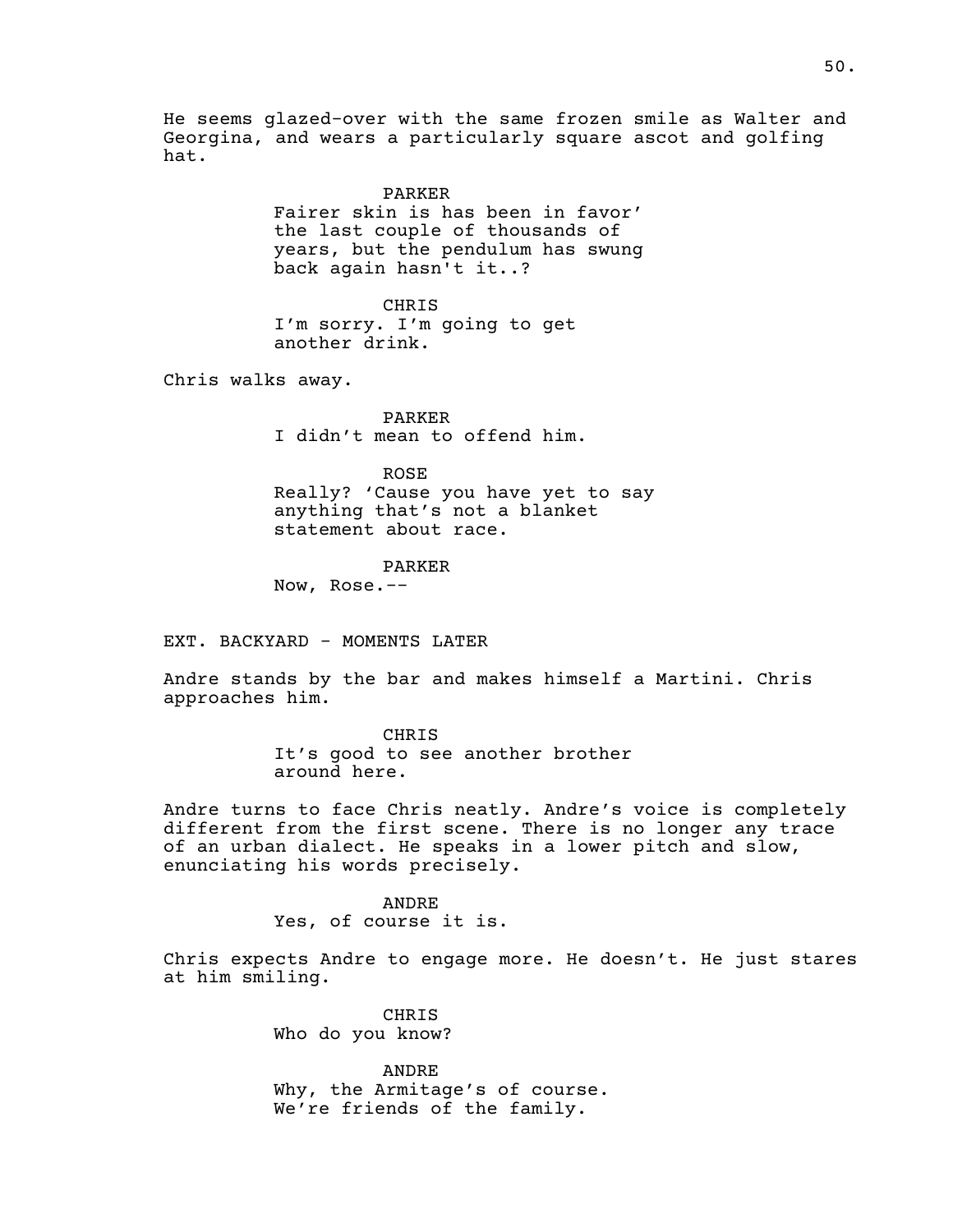He seems glazed-over with the same frozen smile as Walter and Georgina, and wears a particularly square ascot and golfing hat.

PARKER
Fairer skin is has been in favor' the last couple of thousands of years, but the pendulum has swung back again hasn't it..?

CHRIS
I'm sorry. I'm going to get another drink.

Chris walks away.

PARKER
I didn't mean to offend him.

ROSE
Really? 'Cause you have yet to say anything that's not a blanket statement about race.

PARKER
Now, Rose.--

EXT. BACKYARD - MOMENTS LATER

Andre stands by the bar and makes himself a Martini. Chris approaches him.

CHRIS
It's good to see another brother around here.

Andre turns to face Chris neatly. Andre's voice is completely different from the first scene. There is no longer any trace of an urban dialect. He speaks in a lower pitch and slow, enunciating his words precisely.

ANDRE
Yes, of course it is.

Chris expects Andre to engage more. He doesn't. He just stares at him smiling.

CHRIS
Who do you know?

ANDRE
Why, the Armitage's of course. We're friends of the family.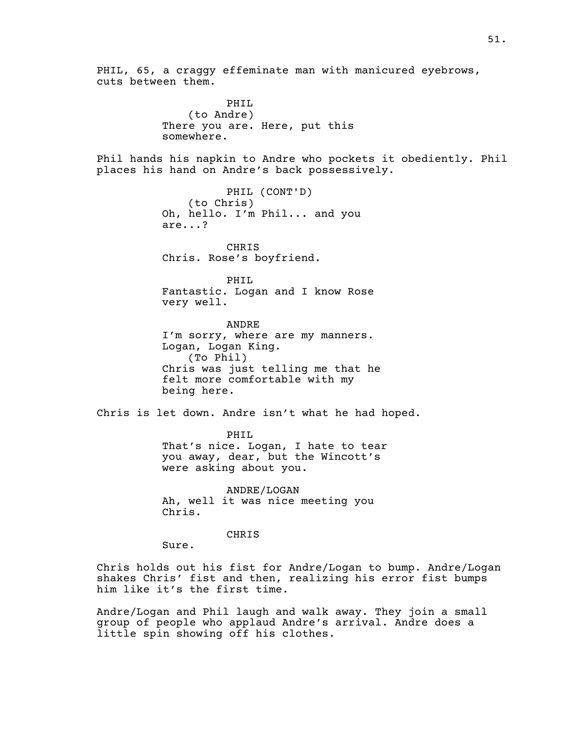PHIL, 65, a craggy effeminate man with manicured eyebrows, cuts between them.

PHIL
(to Andre)
There you are. Here, put this somewhere.

Phil hands his napkin to Andre who pockets it obediently. Phil places his hand on Andre's back possessively.

PHIL (CONT'D)
(to Chris)
Oh, hello. I'm Phil... and you are...?

CHRIS
Chris. Rose's boyfriend.

PHIL
Fantastic. Logan and I know Rose very well.

ANDRE
I'm sorry, where are my manners. Logan, Logan King.
(To Phil)
Chris was just telling me that he felt more comfortable with my being here.

Chris is let down. Andre isn't what he had hoped.

PHIL
That's nice. Logan, I hate to tear you away, dear, but the Wincott's were asking about you.

ANDRE/LOGAN
Ah, well it was nice meeting you Chris.

CHRIS
Sure.

Chris holds out his fist for Andre/Logan to bump. Andre/Logan shakes Chris' fist and then, realizing his error fist bumps him like it's the first time.

Andre/Logan and Phil laugh and walk away. They join a small group of people who applaud Andre's arrival. Andre does a little spin showing off his clothes.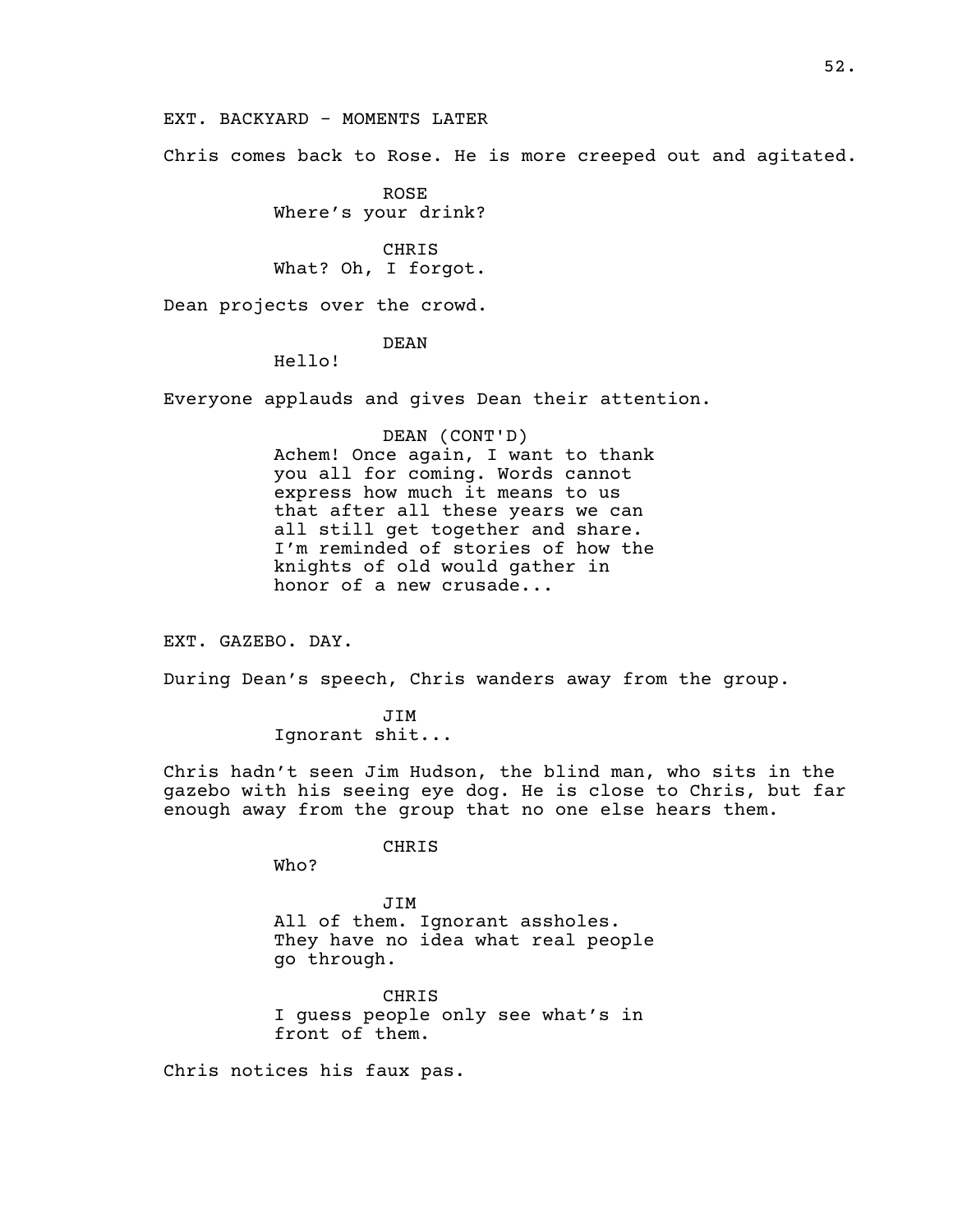EXT. BACKYARD - MOMENTS LATER

Chris comes back to Rose. He is more creeped out and agitated.

ROSE
Where's your drink?

CHRIS
What? Oh, I forgot.

Dean projects over the crowd.

DEAN
Hello!

Everyone applauds and gives Dean their attention.

DEAN (CONT'D)
Achem! Once again, I want to thank you all for coming. Words cannot express how much it means to us that after all these years we can all still get together and share. I'm reminded of stories of how the knights of old would gather in honor of a new crusade...

EXT. GAZEBO. DAY.

During Dean's speech, Chris wanders away from the group.

JIM
Ignorant shit...

Chris hadn't seen Jim Hudson, the blind man, who sits in the gazebo with his seeing eye dog. He is close to Chris, but far enough away from the group that no one else hears them.

CHRIS
Who?

JIM
All of them. Ignorant assholes. They have no idea what real people go through.

CHRIS
I guess people only see what's in front of them.

Chris notices his faux pas.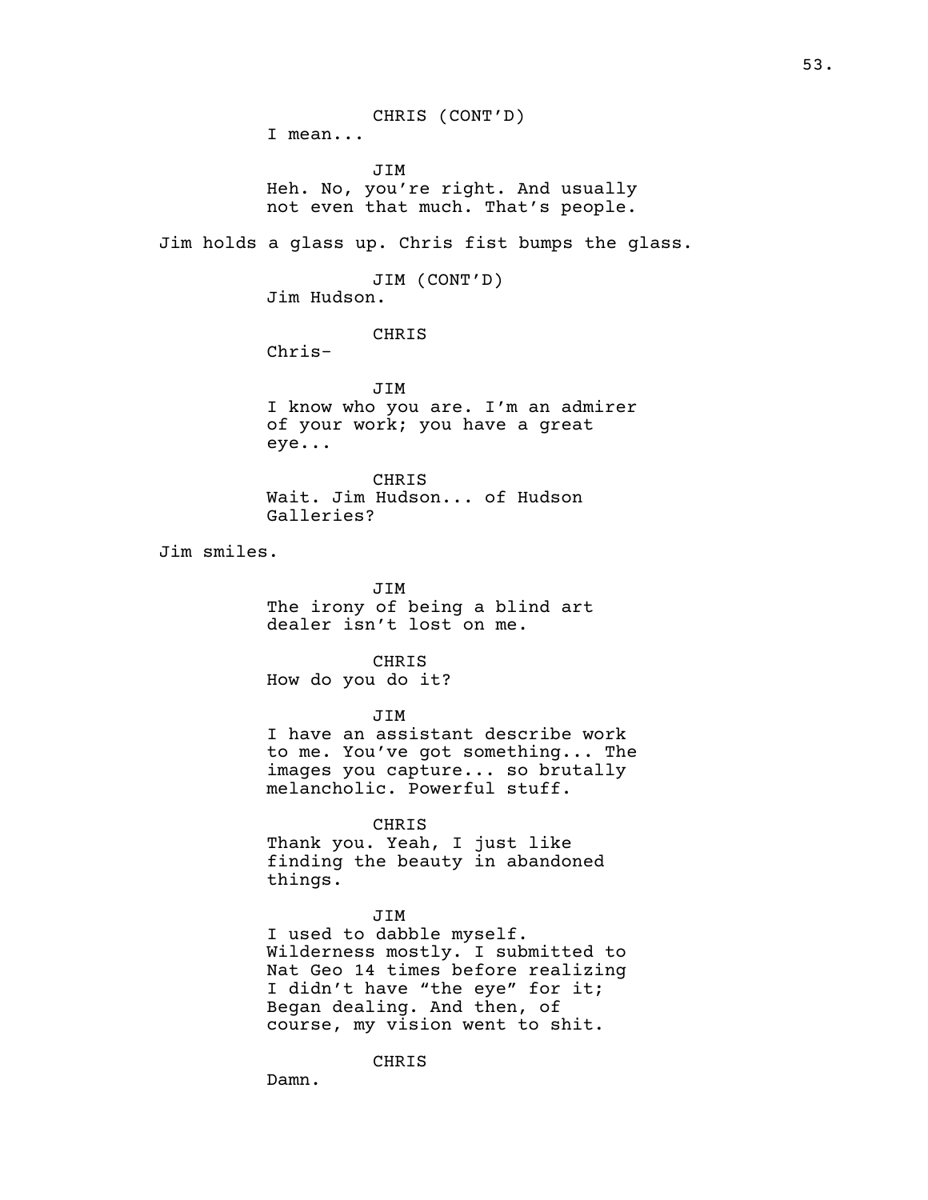CHRIS (CONT'D)
I mean...

JIM
Heh. No, you're right. And usually not even that much. That's people.

Jim holds a glass up. Chris fist bumps the glass.

JIM (CONT'D)
Jim Hudson.

CHRIS
Chris-

JIM
I know who you are. I'm an admirer of your work; you have a great eye...

CHRIS
Wait. Jim Hudson... of Hudson Galleries?

Jim smiles.

JIM
The irony of being a blind art dealer isn't lost on me.

CHRIS
How do you do it?

JIM
I have an assistant describe work to me. You've got something... The images you capture... so brutally melancholic. Powerful stuff.

CHRIS
Thank you. Yeah, I just like finding the beauty in abandoned things.

JIM
I used to dabble myself. Wilderness mostly. I submitted to Nat Geo 14 times before realizing I didn't have "the eye" for it; Began dealing. And then, of course, my vision went to shit.

CHRIS
Damn.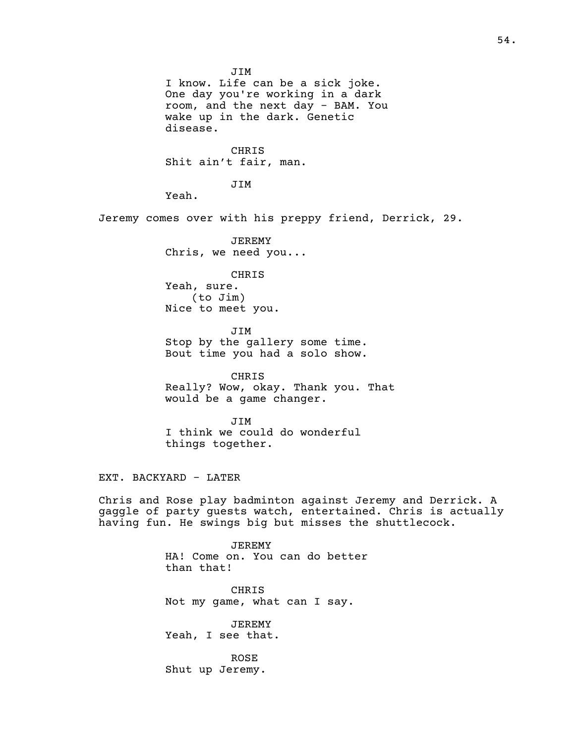JIM
I know. Life can be a sick joke. One day you're working in a dark room, and the next day - BAM. You wake up in the dark. Genetic disease.

CHRIS
Shit ain't fair, man.

JIM
Yeah.

Jeremy comes over with his preppy friend, Derrick, 29.

JEREMY
Chris, we need you...

CHRIS
Yeah, sure.
(to Jim)
Nice to meet you.

JIM
Stop by the gallery some time. Bout time you had a solo show.

CHRIS
Really? Wow, okay. Thank you. That would be a game changer.

JIM
I think we could do wonderful things together.

EXT. BACKYARD - LATER

Chris and Rose play badminton against Jeremy and Derrick. A gaggle of party guests watch, entertained. Chris is actually having fun. He swings big but misses the shuttlecock.

JEREMY
HA! Come on. You can do better than that!

CHRIS
Not my game, what can I say.

JEREMY
Yeah, I see that.

ROSE
Shut up Jeremy.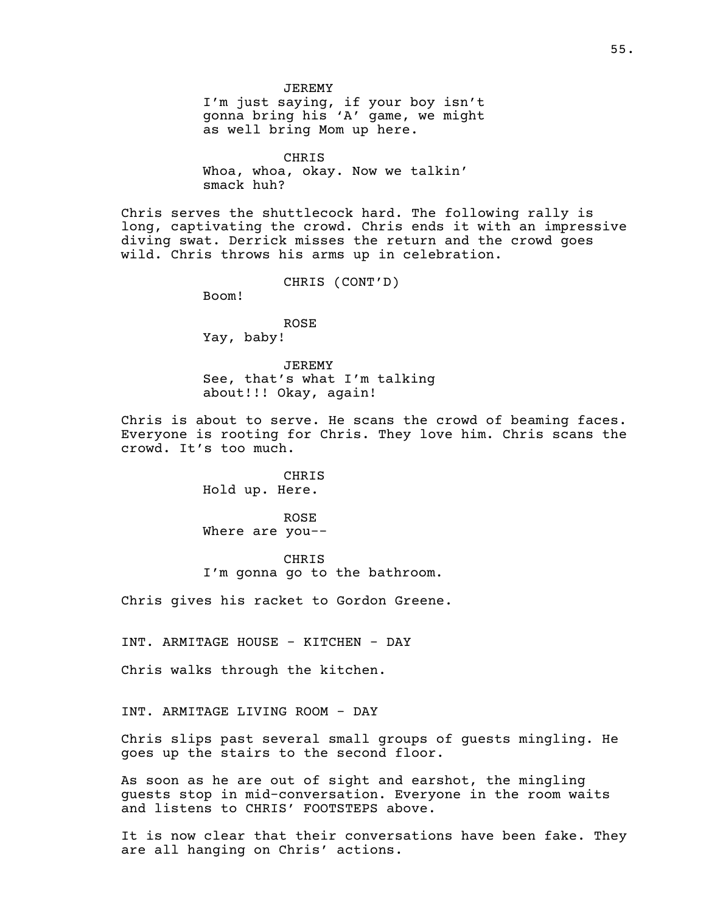JEREMY
I'm just saying, if your boy isn't gonna bring his 'A' game, we might as well bring Mom up here.

CHRIS
Whoa, whoa, okay. Now we talkin' smack huh?

Chris serves the shuttlecock hard. The following rally is long, captivating the crowd. Chris ends it with an impressive diving swat. Derrick misses the return and the crowd goes wild. Chris throws his arms up in celebration.

CHRIS (CONT'D)
Boom!

ROSE
Yay, baby!

JEREMY
See, that's what I'm talking about!!! Okay, again!

Chris is about to serve. He scans the crowd of beaming faces. Everyone is rooting for Chris. They love him. Chris scans the crowd. It's too much.

CHRIS
Hold up. Here.

ROSE
Where are you--

CHRIS
I'm gonna go to the bathroom.

Chris gives his racket to Gordon Greene.

INT. ARMITAGE HOUSE - KITCHEN - DAY

Chris walks through the kitchen.

INT. ARMITAGE LIVING ROOM - DAY

Chris slips past several small groups of guests mingling. He goes up the stairs to the second floor.

As soon as he are out of sight and earshot, the mingling guests stop in mid-conversation. Everyone in the room waits and listens to CHRIS' FOOTSTEPS above.

It is now clear that their conversations have been fake. They are all hanging on Chris' actions.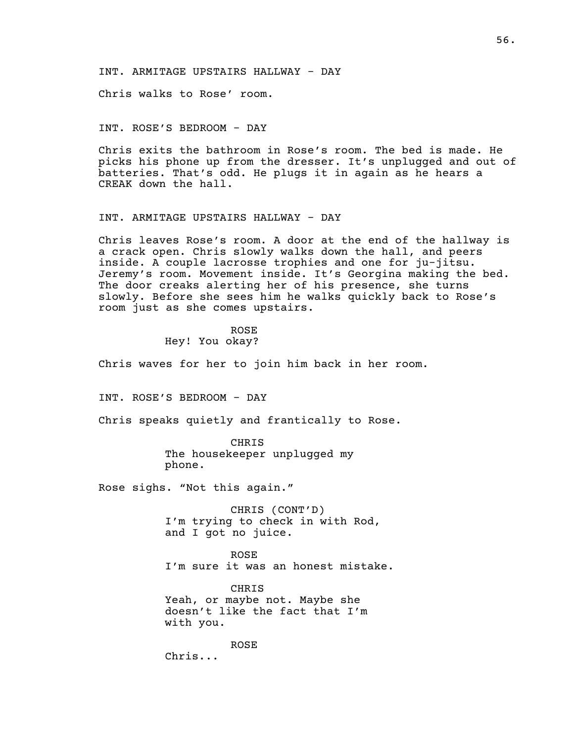INT. ARMITAGE UPSTAIRS HALLWAY - DAY

Chris walks to Rose' room.

INT. ROSE'S BEDROOM - DAY

Chris exits the bathroom in Rose's room. The bed is made. He picks his phone up from the dresser. It's unplugged and out of batteries. That's odd. He plugs it in again as he hears a CREAK down the hall.

INT. ARMITAGE UPSTAIRS HALLWAY - DAY

Chris leaves Rose's room. A door at the end of the hallway is a crack open. Chris slowly walks down the hall, and peers inside. A couple lacrosse trophies and one for ju-jitsu. Jeremy's room. Movement inside. It's Georgina making the bed. The door creaks alerting her of his presence, she turns slowly. Before she sees him he walks quickly back to Rose's room just as she comes upstairs.

ROSE
Hey! You okay?

Chris waves for her to join him back in her room.

INT. ROSE'S BEDROOM - DAY

Chris speaks quietly and frantically to Rose.

CHRIS
The housekeeper unplugged my phone.

Rose sighs. "Not this again."

CHRIS (CONT'D)
I'm trying to check in with Rod, and I got no juice.

ROSE
I'm sure it was an honest mistake.

CHRIS
Yeah, or maybe not. Maybe she doesn't like the fact that I'm with you.

ROSE
Chris...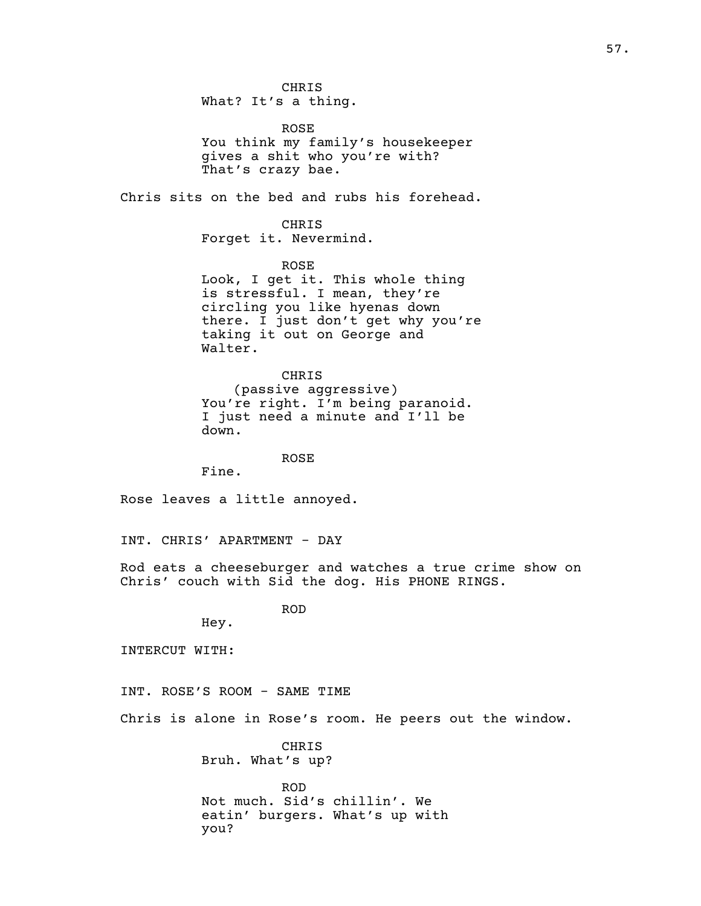CHRIS
What? It's a thing.

ROSE
You think my family's housekeeper gives a shit who you're with? That's crazy bae.

Chris sits on the bed and rubs his forehead.

CHRIS
Forget it. Nevermind.

ROSE
Look, I get it. This whole thing is stressful. I mean, they're circling you like hyenas down there. I just don't get why you're taking it out on George and Walter.

CHRIS
(passive aggressive)
You're right. I'm being paranoid. I just need a minute and I'll be down.

ROSE
Fine.

Rose leaves a little annoyed.

INT. CHRIS' APARTMENT - DAY

Rod eats a cheeseburger and watches a true crime show on Chris' couch with Sid the dog. His PHONE RINGS.

ROD
Hey.

INTERCUT WITH:

INT. ROSE'S ROOM - SAME TIME

Chris is alone in Rose's room. He peers out the window.

CHRIS
Bruh. What's up?

ROD
Not much. Sid's chillin'. We eatin' burgers. What's up with you?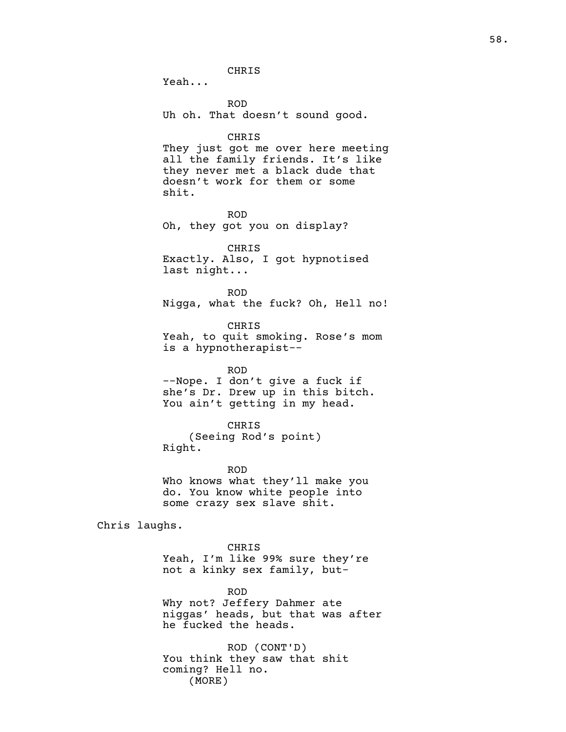CHRIS
Yeah...

ROD
Uh oh. That doesn't sound good.

CHRIS
They just got me over here meeting all the family friends. It's like they never met a black dude that doesn't work for them or some shit.

ROD
Oh, they got you on display?

CHRIS
Exactly. Also, I got hypnotised last night...

ROD
Nigga, what the fuck? Oh, Hell no!

CHRIS
Yeah, to quit smoking. Rose's mom is a hypnotherapist--

ROD
--Nope. I don't give a fuck if she's Dr. Drew up in this bitch. You ain't getting in my head.

CHRIS
(Seeing Rod's point)
Right.

ROD
Who knows what they'll make you do. You know white people into some crazy sex slave shit.

Chris laughs.

CHRIS
Yeah, I'm like 99% sure they're not a kinky sex family, but-

ROD
Why not? Jeffery Dahmer ate niggas' heads, but that was after he fucked the heads.

ROD (CONT'D)
You think they saw that shit coming? Hell no.
(MORE)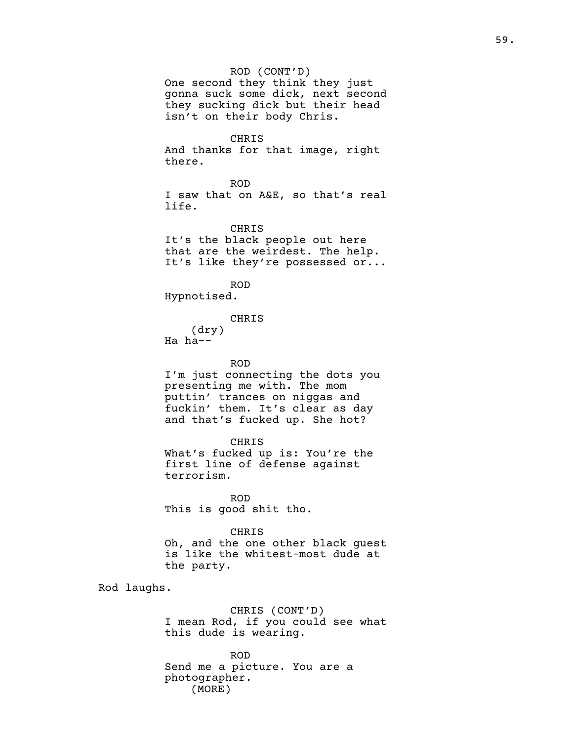ROD (CONT'D)
One second they think they just gonna suck some dick, next second they sucking dick but their head isn't on their body Chris.

CHRIS
And thanks for that image, right there.

ROD
I saw that on A&E, so that's real life.

CHRIS
It's the black people out here that are the weirdest. The help. It's like they're possessed or...

ROD
Hypnotised.

CHRIS
(dry)
Ha ha--

ROD
I'm just connecting the dots you presenting me with. The mom puttin' trances on niggas and fuckin' them. It's clear as day and that's fucked up. She hot?

CHRIS
What's fucked up is: You're the first line of defense against terrorism.

ROD
This is good shit tho.

CHRIS
Oh, and the one other black guest is like the whitest-most dude at the party.

Rod laughs.

CHRIS (CONT'D)
I mean Rod, if you could see what this dude is wearing.

ROD
Send me a picture. You are a photographer.
(MORE)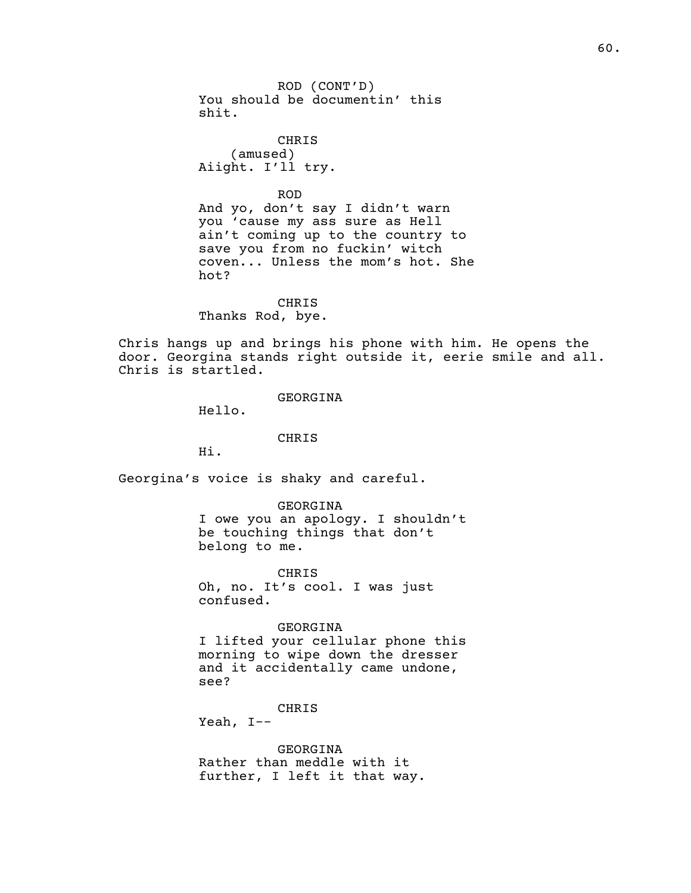ROD (CONT'D)
You should be documentin' this shit.

CHRIS
(amused)
Aiight. I'll try.

ROD
And yo, don't say I didn't warn you 'cause my ass sure as Hell ain't coming up to the country to save you from no fuckin' witch coven... Unless the mom's hot. She hot?

CHRIS
Thanks Rod, bye.

Chris hangs up and brings his phone with him. He opens the door. Georgina stands right outside it, eerie smile and all. Chris is startled.

GEORGINA
Hello.

CHRIS
Hi.

Georgina's voice is shaky and careful.

GEORGINA
I owe you an apology. I shouldn't be touching things that don't belong to me.

CHRIS
Oh, no. It's cool. I was just confused.

GEORGINA
I lifted your cellular phone this morning to wipe down the dresser and it accidentally came undone, see?

CHRIS
Yeah, I--

GEORGINA
Rather than meddle with it further, I left it that way.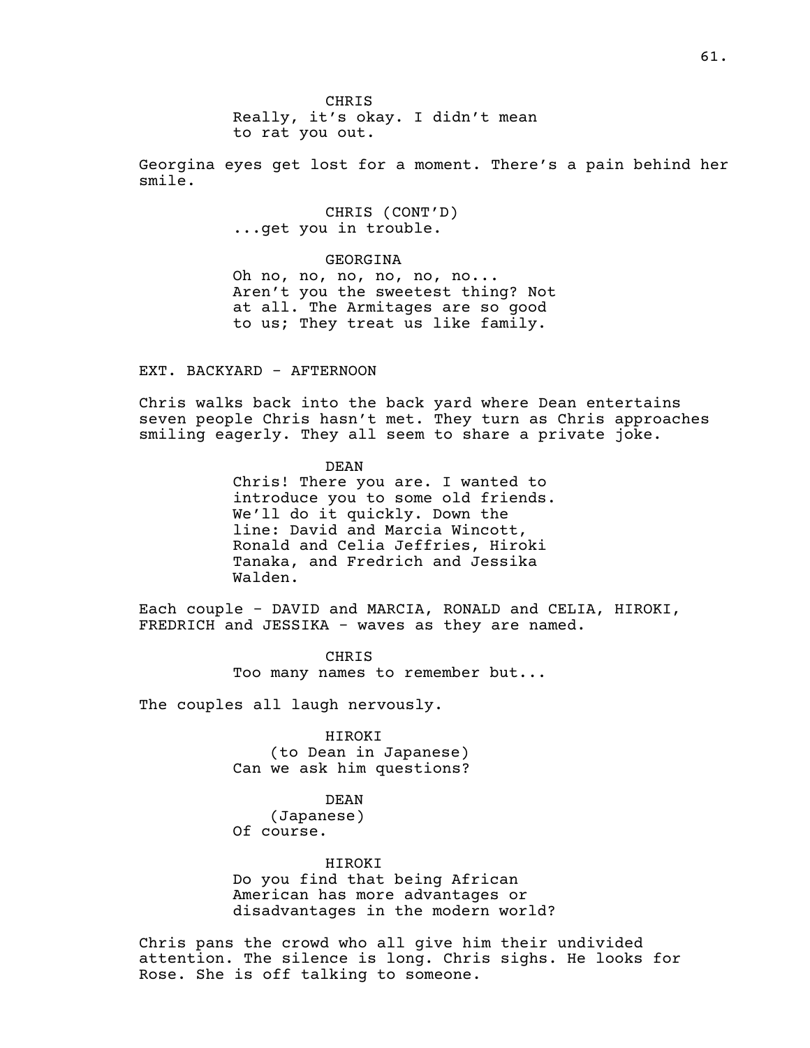CHRIS
Really, it's okay. I didn't mean to rat you out.

Georgina eyes get lost for a moment. There's a pain behind her smile.

CHRIS (CONT'D)
...get you in trouble.

GEORGINA
Oh no, no, no, no, no, no... Aren't you the sweetest thing? Not at all. The Armitages are so good to us; They treat us like family.

EXT. BACKYARD - AFTERNOON

Chris walks back into the back yard where Dean entertains seven people Chris hasn't met. They turn as Chris approaches smiling eagerly. They all seem to share a private joke.

DEAN
Chris! There you are. I wanted to introduce you to some old friends. We'll do it quickly. Down the line: David and Marcia Wincott, Ronald and Celia Jeffries, Hiroki Tanaka, and Fredrich and Jessika Walden.

Each couple - DAVID and MARCIA, RONALD and CELIA, HIROKI, FREDRICH and JESSIKA - waves as they are named.

CHRIS
Too many names to remember but...

The couples all laugh nervously.

HIROKI
(to Dean in Japanese)
Can we ask him questions?

DEAN
(Japanese)
Of course.

HIROKI
Do you find that being African American has more advantages or disadvantages in the modern world?

Chris pans the crowd who all give him their undivided attention. The silence is long. Chris sighs. He looks for Rose. She is off talking to someone.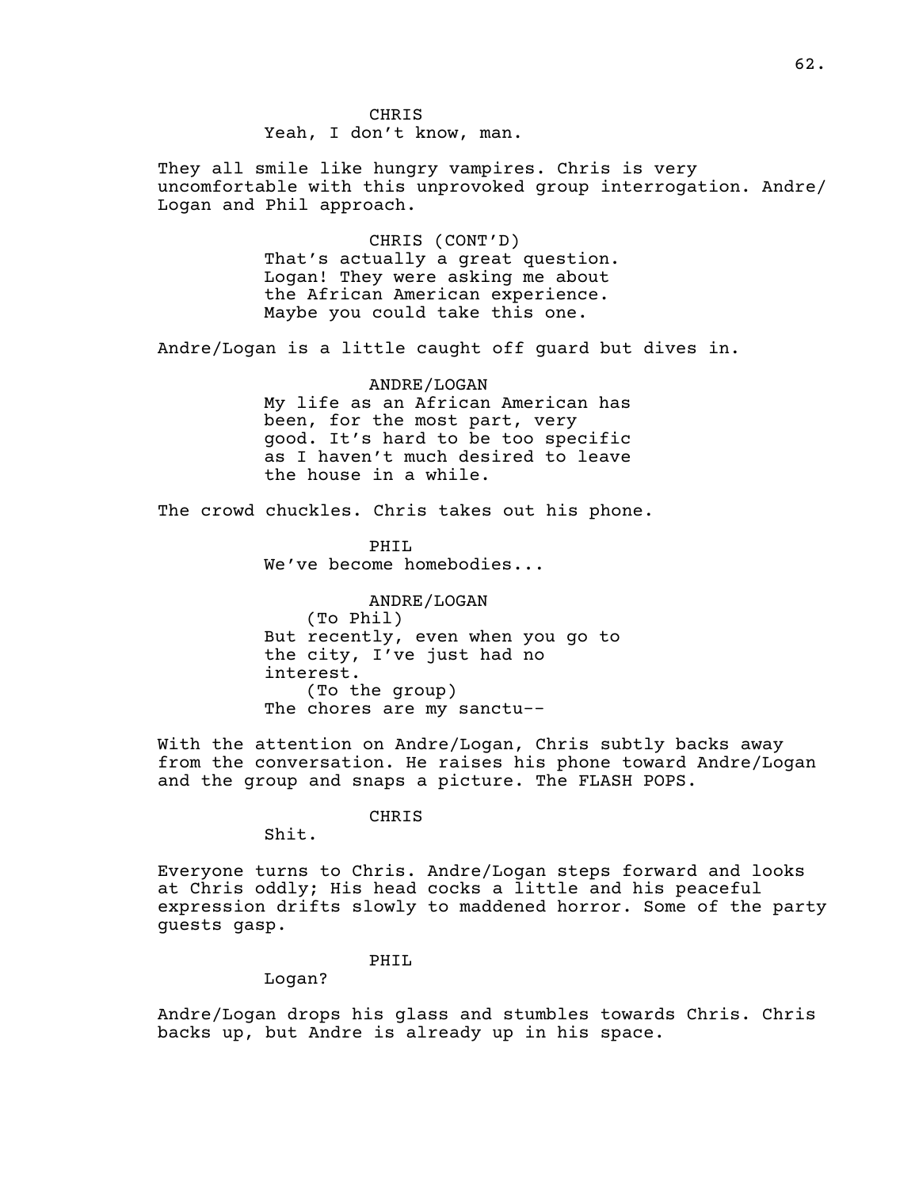CHRIS

Yeah, I don't know, man.

They all smile like hungry vampires. Chris is very uncomfortable with this unprovoked group interrogation. Andre/Logan and Phil approach.

CHRIS (CONT'D)

That's actually a great question. Logan! They were asking me about the African American experience. Maybe you could take this one.

Andre/Logan is a little caught off guard but dives in.

ANDRE/LOGAN

My life as an African American has been, for the most part, very good. It's hard to be too specific as I haven't much desired to leave the house in a while.

The crowd chuckles. Chris takes out his phone.

PHIL

We've become homebodies...

ANDRE/LOGAN

(To Phil)

But recently, even when you go to the city, I've just had no interest.

(To the group)

The chores are my sanctu--

With the attention on Andre/Logan, Chris subtly backs away from the conversation. He raises his phone toward Andre/Logan and the group and snaps a picture. The FLASH POPS.

CHRIS

Shit.

Everyone turns to Chris. Andre/Logan steps forward and looks at Chris oddly; His head cocks a little and his peaceful expression drifts slowly to maddened horror. Some of the party guests gasp.

PHIL

Logan?

Andre/Logan drops his glass and stumbles towards Chris. Chris backs up, but Andre is already up in his space.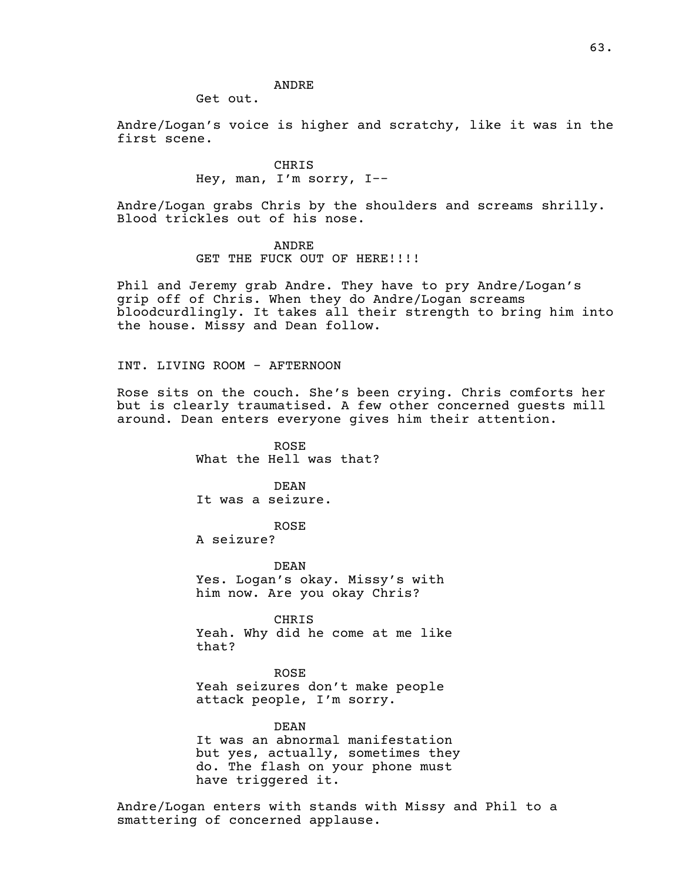ANDRE

Get out.

Andre/Logan's voice is higher and scratchy, like it was in the first scene.

CHRIS

Hey, man, I'm sorry, I--

Andre/Logan grabs Chris by the shoulders and screams shrilly. Blood trickles out of his nose.

ANDRE

GET THE FUCK OUT OF HERE!!!!

Phil and Jeremy grab Andre. They have to pry Andre/Logan's grip off of Chris. When they do Andre/Logan screams bloodcurdlingly. It takes all their strength to bring him into the house. Missy and Dean follow.

INT. LIVING ROOM - AFTERNOON

Rose sits on the couch. She's been crying. Chris comforts her but is clearly traumatised. A few other concerned guests mill around. Dean enters everyone gives him their attention.

ROSE

What the Hell was that?

DEAN

It was a seizure.

ROSE

A seizure?

DEAN

Yes. Logan's okay. Missy's with him now. Are you okay Chris?

CHRIS

Yeah. Why did he come at me like that?

ROSE

Yeah seizures don't make people attack people, I'm sorry.

DEAN

It was an abnormal manifestation but yes, actually, sometimes they do. The flash on your phone must have triggered it.

Andre/Logan enters with stands with Missy and Phil to a smattering of concerned applause.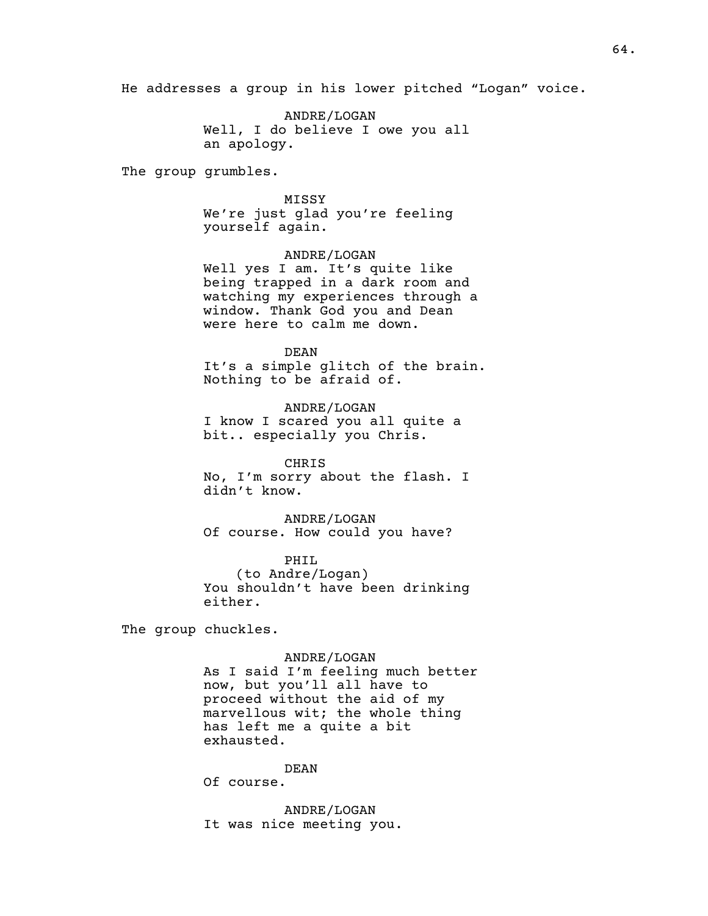He addresses a group in his lower pitched "Logan" voice.

ANDRE/LOGAN
Well, I do believe I owe you all an apology.

The group grumbles.

MISSY
We're just glad you're feeling yourself again.

ANDRE/LOGAN
Well yes I am. It's quite like being trapped in a dark room and watching my experiences through a window. Thank God you and Dean were here to calm me down.

DEAN
It's a simple glitch of the brain. Nothing to be afraid of.

ANDRE/LOGAN
I know I scared you all quite a bit.. especially you Chris.

CHRIS
No, I'm sorry about the flash. I didn't know.

ANDRE/LOGAN
Of course. How could you have?

PHIL
(to Andre/Logan)
You shouldn't have been drinking either.

The group chuckles.

ANDRE/LOGAN
As I said I'm feeling much better now, but you'll all have to proceed without the aid of my marvellous wit; the whole thing has left me a quite a bit exhausted.

DEAN
Of course.

ANDRE/LOGAN
It was nice meeting you.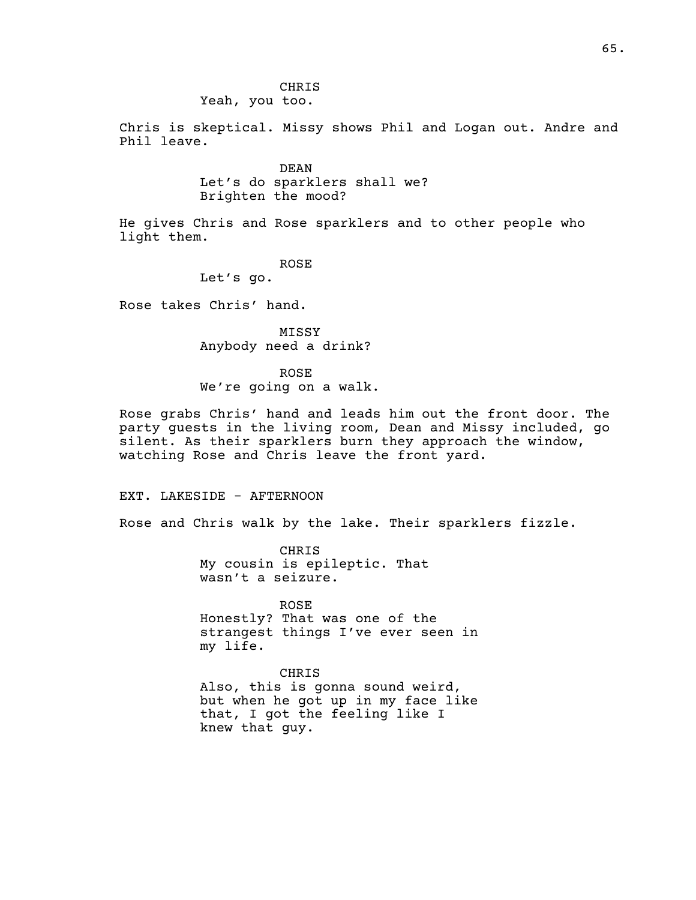CHRIS
Yeah, you too.

Chris is skeptical. Missy shows Phil and Logan out. Andre and Phil leave.

DEAN
Let's do sparklers shall we? Brighten the mood?

He gives Chris and Rose sparklers and to other people who light them.

ROSE
Let's go.

Rose takes Chris' hand.

MISSY
Anybody need a drink?

ROSE
We're going on a walk.

Rose grabs Chris' hand and leads him out the front door. The party guests in the living room, Dean and Missy included, go silent. As their sparklers burn they approach the window, watching Rose and Chris leave the front yard.

EXT. LAKESIDE - AFTERNOON

Rose and Chris walk by the lake. Their sparklers fizzle.

CHRIS
My cousin is epileptic. That wasn't a seizure.

ROSE
Honestly? That was one of the strangest things I've ever seen in my life.

CHRIS
Also, this is gonna sound weird, but when he got up in my face like that, I got the feeling like I knew that guy.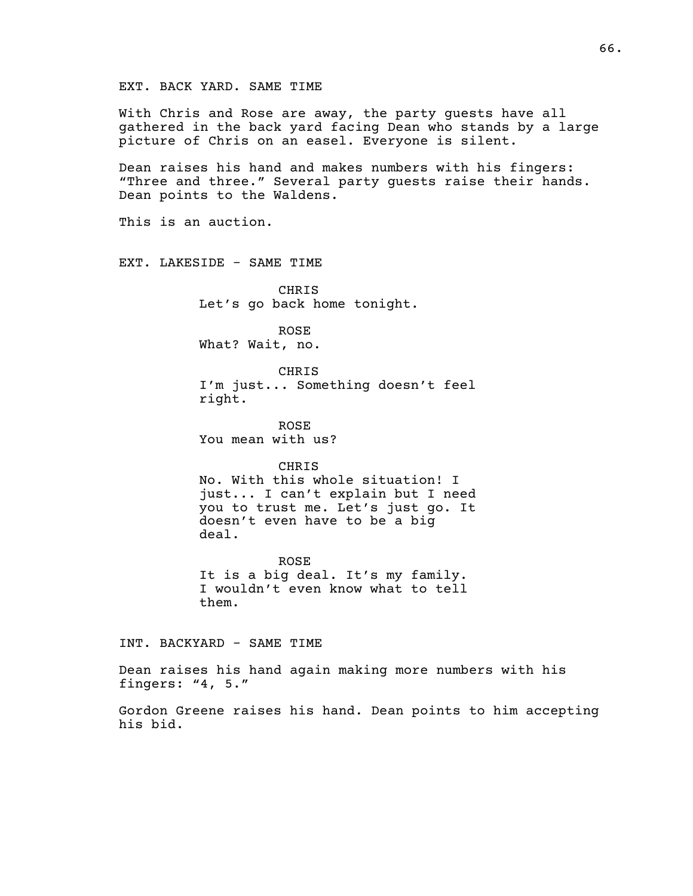EXT. BACK YARD. SAME TIME

With Chris and Rose are away, the party guests have all gathered in the back yard facing Dean who stands by a large picture of Chris on an easel. Everyone is silent.

Dean raises his hand and makes numbers with his fingers: "Three and three." Several party guests raise their hands. Dean points to the Waldens.

This is an auction.

EXT. LAKESIDE - SAME TIME

CHRIS
Let's go back home tonight.

ROSE
What? Wait, no.

CHRIS
I'm just... Something doesn't feel right.

ROSE
You mean with us?

CHRIS
No. With this whole situation! I just... I can't explain but I need you to trust me. Let's just go. It doesn't even have to be a big deal.

ROSE
It is a big deal. It's my family. I wouldn't even know what to tell them.

INT. BACKYARD - SAME TIME

Dean raises his hand again making more numbers with his fingers: "4, 5."

Gordon Greene raises his hand. Dean points to him accepting his bid.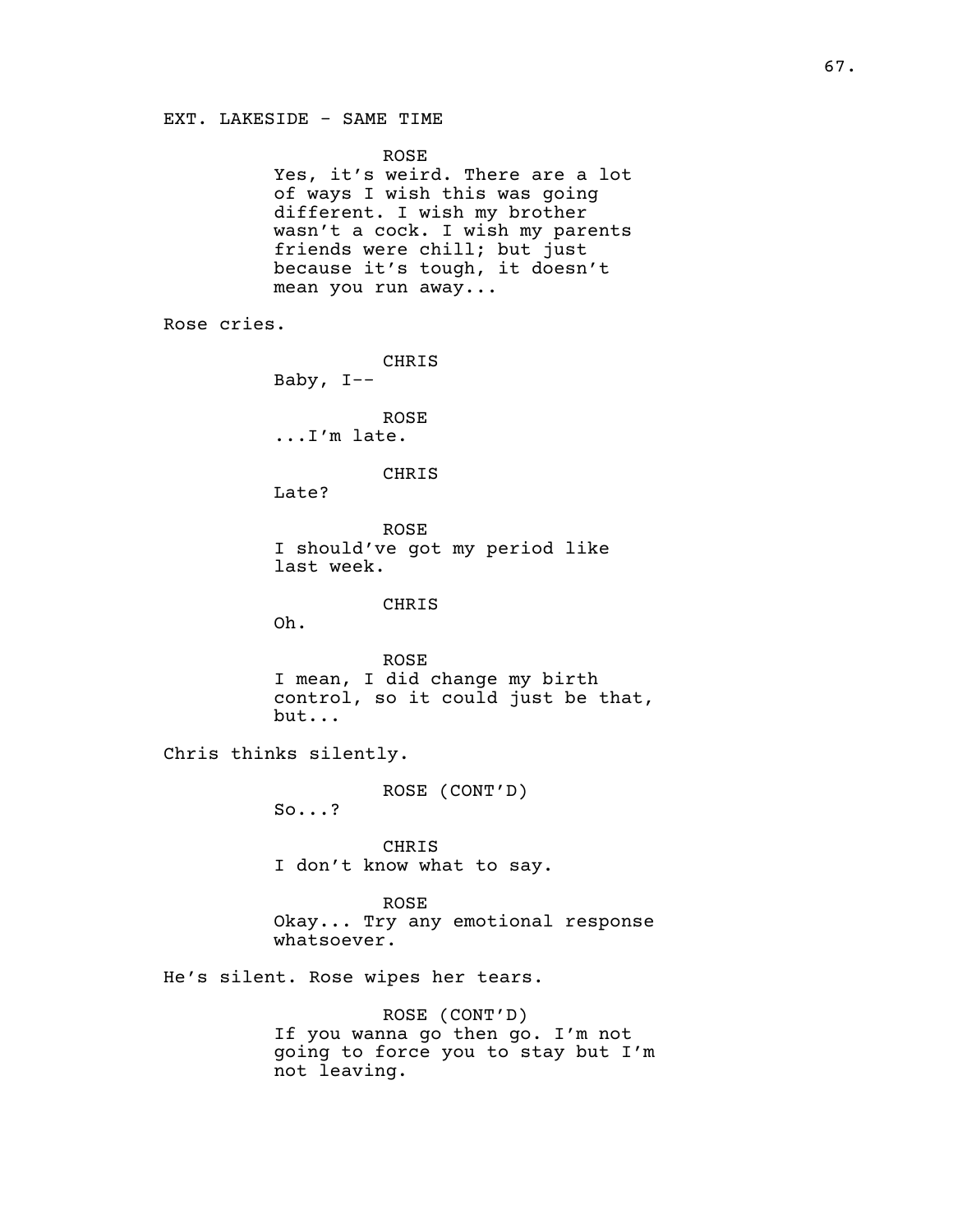EXT. LAKESIDE - SAME TIME

ROSE

Yes, it's weird. There are a lot of ways I wish this was going different. I wish my brother wasn't a cock. I wish my parents friends were chill; but just because it's tough, it doesn't mean you run away...

Rose cries.

CHRIS

Baby, I--

ROSE

...I'm late.

CHRIS

Late?

ROSE

I should've got my period like last week.

CHRIS

Oh.

ROSE

I mean, I did change my birth control, so it could just be that, but...

Chris thinks silently.

ROSE (CONT'D)

So...?

CHRIS

I don't know what to say.

ROSE

Okay... Try any emotional response whatsoever.

He's silent. Rose wipes her tears.

ROSE (CONT'D)

If you wanna go then go. I'm not going to force you to stay but I'm not leaving.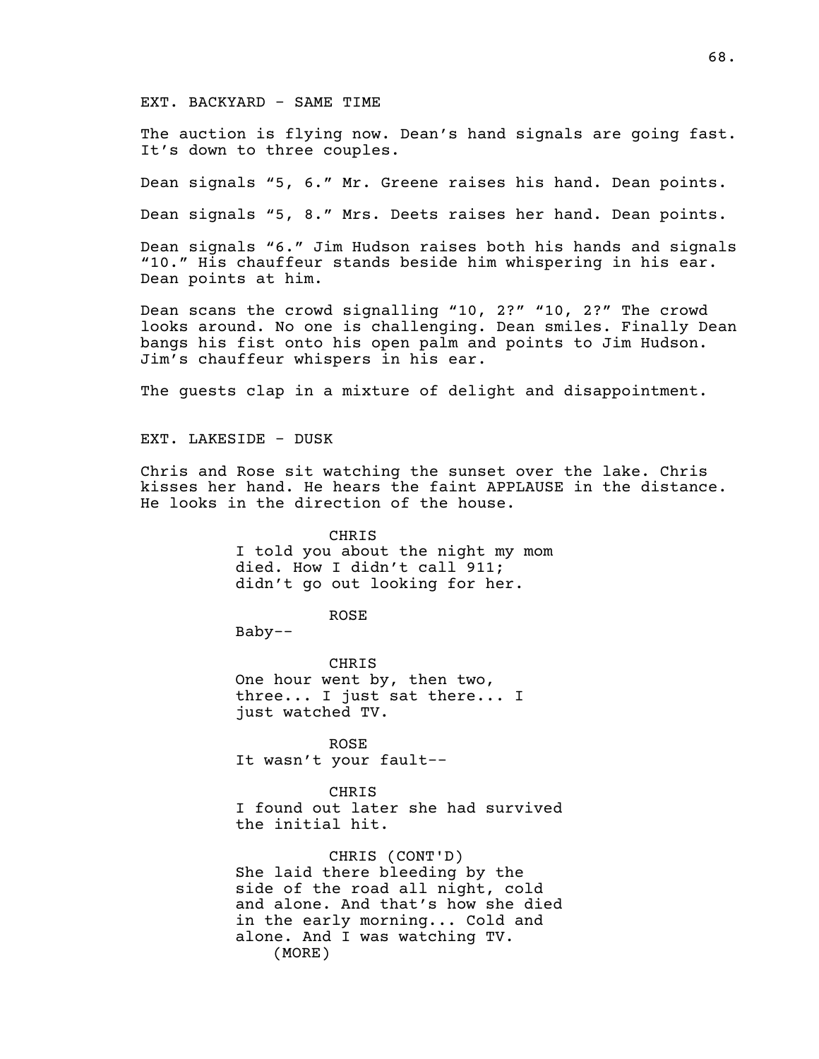EXT. BACKYARD - SAME TIME

The auction is flying now. Dean's hand signals are going fast. It's down to three couples.

Dean signals "5, 6." Mr. Greene raises his hand. Dean points.

Dean signals "5, 8." Mrs. Deets raises her hand. Dean points.

Dean signals "6." Jim Hudson raises both his hands and signals "10." His chauffeur stands beside him whispering in his ear. Dean points at him.

Dean scans the crowd signalling "10, 2?" "10, 2?" The crowd looks around. No one is challenging. Dean smiles. Finally Dean bangs his fist onto his open palm and points to Jim Hudson. Jim's chauffeur whispers in his ear.

The guests clap in a mixture of delight and disappointment.

EXT. LAKESIDE - DUSK

Chris and Rose sit watching the sunset over the lake. Chris kisses her hand. He hears the faint APPLAUSE in the distance. He looks in the direction of the house.

CHRIS
I told you about the night my mom died. How I didn't call 911; didn't go out looking for her.

ROSE
Baby--

CHRIS
One hour went by, then two, three... I just sat there... I just watched TV.

ROSE
It wasn't your fault--

CHRIS
I found out later she had survived the initial hit.

CHRIS (CONT'D)
She laid there bleeding by the side of the road all night, cold and alone. And that's how she died in the early morning... Cold and alone. And I was watching TV.
(MORE)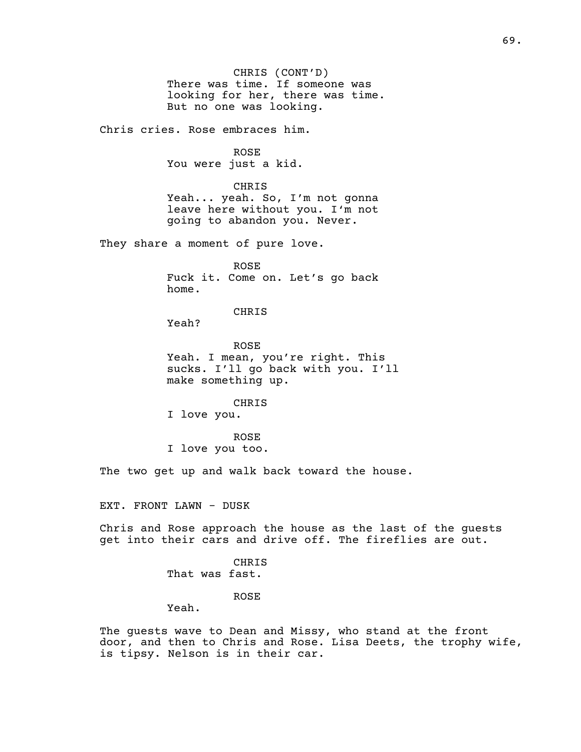CHRIS (CONT'D)
There was time. If someone was looking for her, there was time. But no one was looking.

Chris cries. Rose embraces him.

ROSE
You were just a kid.

CHRIS
Yeah... yeah. So, I'm not gonna leave here without you. I'm not going to abandon you. Never.

They share a moment of pure love.

ROSE
Fuck it. Come on. Let's go back home.

CHRIS
Yeah?

ROSE
Yeah. I mean, you're right. This sucks. I'll go back with you. I'll make something up.

CHRIS
I love you.

ROSE
I love you too.

The two get up and walk back toward the house.

EXT. FRONT LAWN - DUSK

Chris and Rose approach the house as the last of the guests get into their cars and drive off. The fireflies are out.

CHRIS
That was fast.

ROSE
Yeah.

The guests wave to Dean and Missy, who stand at the front door, and then to Chris and Rose. Lisa Deets, the trophy wife, is tipsy. Nelson is in their car.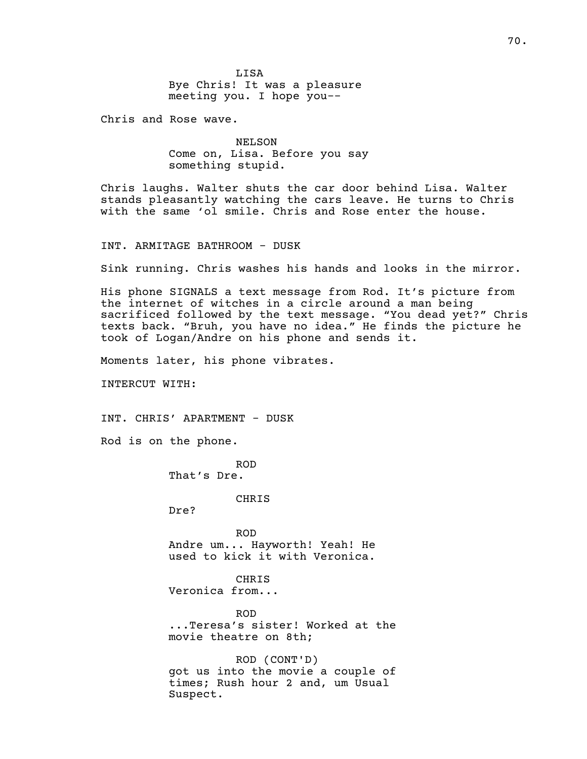LISA
Bye Chris! It was a pleasure meeting you. I hope you--

Chris and Rose wave.

NELSON
Come on, Lisa. Before you say something stupid.

Chris laughs. Walter shuts the car door behind Lisa. Walter stands pleasantly watching the cars leave. He turns to Chris with the same 'ol smile. Chris and Rose enter the house.

INT. ARMITAGE BATHROOM - DUSK

Sink running. Chris washes his hands and looks in the mirror.

His phone SIGNALS a text message from Rod. It's picture from the internet of witches in a circle around a man being sacrificed followed by the text message. "You dead yet?" Chris texts back. "Bruh, you have no idea." He finds the picture he took of Logan/Andre on his phone and sends it.

Moments later, his phone vibrates.

INTERCUT WITH:

INT. CHRIS' APARTMENT - DUSK

Rod is on the phone.

ROD
That's Dre.

CHRIS
Dre?

ROD
Andre um... Hayworth! Yeah! He used to kick it with Veronica.

CHRIS
Veronica from...

ROD
...Teresa's sister! Worked at the movie theatre on 8th;

ROD (CONT'D)
got us into the movie a couple of times; Rush hour 2 and, um Usual Suspect.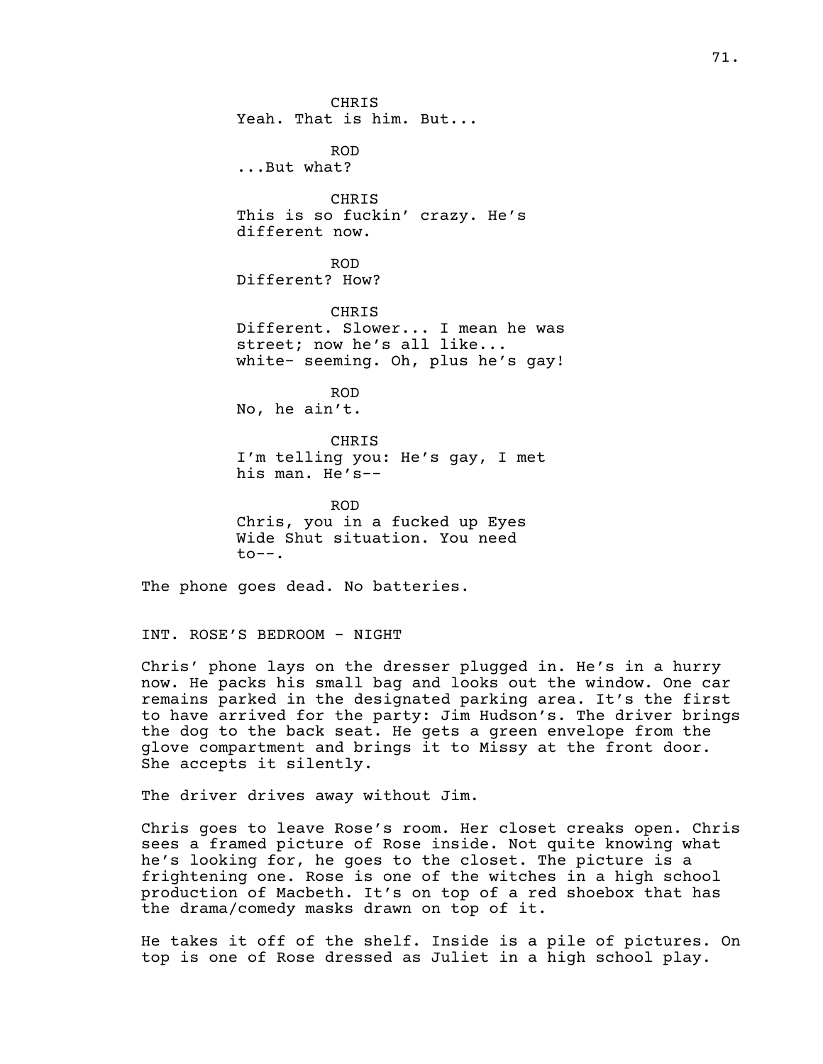CHRIS
Yeah. That is him. But...

ROD
...But what?

CHRIS
This is so fuckin' crazy. He's different now.

ROD
Different? How?

CHRIS
Different. Slower... I mean he was street; now he's all like... white- seeming. Oh, plus he's gay!

ROD
No, he ain't.

CHRIS
I'm telling you: He's gay, I met his man. He's--

ROD
Chris, you in a fucked up Eyes Wide Shut situation. You need to--.

The phone goes dead. No batteries.

INT. ROSE'S BEDROOM - NIGHT

Chris' phone lays on the dresser plugged in. He's in a hurry now. He packs his small bag and looks out the window. One car remains parked in the designated parking area. It's the first to have arrived for the party: Jim Hudson's. The driver brings the dog to the back seat. He gets a green envelope from the glove compartment and brings it to Missy at the front door. She accepts it silently.

The driver drives away without Jim.

Chris goes to leave Rose's room. Her closet creaks open. Chris sees a framed picture of Rose inside. Not quite knowing what he's looking for, he goes to the closet. The picture is a frightening one. Rose is one of the witches in a high school production of Macbeth. It's on top of a red shoebox that has the drama/comedy masks drawn on top of it.

He takes it off of the shelf. Inside is a pile of pictures. On top is one of Rose dressed as Juliet in a high school play.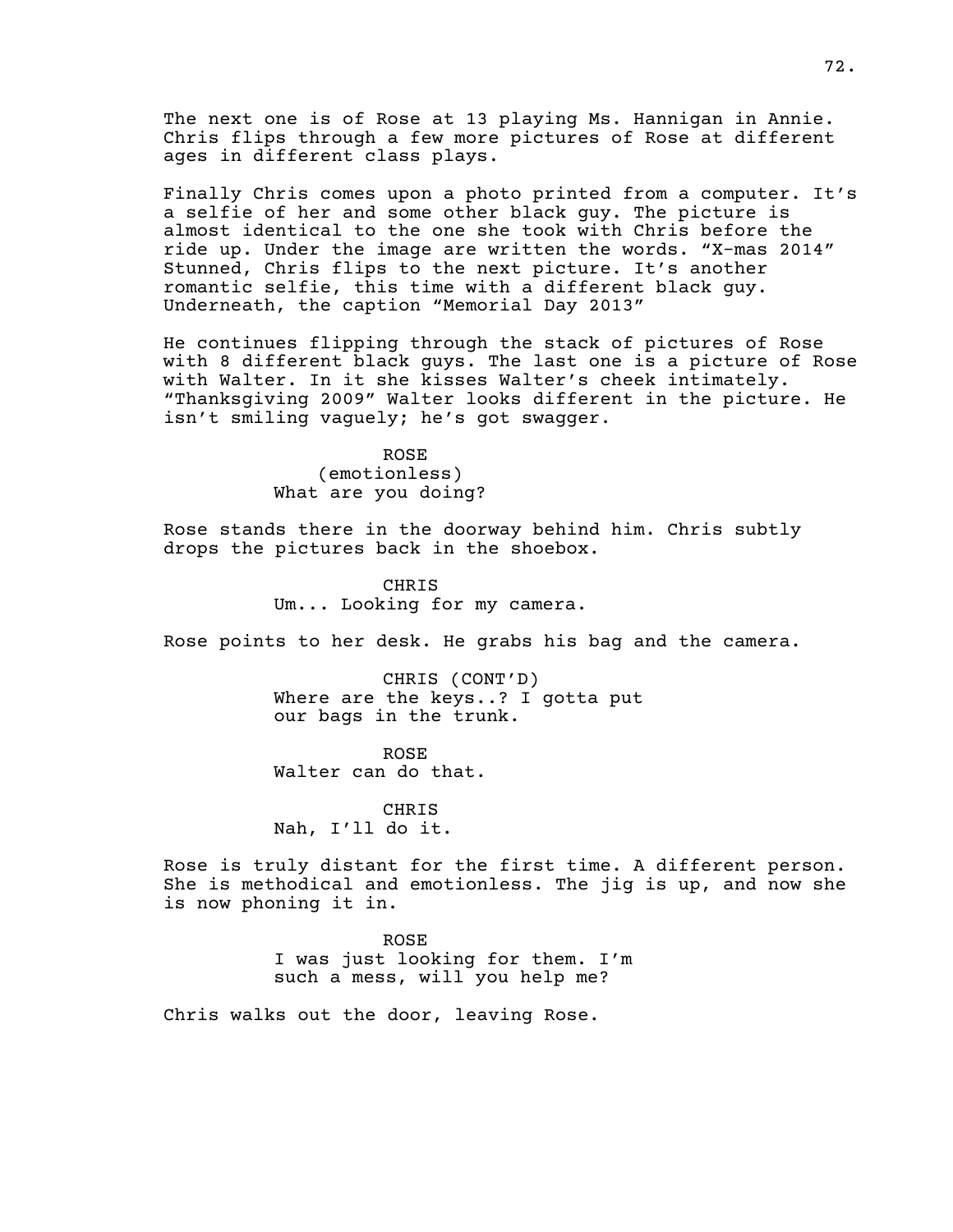The next one is of Rose at 13 playing Ms. Hannigan in Annie. Chris flips through a few more pictures of Rose at different ages in different class plays.

Finally Chris comes upon a photo printed from a computer. It's a selfie of her and some other black guy. The picture is almost identical to the one she took with Chris before the ride up. Under the image are written the words. "X-mas 2014" Stunned, Chris flips to the next picture. It's another romantic selfie, this time with a different black guy. Underneath, the caption "Memorial Day 2013"

He continues flipping through the stack of pictures of Rose with 8 different black guys. The last one is a picture of Rose with Walter. In it she kisses Walter's cheek intimately. "Thanksgiving 2009" Walter looks different in the picture. He isn't smiling vaguely; he's got swagger.

ROSE
(emotionless)
What are you doing?

Rose stands there in the doorway behind him. Chris subtly drops the pictures back in the shoebox.

CHRIS
Um... Looking for my camera.

Rose points to her desk. He grabs his bag and the camera.

CHRIS (CONT'D)
Where are the keys..? I gotta put our bags in the trunk.

ROSE
Walter can do that.

CHRIS
Nah, I'll do it.

Rose is truly distant for the first time. A different person. She is methodical and emotionless. The jig is up, and now she is now phoning it in.

ROSE
I was just looking for them. I'm such a mess, will you help me?

Chris walks out the door, leaving Rose.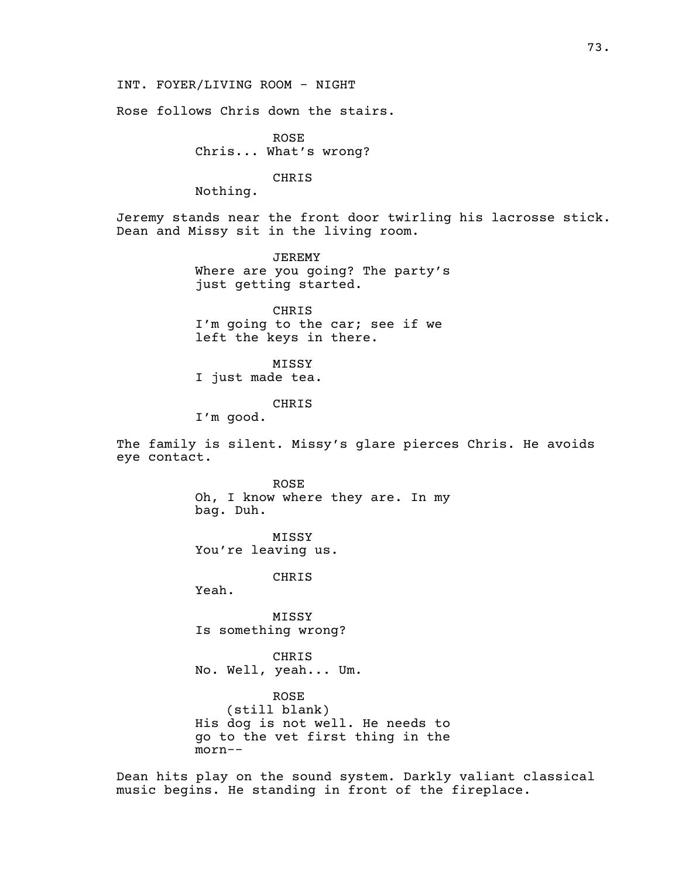INT. FOYER/LIVING ROOM - NIGHT

Rose follows Chris down the stairs.

ROSE
Chris... What's wrong?

CHRIS
Nothing.

Jeremy stands near the front door twirling his lacrosse stick. Dean and Missy sit in the living room.

JEREMY
Where are you going? The party's just getting started.

CHRIS
I'm going to the car; see if we left the keys in there.

MISSY
I just made tea.

CHRIS
I'm good.

The family is silent. Missy's glare pierces Chris. He avoids eye contact.

ROSE
Oh, I know where they are. In my bag. Duh.

MISSY
You're leaving us.

CHRIS
Yeah.

MISSY
Is something wrong?

CHRIS
No. Well, yeah... Um.

ROSE
(still blank)
His dog is not well. He needs to go to the vet first thing in the morn--

Dean hits play on the sound system. Darkly valiant classical music begins. He standing in front of the fireplace.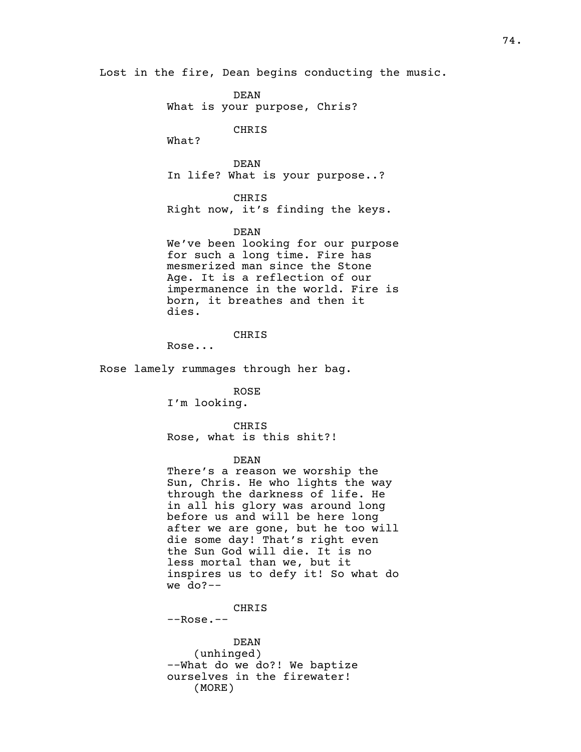Lost in the fire, Dean begins conducting the music.

DEAN
What is your purpose, Chris?

CHRIS
What?

DEAN
In life? What is your purpose..?

CHRIS
Right now, it's finding the keys.

DEAN
We've been looking for our purpose for such a long time. Fire has mesmerized man since the Stone Age. It is a reflection of our impermanence in the world. Fire is born, it breathes and then it dies.

CHRIS
Rose...

Rose lamely rummages through her bag.

ROSE
I'm looking.

CHRIS
Rose, what is this shit?!

DEAN
There's a reason we worship the Sun, Chris. He who lights the way through the darkness of life. He in all his glory was around long before us and will be here long after we are gone, but he too will die some day! That's right even the Sun God will die. It is no less mortal than we, but it inspires us to defy it! So what do we do?--

CHRIS
--Rose.--

DEAN
(unhinged)
--What do we do?! We baptize ourselves in the firewater!
(MORE)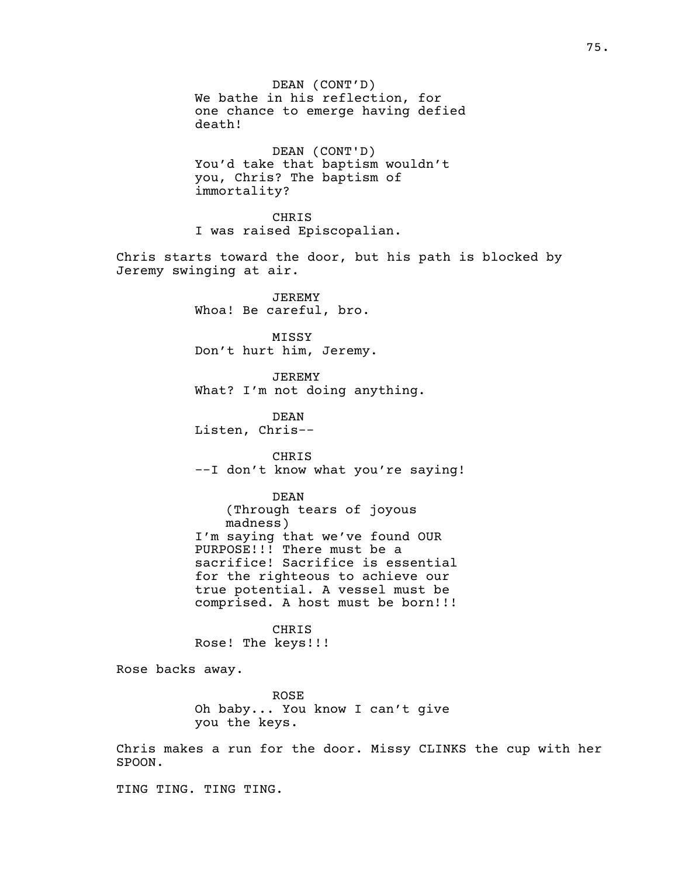DEAN (CONT'D)
We bathe in his reflection, for one chance to emerge having defied death!

DEAN (CONT'D)
You'd take that baptism wouldn't you, Chris? The baptism of immortality?

CHRIS
I was raised Episcopalian.

Chris starts toward the door, but his path is blocked by Jeremy swinging at air.

JEREMY
Whoa! Be careful, bro.

MISSY
Don't hurt him, Jeremy.

JEREMY
What? I'm not doing anything.

DEAN
Listen, Chris--

CHRIS
--I don't know what you're saying!

DEAN
(Through tears of joyous madness)
I'm saying that we've found OUR PURPOSE!!! There must be a sacrifice! Sacrifice is essential for the righteous to achieve our true potential. A vessel must be comprised. A host must be born!!!

CHRIS
Rose! The keys!!!

Rose backs away.

ROSE
Oh baby... You know I can't give you the keys.

Chris makes a run for the door. Missy CLINKS the cup with her SPOON.

TING TING. TING TING.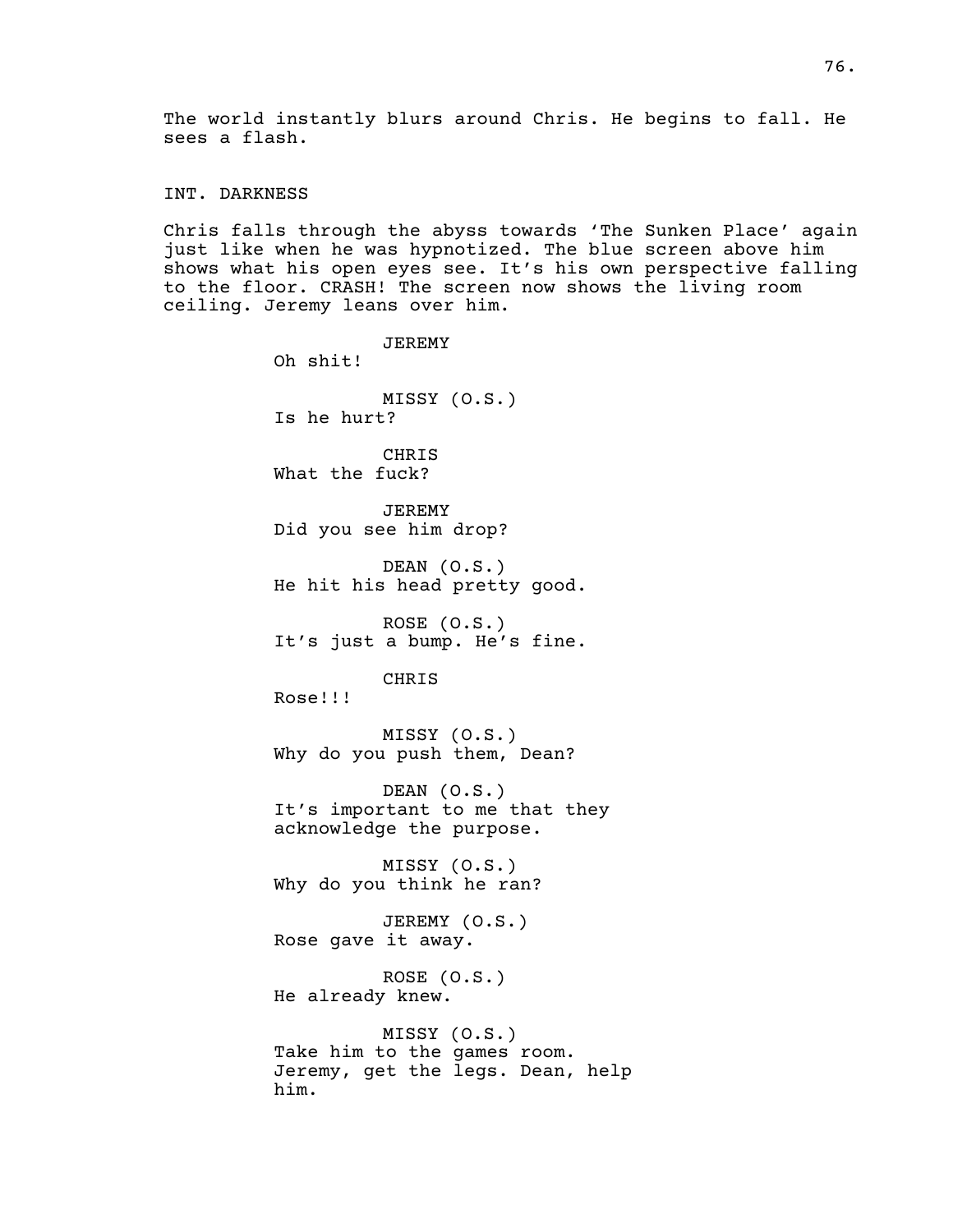The world instantly blurs around Chris. He begins to fall. He sees a flash.

INT. DARKNESS

Chris falls through the abyss towards 'The Sunken Place' again just like when he was hypnotized. The blue screen above him shows what his open eyes see. It's his own perspective falling to the floor. CRASH! The screen now shows the living room ceiling. Jeremy leans over him.

JEREMY
Oh shit!

MISSY (O.S.)
Is he hurt?

CHRIS
What the fuck?

JEREMY
Did you see him drop?

DEAN (O.S.)
He hit his head pretty good.

ROSE (O.S.)
It's just a bump. He's fine.

CHRIS
Rose!!!

MISSY (O.S.)
Why do you push them, Dean?

DEAN (O.S.)
It's important to me that they acknowledge the purpose.

MISSY (O.S.)
Why do you think he ran?

JEREMY (O.S.)
Rose gave it away.

ROSE (O.S.)
He already knew.

MISSY (O.S.)
Take him to the games room. Jeremy, get the legs. Dean, help him.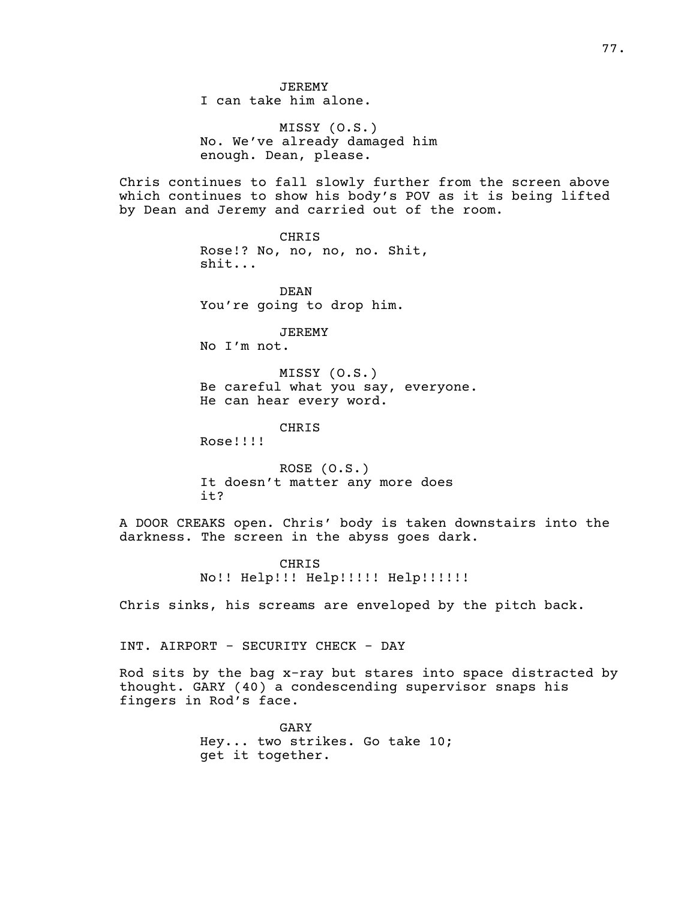JEREMY
I can take him alone.

MISSY (O.S.)
No. We've already damaged him enough. Dean, please.

Chris continues to fall slowly further from the screen above which continues to show his body's POV as it is being lifted by Dean and Jeremy and carried out of the room.

CHRIS
Rose!? No, no, no, no. Shit, shit...

DEAN
You're going to drop him.

JEREMY
No I'm not.

MISSY (O.S.)
Be careful what you say, everyone. He can hear every word.

CHRIS
Rose!!!!

ROSE (O.S.)
It doesn't matter any more does it?

A DOOR CREAKS open. Chris' body is taken downstairs into the darkness. The screen in the abyss goes dark.

CHRIS
No!! Help!!! Help!!!!! Help!!!!!!

Chris sinks, his screams are enveloped by the pitch back.

INT. AIRPORT - SECURITY CHECK - DAY

Rod sits by the bag x-ray but stares into space distracted by thought. GARY (40) a condescending supervisor snaps his fingers in Rod's face.

GARY
Hey... two strikes. Go take 10; get it together.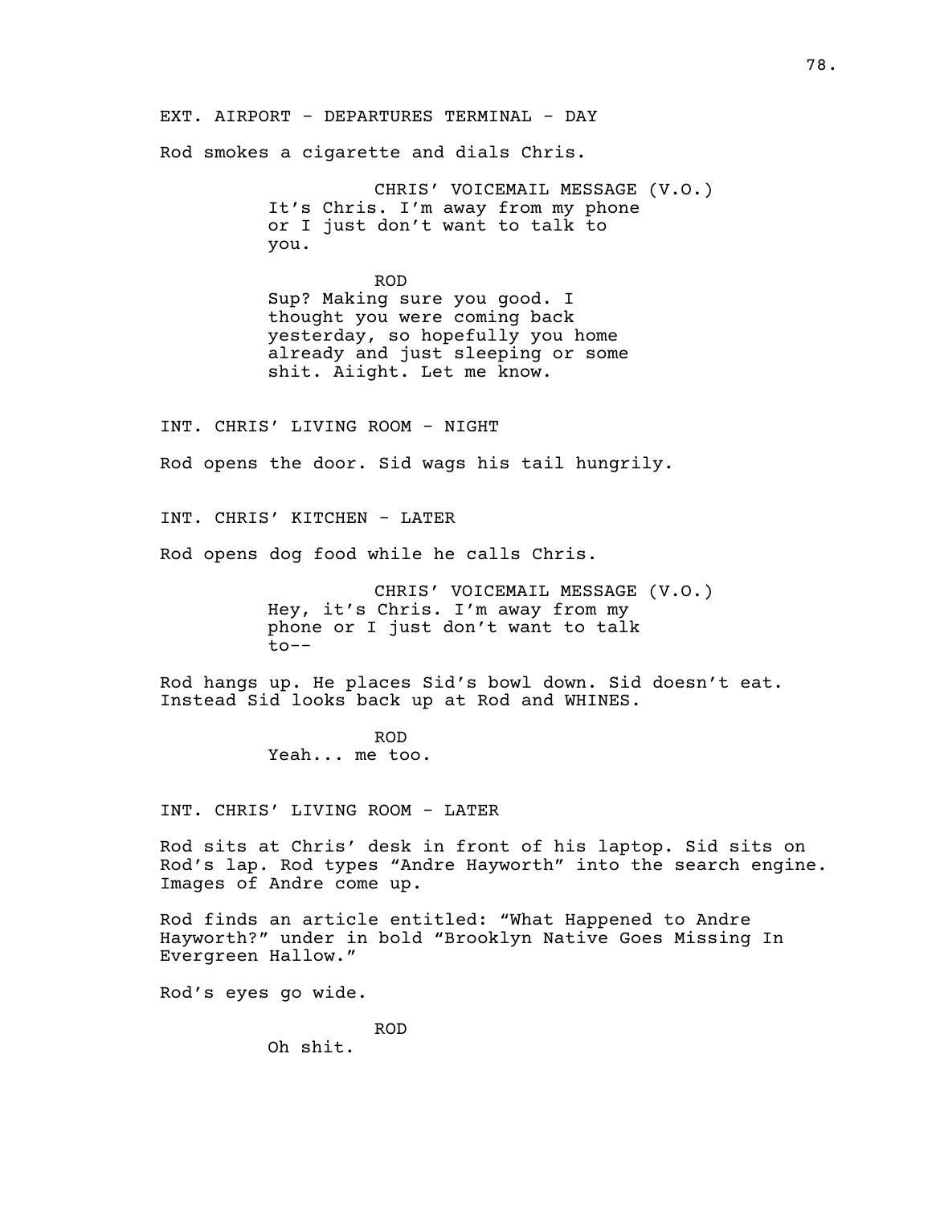EXT. AIRPORT - DEPARTURES TERMINAL - DAY

Rod smokes a cigarette and dials Chris.

CHRIS' VOICEMAIL MESSAGE (V.O.)
It's Chris. I'm away from my phone or I just don't want to talk to you.

ROD
Sup? Making sure you good. I thought you were coming back yesterday, so hopefully you home already and just sleeping or some shit. Aiight. Let me know.

INT. CHRIS' LIVING ROOM - NIGHT

Rod opens the door. Sid wags his tail hungrily.

INT. CHRIS' KITCHEN - LATER

Rod opens dog food while he calls Chris.

CHRIS' VOICEMAIL MESSAGE (V.O.)
Hey, it's Chris. I'm away from my phone or I just don't want to talk to--

Rod hangs up. He places Sid's bowl down. Sid doesn't eat. Instead Sid looks back up at Rod and WHINES.

ROD
Yeah... me too.

INT. CHRIS' LIVING ROOM - LATER

Rod sits at Chris' desk in front of his laptop. Sid sits on Rod's lap. Rod types "Andre Hayworth" into the search engine. Images of Andre come up.

Rod finds an article entitled: "What Happened to Andre Hayworth?" under in bold "Brooklyn Native Goes Missing In Evergreen Hallow."

Rod's eyes go wide.

ROD
Oh shit.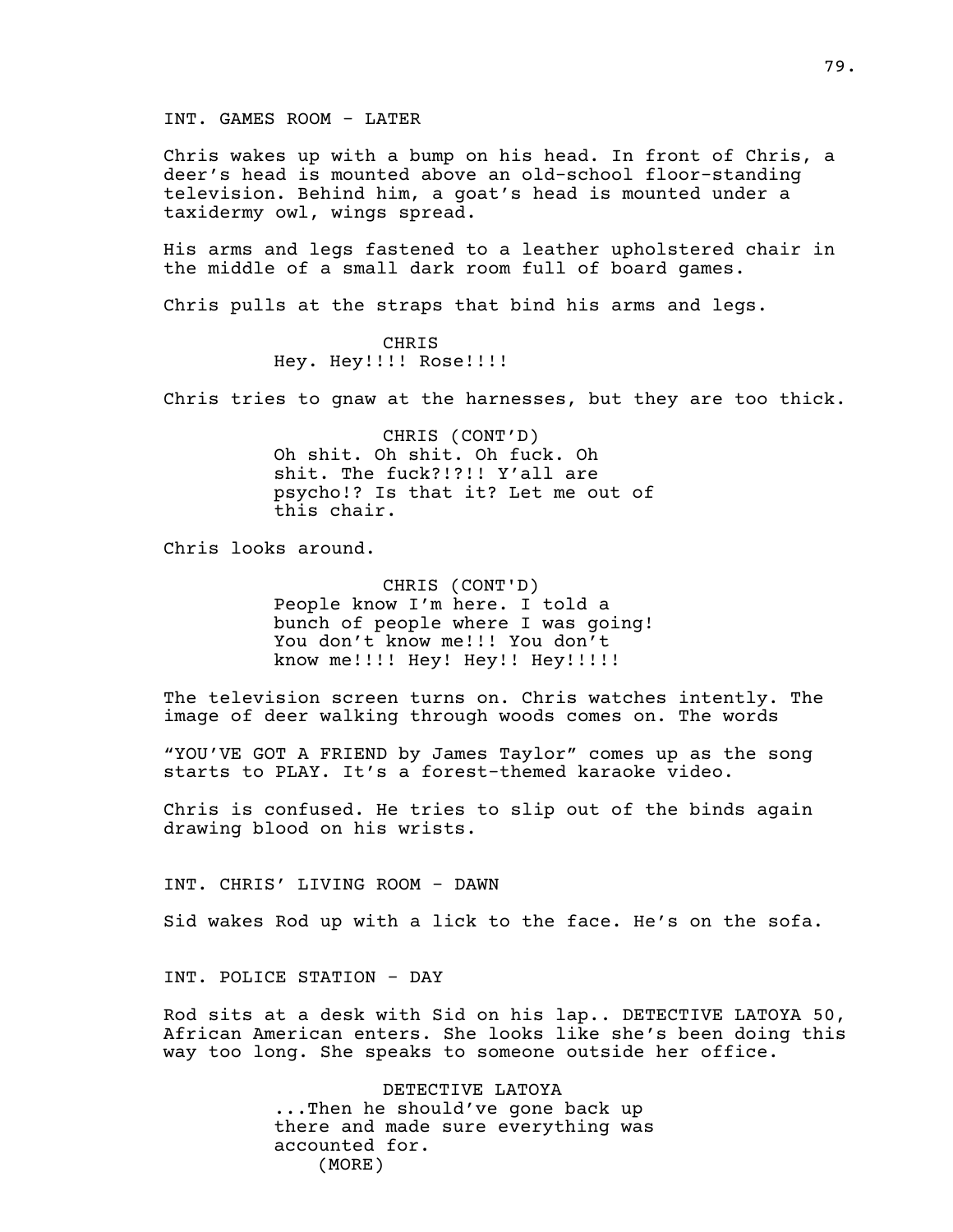INT. GAMES ROOM - LATER

Chris wakes up with a bump on his head. In front of Chris, a deer's head is mounted above an old-school floor-standing television. Behind him, a goat's head is mounted under a taxidermy owl, wings spread.

His arms and legs fastened to a leather upholstered chair in the middle of a small dark room full of board games.

Chris pulls at the straps that bind his arms and legs.

CHRIS
Hey. Hey!!!! Rose!!!!

Chris tries to gnaw at the harnesses, but they are too thick.

CHRIS (CONT'D)
Oh shit. Oh shit. Oh fuck. Oh shit. The fuck?!?!! Y'all are psycho!? Is that it? Let me out of this chair.

Chris looks around.

CHRIS (CONT'D)
People know I'm here. I told a bunch of people where I was going! You don't know me!!! You don't know me!!!! Hey! Hey!! Hey!!!!!

The television screen turns on. Chris watches intently. The image of deer walking through woods comes on. The words

"YOU'VE GOT A FRIEND by James Taylor" comes up as the song starts to PLAY. It's a forest-themed karaoke video.

Chris is confused. He tries to slip out of the binds again drawing blood on his wrists.

INT. CHRIS' LIVING ROOM - DAWN

Sid wakes Rod up with a lick to the face. He's on the sofa.

INT. POLICE STATION - DAY

Rod sits at a desk with Sid on his lap.. DETECTIVE LATOYA 50, African American enters. She looks like she's been doing this way too long. She speaks to someone outside her office.

DETECTIVE LATOYA
...Then he should've gone back up there and made sure everything was accounted for.
(MORE)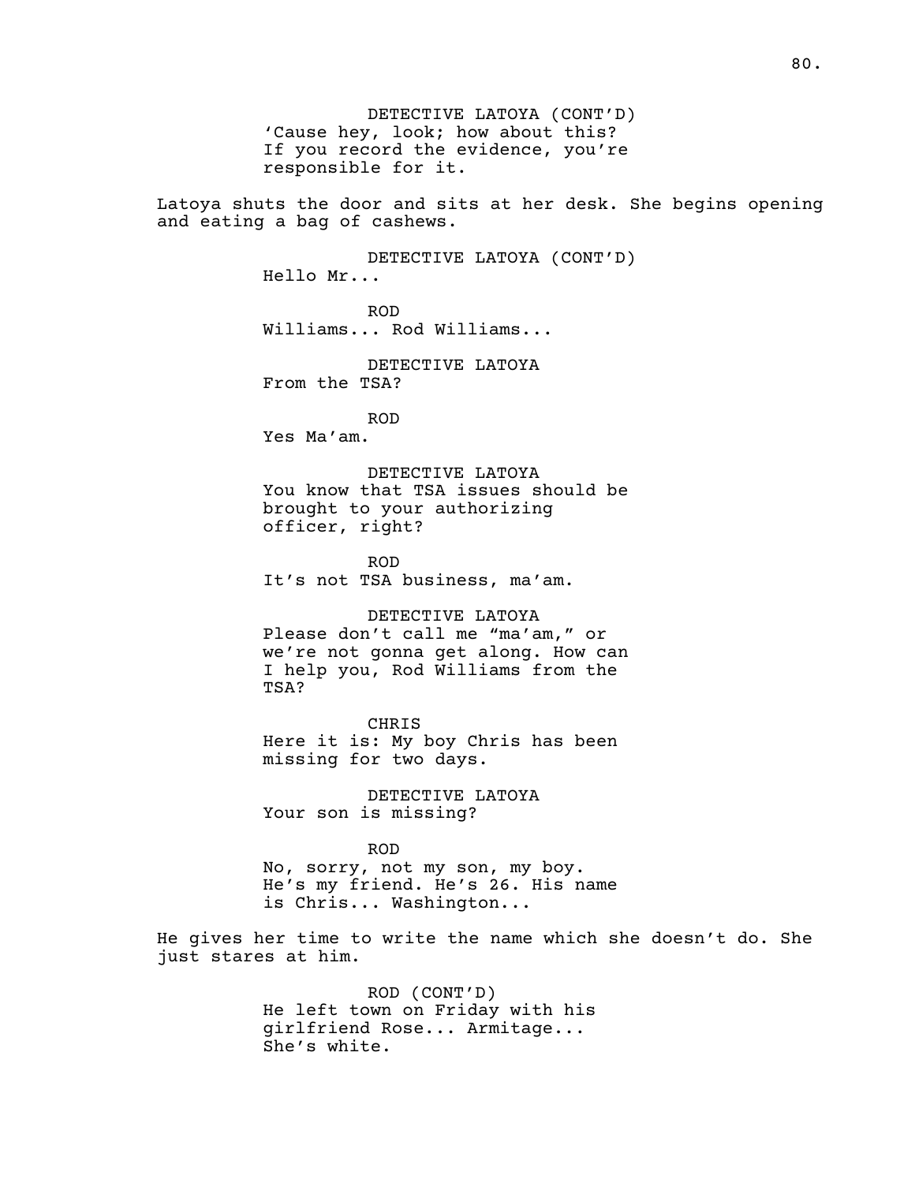DETECTIVE LATOYA (CONT'D)
'Cause hey, look; how about this? If you record the evidence, you're responsible for it.

Latoya shuts the door and sits at her desk. She begins opening and eating a bag of cashews.

DETECTIVE LATOYA (CONT'D)
Hello Mr...

ROD
Williams... Rod Williams...

DETECTIVE LATOYA
From the TSA?

ROD
Yes Ma'am.

DETECTIVE LATOYA
You know that TSA issues should be brought to your authorizing officer, right?

ROD
It's not TSA business, ma'am.

DETECTIVE LATOYA
Please don't call me "ma'am," or we're not gonna get along. How can I help you, Rod Williams from the TSA?

CHRIS
Here it is: My boy Chris has been missing for two days.

DETECTIVE LATOYA
Your son is missing?

ROD
No, sorry, not my son, my boy. He's my friend. He's 26. His name is Chris... Washington...

He gives her time to write the name which she doesn't do. She just stares at him.

ROD (CONT'D)
He left town on Friday with his girlfriend Rose... Armitage... She's white.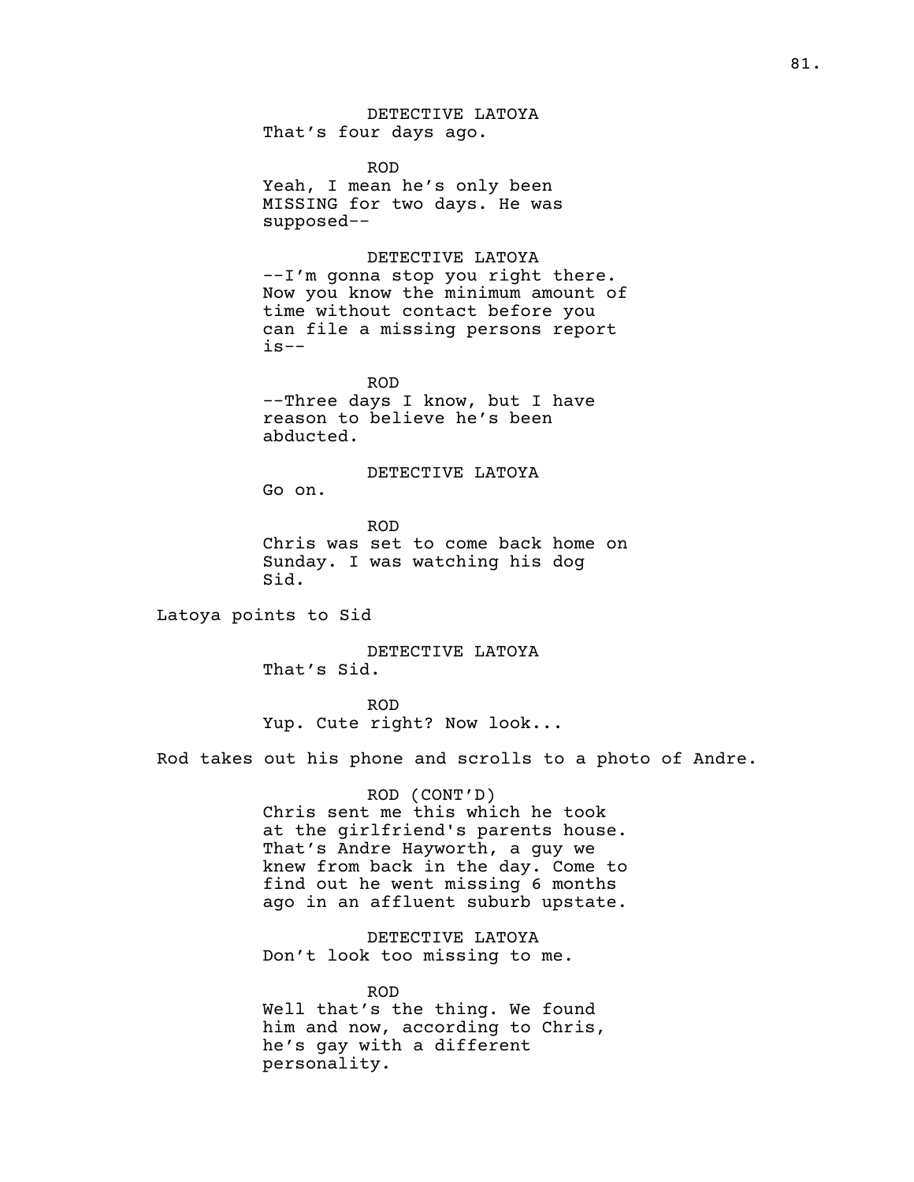DETECTIVE LATOYA
That's four days ago.

ROD
Yeah, I mean he's only been MISSING for two days. He was supposed--

DETECTIVE LATOYA
--I'm gonna stop you right there. Now you know the minimum amount of time without contact before you can file a missing persons report is--

ROD
--Three days I know, but I have reason to believe he's been abducted.

DETECTIVE LATOYA
Go on.

ROD
Chris was set to come back home on Sunday. I was watching his dog Sid.

Latoya points to Sid

DETECTIVE LATOYA
That's Sid.

ROD
Yup. Cute right? Now look...

Rod takes out his phone and scrolls to a photo of Andre.

ROD (CONT'D)
Chris sent me this which he took at the girlfriend's parents house. That's Andre Hayworth, a guy we knew from back in the day. Come to find out he went missing 6 months ago in an affluent suburb upstate.

DETECTIVE LATOYA
Don't look too missing to me.

ROD
Well that's the thing. We found him and now, according to Chris, he's gay with a different personality.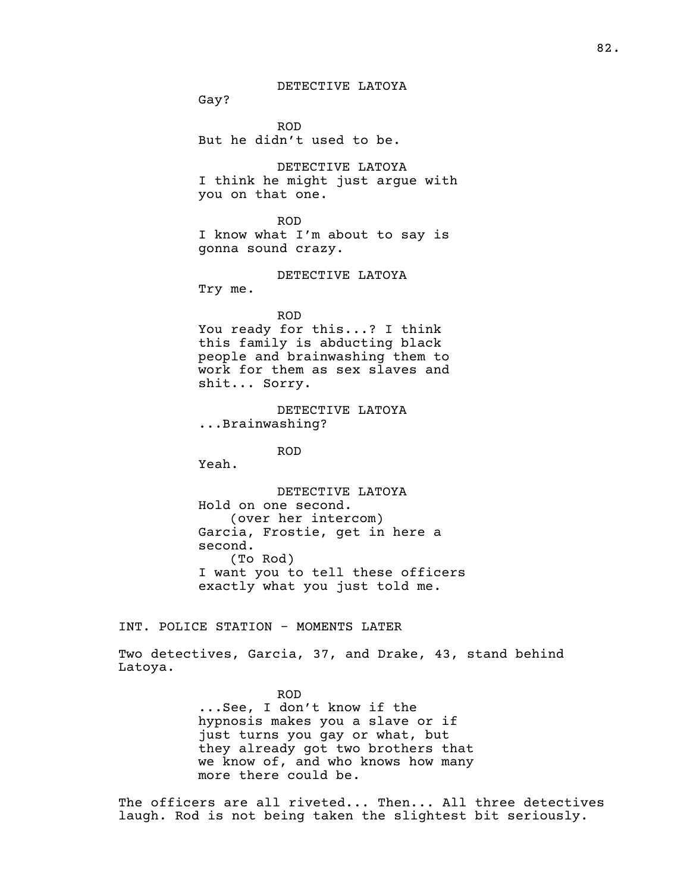DETECTIVE LATOYA

Gay?

ROD

But he didn't used to be.

DETECTIVE LATOYA

I think he might just argue with you on that one.

ROD

I know what I'm about to say is gonna sound crazy.

DETECTIVE LATOYA

Try me.

ROD

You ready for this...? I think this family is abducting black people and brainwashing them to work for them as sex slaves and shit... Sorry.

DETECTIVE LATOYA

...Brainwashing?

ROD

Yeah.

DETECTIVE LATOYA

Hold on one second.
(over her intercom)
Garcia, Frostie, get in here a second.
(To Rod)
I want you to tell these officers exactly what you just told me.

INT. POLICE STATION - MOMENTS LATER

Two detectives, Garcia, 37, and Drake, 43, stand behind Latoya.

ROD

...See, I don't know if the hypnosis makes you a slave or if just turns you gay or what, but they already got two brothers that we know of, and who knows how many more there could be.

The officers are all riveted... Then... All three detectives laugh. Rod is not being taken the slightest bit seriously.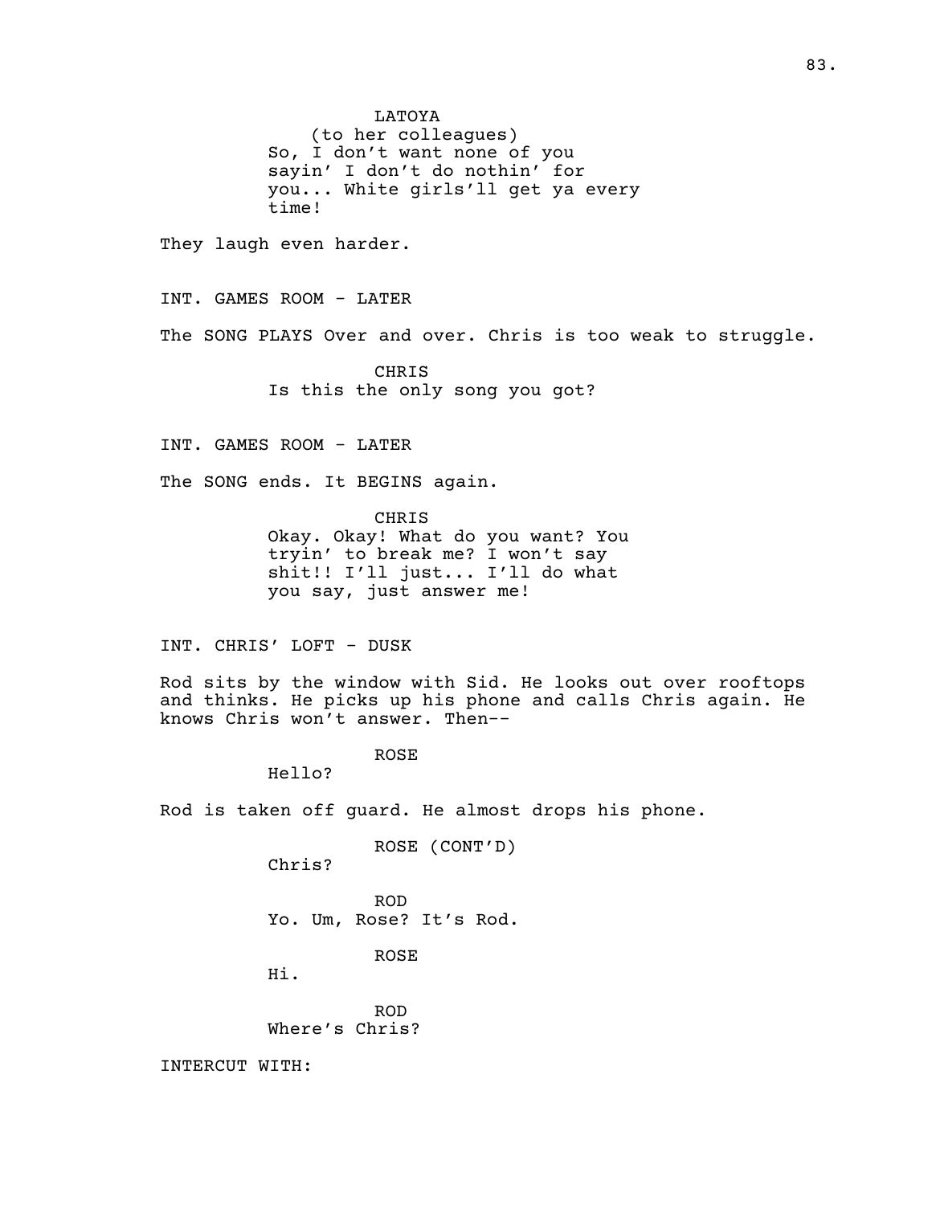LATOYA
(to her colleagues)
So, I don't want none of you sayin' I don't do nothin' for you... White girls'll get ya every time!

They laugh even harder.

INT. GAMES ROOM - LATER

The SONG PLAYS Over and over. Chris is too weak to struggle.

CHRIS
Is this the only song you got?

INT. GAMES ROOM - LATER

The SONG ends. It BEGINS again.

CHRIS
Okay. Okay! What do you want? You tryin' to break me? I won't say shit!! I'll just... I'll do what you say, just answer me!

INT. CHRIS' LOFT - DUSK

Rod sits by the window with Sid. He looks out over rooftops and thinks. He picks up his phone and calls Chris again. He knows Chris won't answer. Then--

ROSE
Hello?

Rod is taken off guard. He almost drops his phone.

ROSE (CONT'D)
Chris?

ROD
Yo. Um, Rose? It's Rod.

ROSE
Hi.

ROD
Where's Chris?

INTERCUT WITH: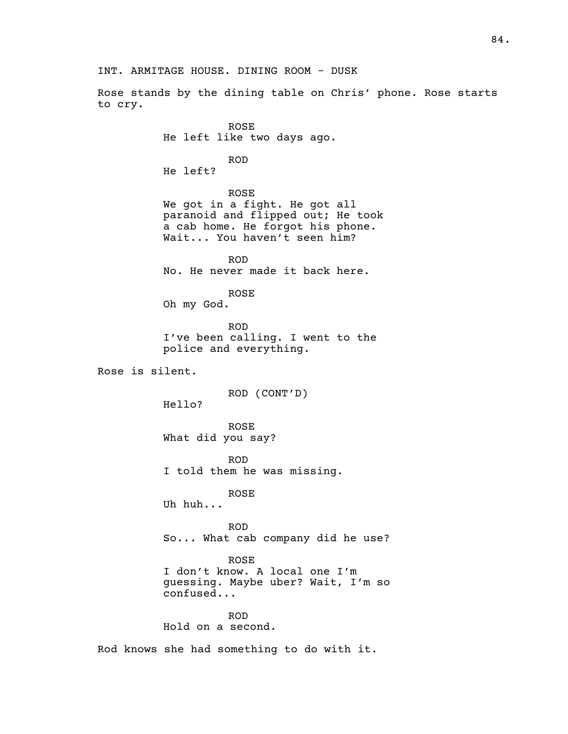INT. ARMITAGE HOUSE. DINING ROOM - DUSK

Rose stands by the dining table on Chris' phone. Rose starts to cry.

ROSE
He left like two days ago.

ROD
He left?

ROSE
We got in a fight. He got all paranoid and flipped out; He took a cab home. He forgot his phone. Wait... You haven't seen him?

ROD
No. He never made it back here.

ROSE
Oh my God.

ROD
I've been calling. I went to the police and everything.

Rose is silent.

ROD (CONT'D)
Hello?

ROSE
What did you say?

ROD
I told them he was missing.

ROSE
Uh huh...

ROD
So... What cab company did he use?

ROSE
I don't know. A local one I'm guessing. Maybe uber? Wait, I'm so confused...

ROD
Hold on a second.

Rod knows she had something to do with it.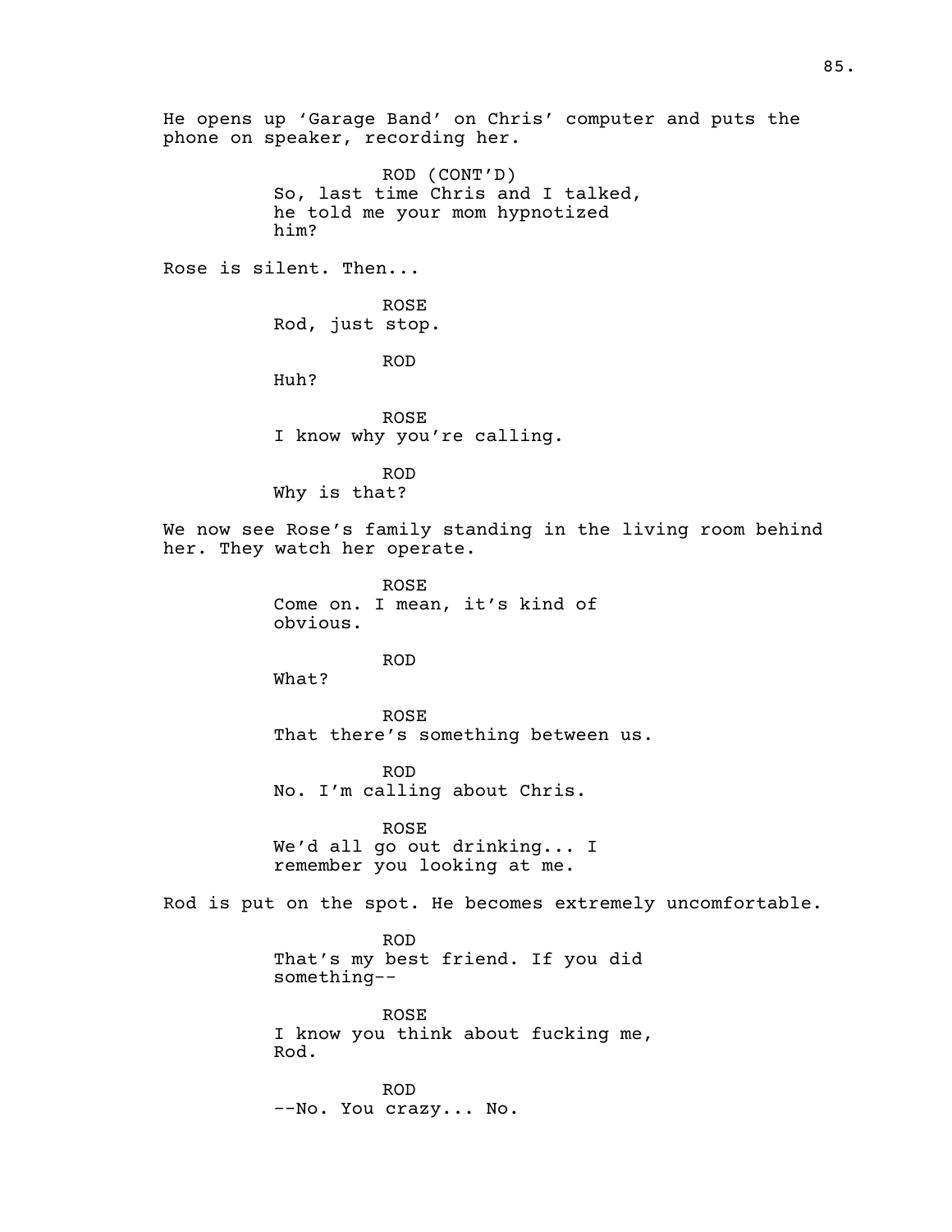He opens up 'Garage Band' on Chris' computer and puts the phone on speaker, recording her.

ROD (CONT'D)
So, last time Chris and I talked, he told me your mom hypnotized him?

Rose is silent. Then...

ROSE
Rod, just stop.

ROD
Huh?

ROSE
I know why you're calling.

ROD
Why is that?

We now see Rose's family standing in the living room behind her. They watch her operate.

ROSE
Come on. I mean, it's kind of obvious.

ROD
What?

ROSE
That there's something between us.

ROD
No. I'm calling about Chris.

ROSE
We'd all go out drinking... I remember you looking at me.

Rod is put on the spot. He becomes extremely uncomfortable.

ROD
That's my best friend. If you did something--

ROSE
I know you think about fucking me, Rod.

ROD
--No. You crazy... No.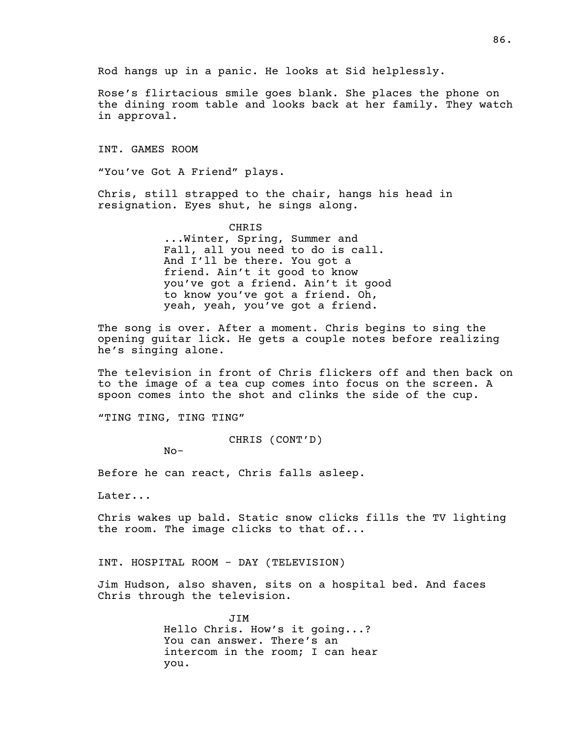Rod hangs up in a panic. He looks at Sid helplessly.

Rose's flirtacious smile goes blank. She places the phone on the dining room table and looks back at her family. They watch in approval.

INT. GAMES ROOM

"You've Got A Friend" plays.

Chris, still strapped to the chair, hangs his head in resignation. Eyes shut, he sings along.

CHRIS
...Winter, Spring, Summer and Fall, all you need to do is call. And I'll be there. You got a friend. Ain't it good to know you've got a friend. Ain't it good to know you've got a friend. Oh, yeah, yeah, you've got a friend.

The song is over. After a moment. Chris begins to sing the opening guitar lick. He gets a couple notes before realizing he's singing alone.

The television in front of Chris flickers off and then back on to the image of a tea cup comes into focus on the screen. A spoon comes into the shot and clinks the side of the cup.

"TING TING, TING TING"

CHRIS (CONT'D)
No-

Before he can react, Chris falls asleep.

Later...

Chris wakes up bald. Static snow clicks fills the TV lighting the room. The image clicks to that of...

INT. HOSPITAL ROOM - DAY (TELEVISION)

Jim Hudson, also shaven, sits on a hospital bed. And faces Chris through the television.

JIM
Hello Chris. How's it going...? You can answer. There's an intercom in the room; I can hear you.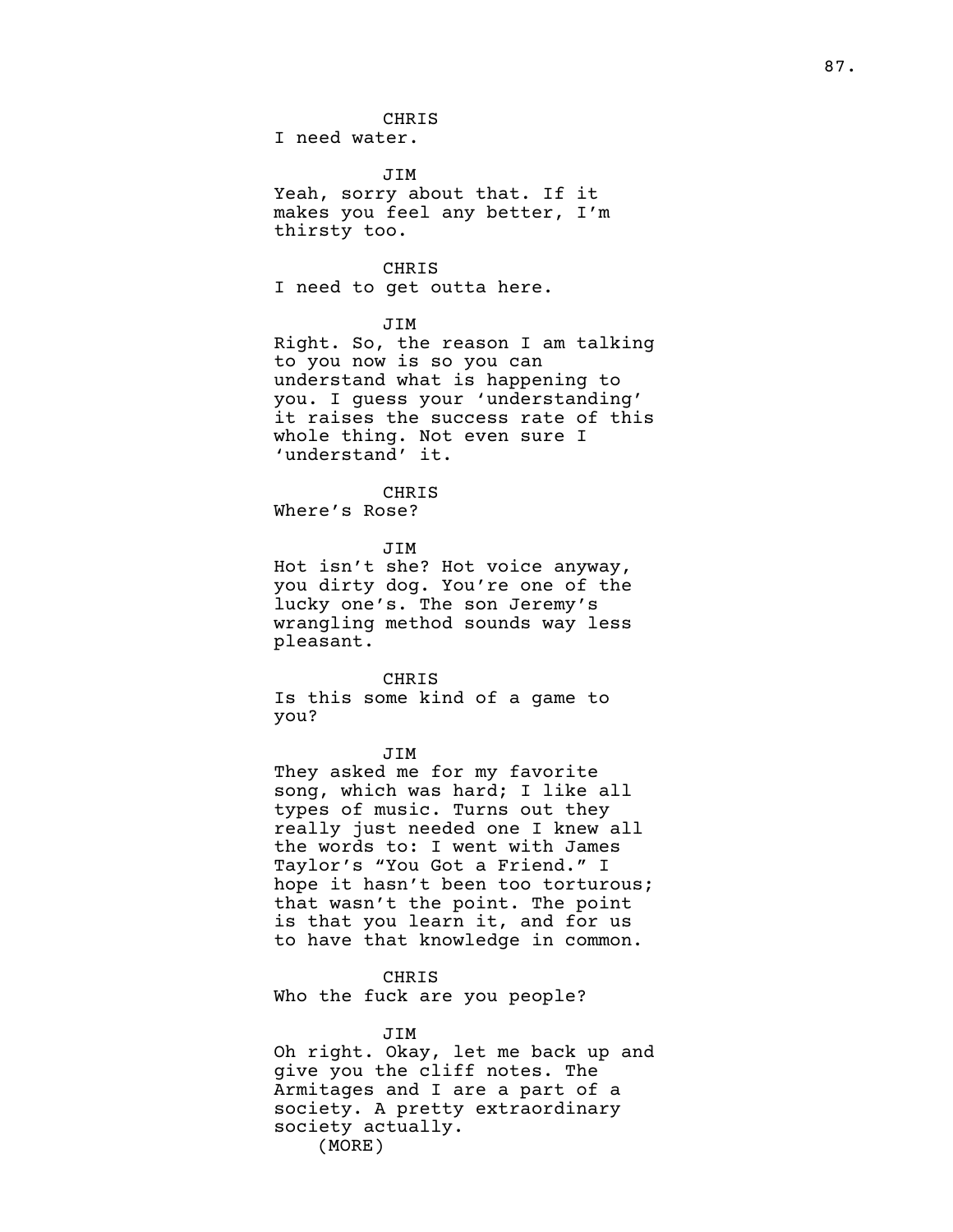CHRIS
I need water.

JIM
Yeah, sorry about that. If it makes you feel any better, I'm thirsty too.

CHRIS
I need to get outta here.

JIM
Right. So, the reason I am talking to you now is so you can understand what is happening to you. I guess your 'understanding' it raises the success rate of this whole thing. Not even sure I 'understand' it.

CHRIS
Where's Rose?

JIM
Hot isn't she? Hot voice anyway, you dirty dog. You're one of the lucky one's. The son Jeremy's wrangling method sounds way less pleasant.

CHRIS
Is this some kind of a game to you?

JIM
They asked me for my favorite song, which was hard; I like all types of music. Turns out they really just needed one I knew all the words to: I went with James Taylor's "You Got a Friend." I hope it hasn't been too torturous; that wasn't the point. The point is that you learn it, and for us to have that knowledge in common.

CHRIS
Who the fuck are you people?

JIM
Oh right. Okay, let me back up and give you the cliff notes. The Armitages and I are a part of a society. A pretty extraordinary society actually.
(MORE)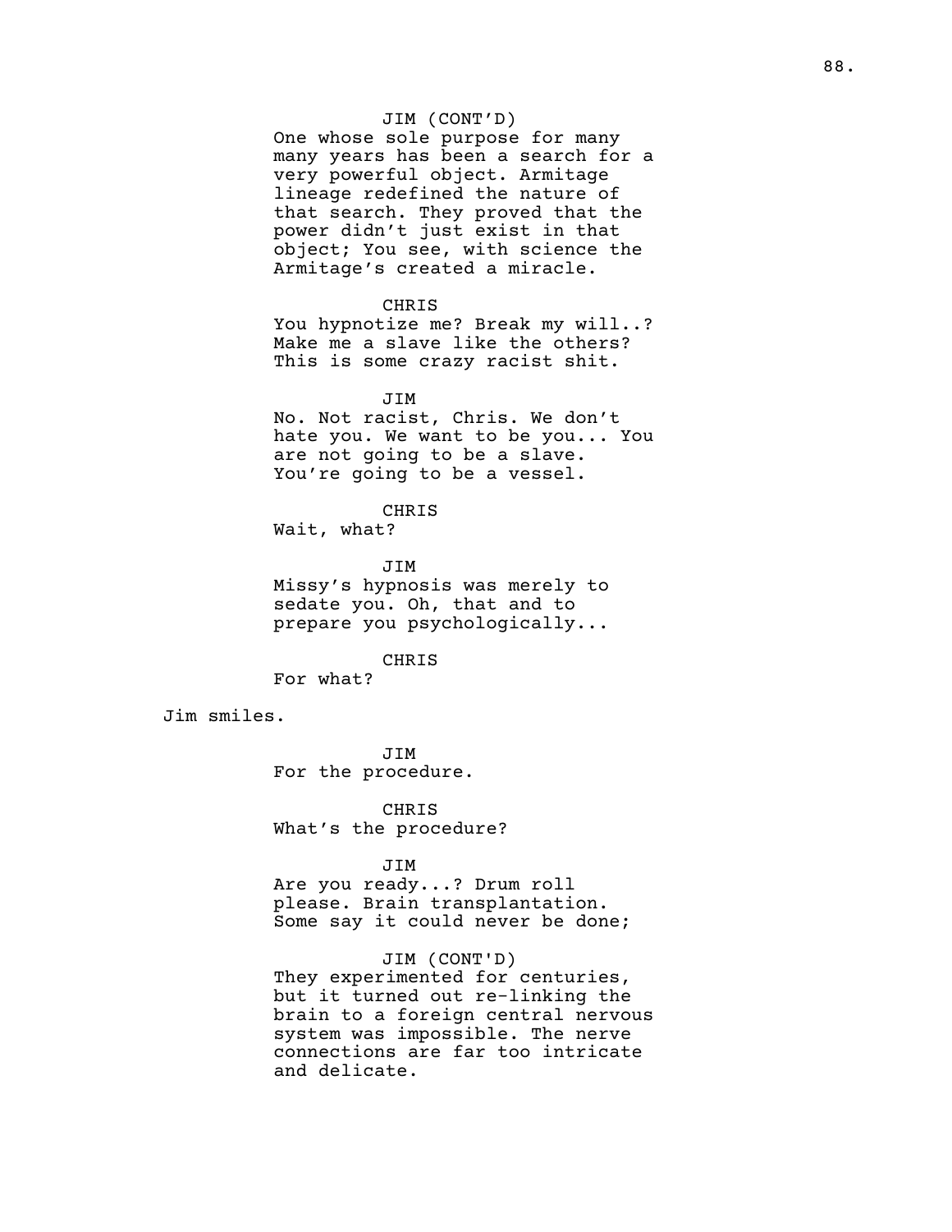JIM (CONT'D)
One whose sole purpose for many many years has been a search for a very powerful object. Armitage lineage redefined the nature of that search. They proved that the power didn't just exist in that object; You see, with science the Armitage's created a miracle.

CHRIS
You hypnotize me? Break my will..? Make me a slave like the others? This is some crazy racist shit.

JIM
No. Not racist, Chris. We don't hate you. We want to be you... You are not going to be a slave. You're going to be a vessel.

CHRIS
Wait, what?

JIM
Missy's hypnosis was merely to sedate you. Oh, that and to prepare you psychologically...

CHRIS
For what?

Jim smiles.

JIM
For the procedure.

CHRIS
What's the procedure?

JIM
Are you ready...? Drum roll please. Brain transplantation. Some say it could never be done;

JIM (CONT'D)
They experimented for centuries, but it turned out re-linking the brain to a foreign central nervous system was impossible. The nerve connections are far too intricate and delicate.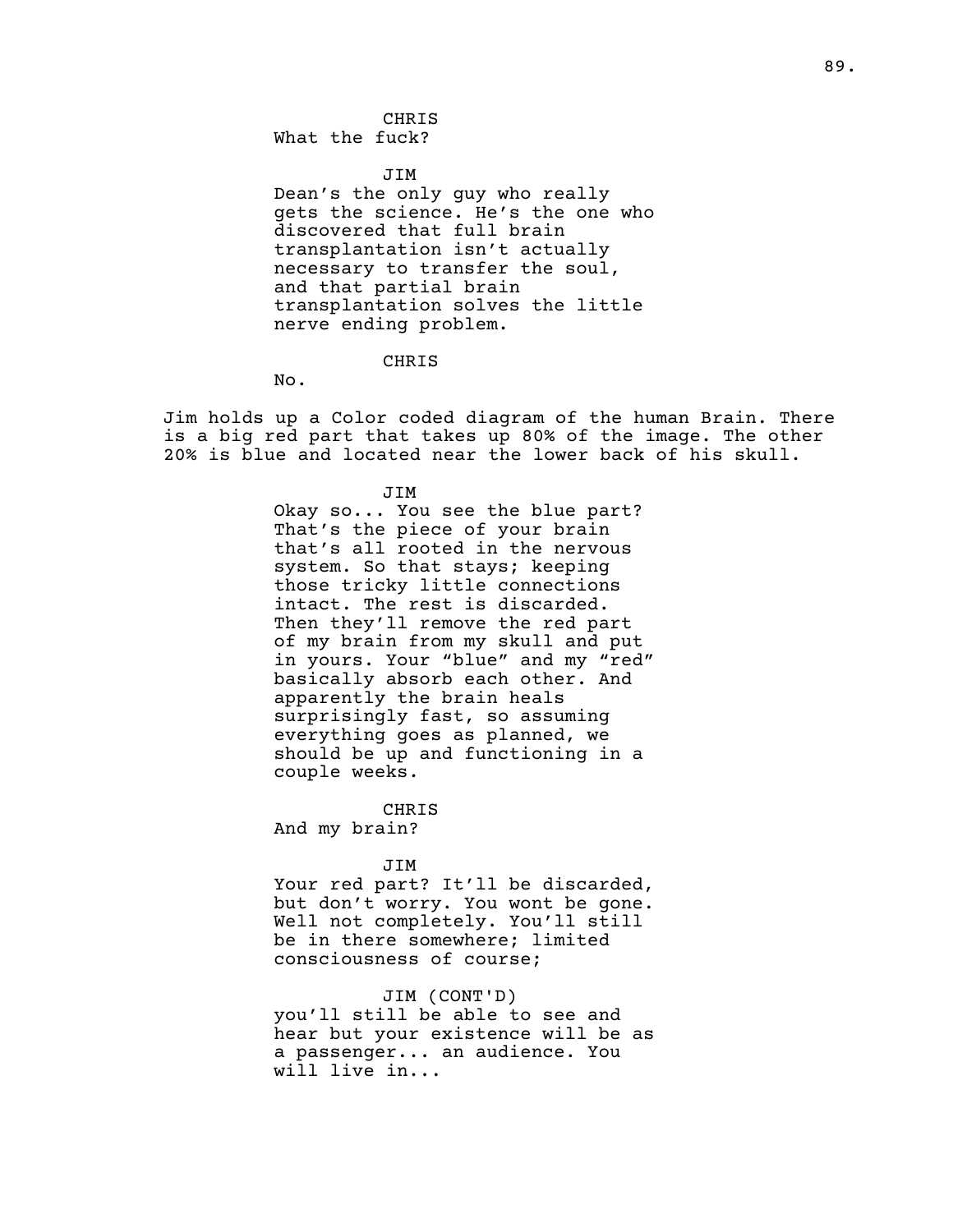CHRIS
What the fuck?

JIM
Dean's the only guy who really gets the science. He's the one who discovered that full brain transplantation isn't actually necessary to transfer the soul, and that partial brain transplantation solves the little nerve ending problem.

CHRIS
No.

Jim holds up a Color coded diagram of the human Brain. There is a big red part that takes up 80% of the image. The other 20% is blue and located near the lower back of his skull.

JIM
Okay so... You see the blue part? That's the piece of your brain that's all rooted in the nervous system. So that stays; keeping those tricky little connections intact. The rest is discarded. Then they'll remove the red part of my brain from my skull and put in yours. Your "blue" and my "red" basically absorb each other. And apparently the brain heals surprisingly fast, so assuming everything goes as planned, we should be up and functioning in a couple weeks.

CHRIS
And my brain?

JIM
Your red part? It'll be discarded, but don't worry. You wont be gone. Well not completely. You'll still be in there somewhere; limited consciousness of course;

JIM (CONT'D)
you'll still be able to see and hear but your existence will be as a passenger... an audience. You will live in...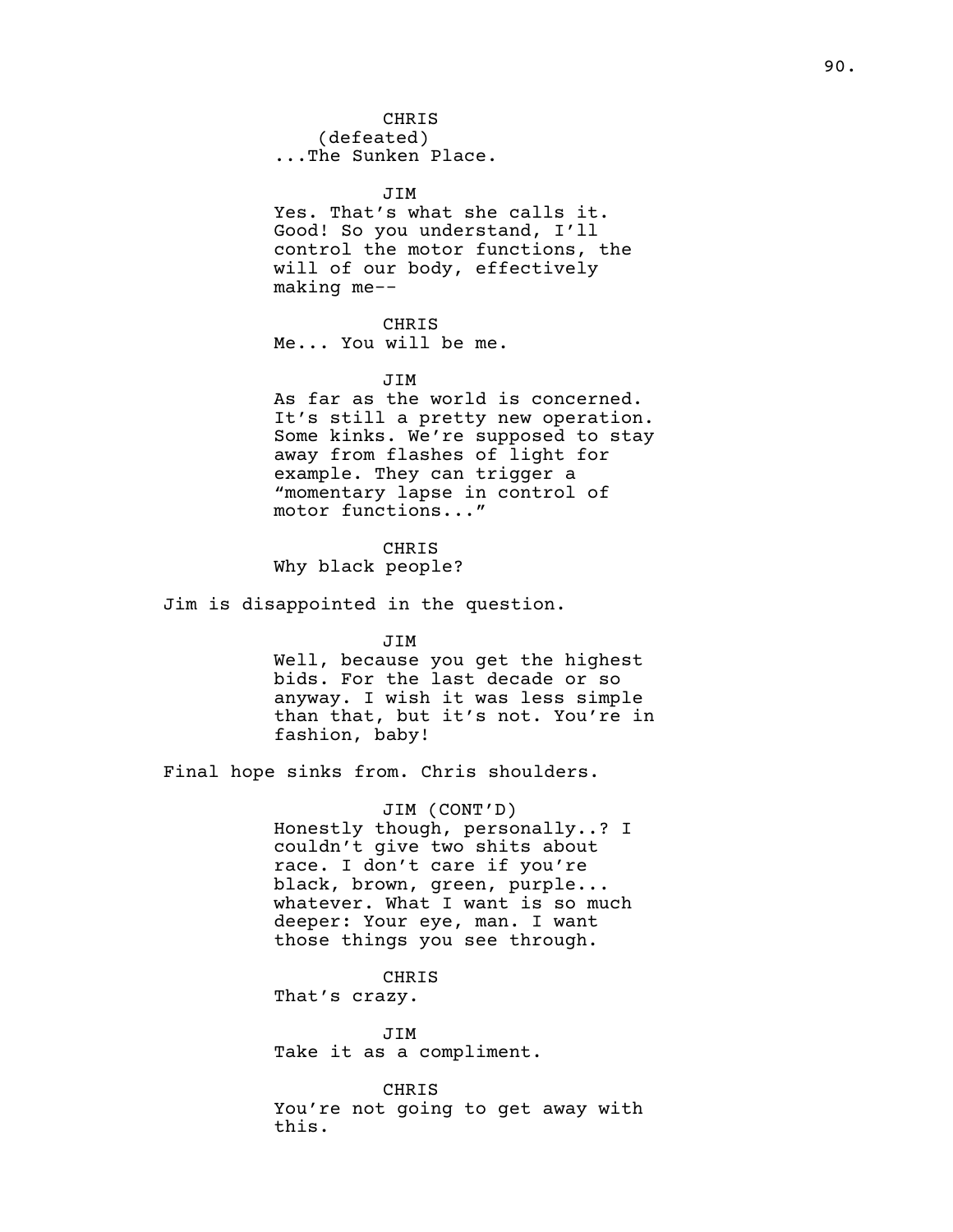CHRIS
(defeated)
...The Sunken Place.

JIM
Yes. That's what she calls it. Good! So you understand, I'll control the motor functions, the will of our body, effectively making me--

CHRIS
Me... You will be me.

JIM
As far as the world is concerned. It's still a pretty new operation. Some kinks. We're supposed to stay away from flashes of light for example. They can trigger a "momentary lapse in control of motor functions..."

CHRIS
Why black people?

Jim is disappointed in the question.

JIM
Well, because you get the highest bids. For the last decade or so anyway. I wish it was less simple than that, but it's not. You're in fashion, baby!

Final hope sinks from. Chris shoulders.

JIM (CONT'D)
Honestly though, personally..? I couldn't give two shits about race. I don't care if you're black, brown, green, purple... whatever. What I want is so much deeper: Your eye, man. I want those things you see through.

CHRIS
That's crazy.

JIM
Take it as a compliment.

CHRIS
You're not going to get away with this.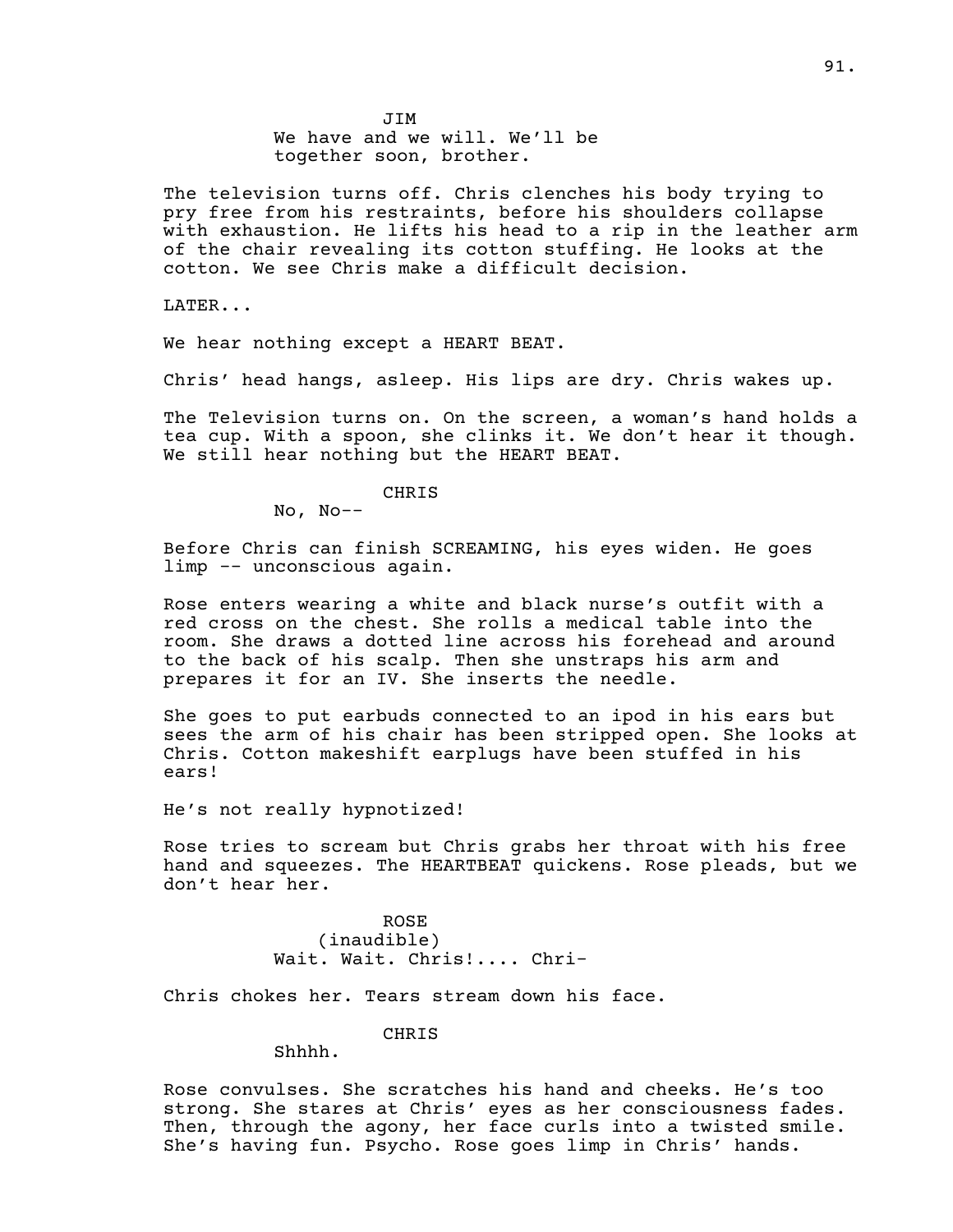JIM
We have and we will. We'll be together soon, brother.

The television turns off. Chris clenches his body trying to pry free from his restraints, before his shoulders collapse with exhaustion. He lifts his head to a rip in the leather arm of the chair revealing its cotton stuffing. He looks at the cotton. We see Chris make a difficult decision.

LATER...

We hear nothing except a HEART BEAT.

Chris' head hangs, asleep. His lips are dry. Chris wakes up.

The Television turns on. On the screen, a woman's hand holds a tea cup. With a spoon, she clinks it. We don't hear it though. We still hear nothing but the HEART BEAT.

CHRIS
No, No--

Before Chris can finish SCREAMING, his eyes widen. He goes limp -- unconscious again.

Rose enters wearing a white and black nurse's outfit with a red cross on the chest. She rolls a medical table into the room. She draws a dotted line across his forehead and around to the back of his scalp. Then she unstraps his arm and prepares it for an IV. She inserts the needle.

She goes to put earbuds connected to an ipod in his ears but sees the arm of his chair has been stripped open. She looks at Chris. Cotton makeshift earplugs have been stuffed in his ears!

He's not really hypnotized!

Rose tries to scream but Chris grabs her throat with his free hand and squeezes. The HEARTBEAT quickens. Rose pleads, but we don't hear her.

ROSE
(inaudible)
Wait. Wait. Chris!.... Chri-

Chris chokes her. Tears stream down his face.

CHRIS
Shhhh.

Rose convulses. She scratches his hand and cheeks. He's too strong. She stares at Chris' eyes as her consciousness fades. Then, through the agony, her face curls into a twisted smile. She's having fun. Psycho. Rose goes limp in Chris' hands.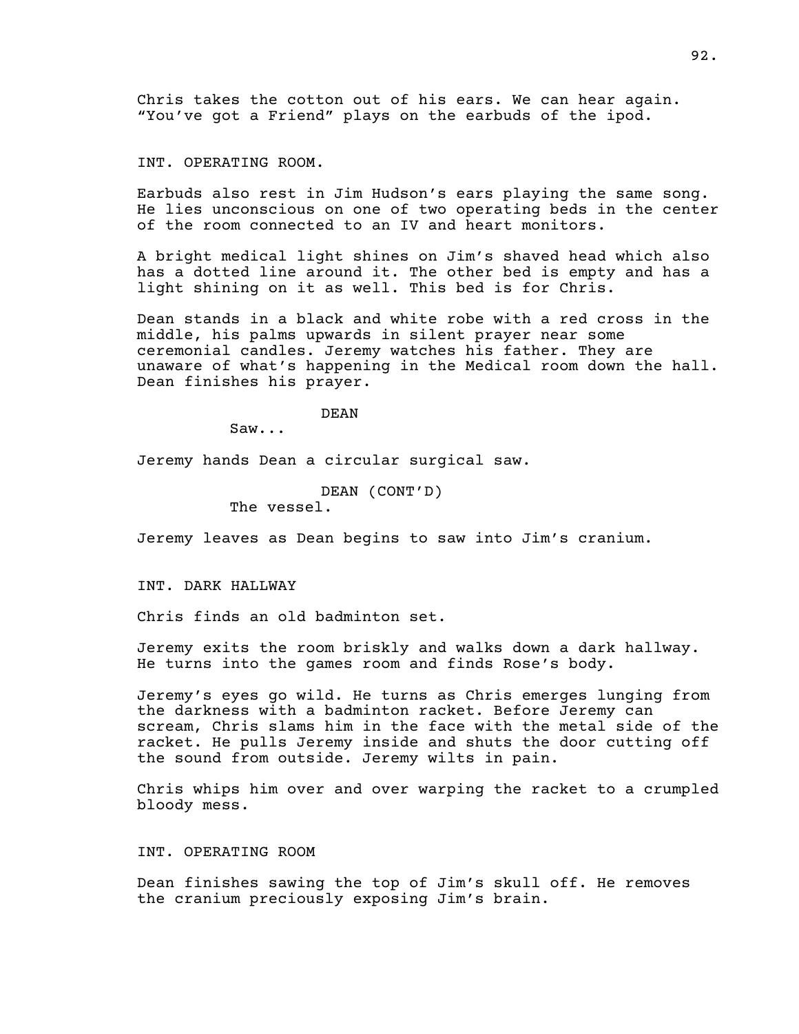Chris takes the cotton out of his ears. We can hear again. “You’ve got a Friend” plays on the earbuds of the ipod.

INT. OPERATING ROOM.

Earbuds also rest in Jim Hudson’s ears playing the same song. He lies unconscious on one of two operating beds in the center of the room connected to an IV and heart monitors.

A bright medical light shines on Jim’s shaved head which also has a dotted line around it. The other bed is empty and has a light shining on it as well. This bed is for Chris.

Dean stands in a black and white robe with a red cross in the middle, his palms upwards in silent prayer near some ceremonial candles. Jeremy watches his father. They are unaware of what’s happening in the Medical room down the hall. Dean finishes his prayer.

DEAN

Saw...

Jeremy hands Dean a circular surgical saw.

DEAN (CONT’D)

The vessel.

Jeremy leaves as Dean begins to saw into Jim’s cranium.

INT. DARK HALLWAY

Chris finds an old badminton set.

Jeremy exits the room briskly and walks down a dark hallway. He turns into the games room and finds Rose’s body.

Jeremy’s eyes go wild. He turns as Chris emerges lunging from the darkness with a badminton racket. Before Jeremy can scream, Chris slams him in the face with the metal side of the racket. He pulls Jeremy inside and shuts the door cutting off the sound from outside. Jeremy wilts in pain.

Chris whips him over and over warping the racket to a crumpled bloody mess.

INT. OPERATING ROOM

Dean finishes sawing the top of Jim’s skull off. He removes the cranium preciously exposing Jim’s brain.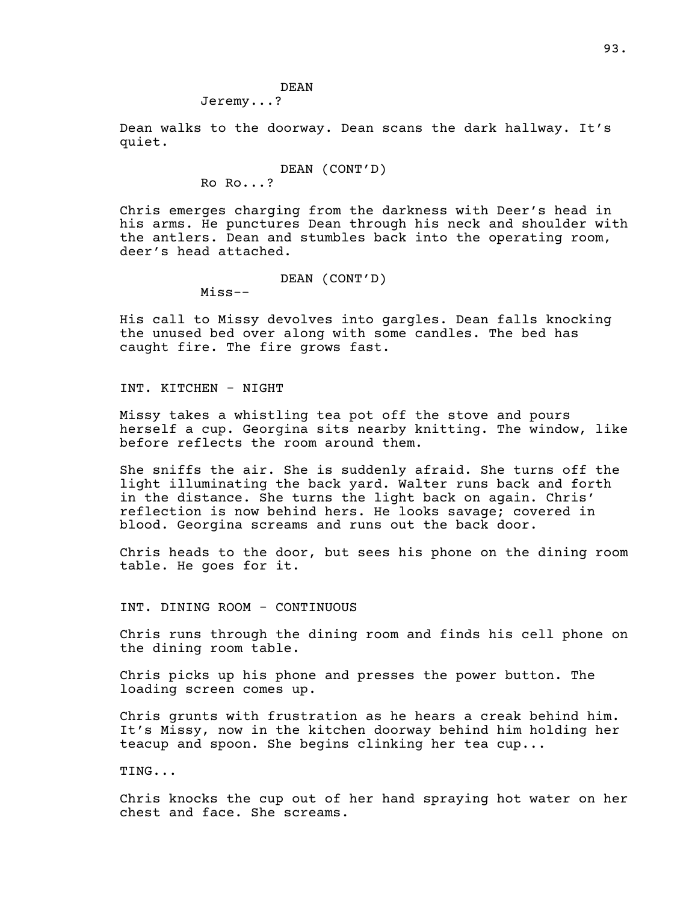DEAN
Jeremy...?

Dean walks to the doorway. Dean scans the dark hallway. It's quiet.

DEAN (CONT'D)
Ro Ro...?

Chris emerges charging from the darkness with Deer's head in his arms. He punctures Dean through his neck and shoulder with the antlers. Dean and stumbles back into the operating room, deer's head attached.

DEAN (CONT'D)
Miss--

His call to Missy devolves into gargles. Dean falls knocking the unused bed over along with some candles. The bed has caught fire. The fire grows fast.

INT. KITCHEN - NIGHT

Missy takes a whistling tea pot off the stove and pours herself a cup. Georgina sits nearby knitting. The window, like before reflects the room around them.

She sniffs the air. She is suddenly afraid. She turns off the light illuminating the back yard. Walter runs back and forth in the distance. She turns the light back on again. Chris' reflection is now behind hers. He looks savage; covered in blood. Georgina screams and runs out the back door.

Chris heads to the door, but sees his phone on the dining room table. He goes for it.

INT. DINING ROOM - CONTINUOUS

Chris runs through the dining room and finds his cell phone on the dining room table.

Chris picks up his phone and presses the power button. The loading screen comes up.

Chris grunts with frustration as he hears a creak behind him. It's Missy, now in the kitchen doorway behind him holding her teacup and spoon. She begins clinking her tea cup...

TING...

Chris knocks the cup out of her hand spraying hot water on her chest and face. She screams.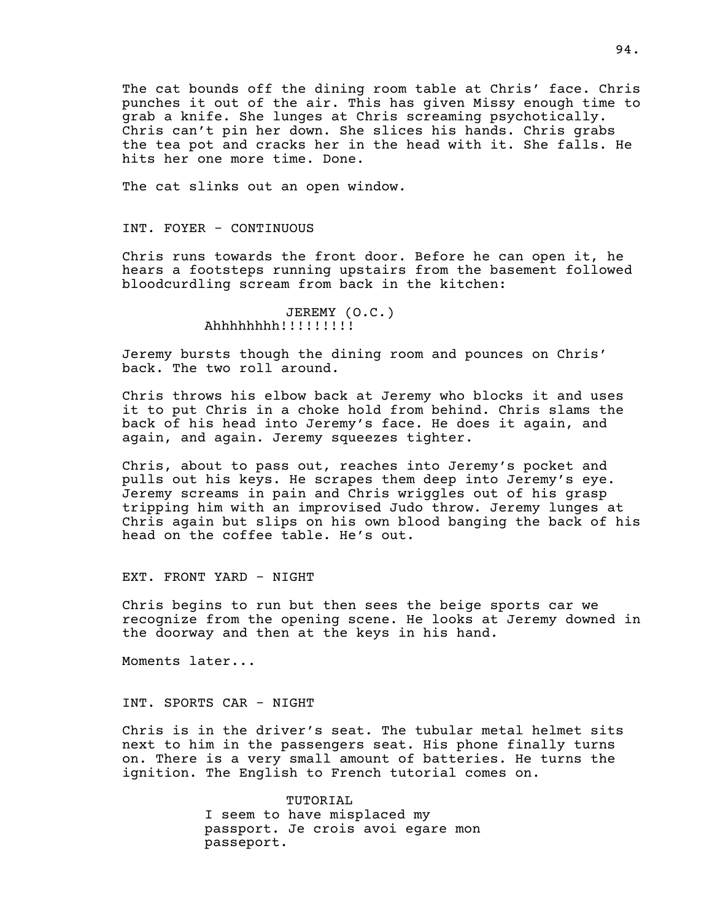The cat bounds off the dining room table at Chris' face. Chris punches it out of the air. This has given Missy enough time to grab a knife. She lunges at Chris screaming psychotically. Chris can't pin her down. She slices his hands. Chris grabs the tea pot and cracks her in the head with it. She falls. He hits her one more time. Done.

The cat slinks out an open window.

INT. FOYER - CONTINUOUS

Chris runs towards the front door. Before he can open it, he hears a footsteps running upstairs from the basement followed bloodcurdling scream from back in the kitchen:

JEREMY (O.C.)
Ahhhhhhhh!!!!!!!!!

Jeremy bursts though the dining room and pounces on Chris' back. The two roll around.

Chris throws his elbow back at Jeremy who blocks it and uses it to put Chris in a choke hold from behind. Chris slams the back of his head into Jeremy's face. He does it again, and again, and again. Jeremy squeezes tighter.

Chris, about to pass out, reaches into Jeremy's pocket and pulls out his keys. He scrapes them deep into Jeremy's eye. Jeremy screams in pain and Chris wriggles out of his grasp tripping him with an improvised Judo throw. Jeremy lunges at Chris again but slips on his own blood banging the back of his head on the coffee table. He's out.

EXT. FRONT YARD - NIGHT

Chris begins to run but then sees the beige sports car we recognize from the opening scene. He looks at Jeremy downed in the doorway and then at the keys in his hand.

Moments later...

INT. SPORTS CAR - NIGHT

Chris is in the driver's seat. The tubular metal helmet sits next to him in the passengers seat. His phone finally turns on. There is a very small amount of batteries. He turns the ignition. The English to French tutorial comes on.

TUTORIAL
I seem to have misplaced my passport. Je crois avoi egare mon passeport.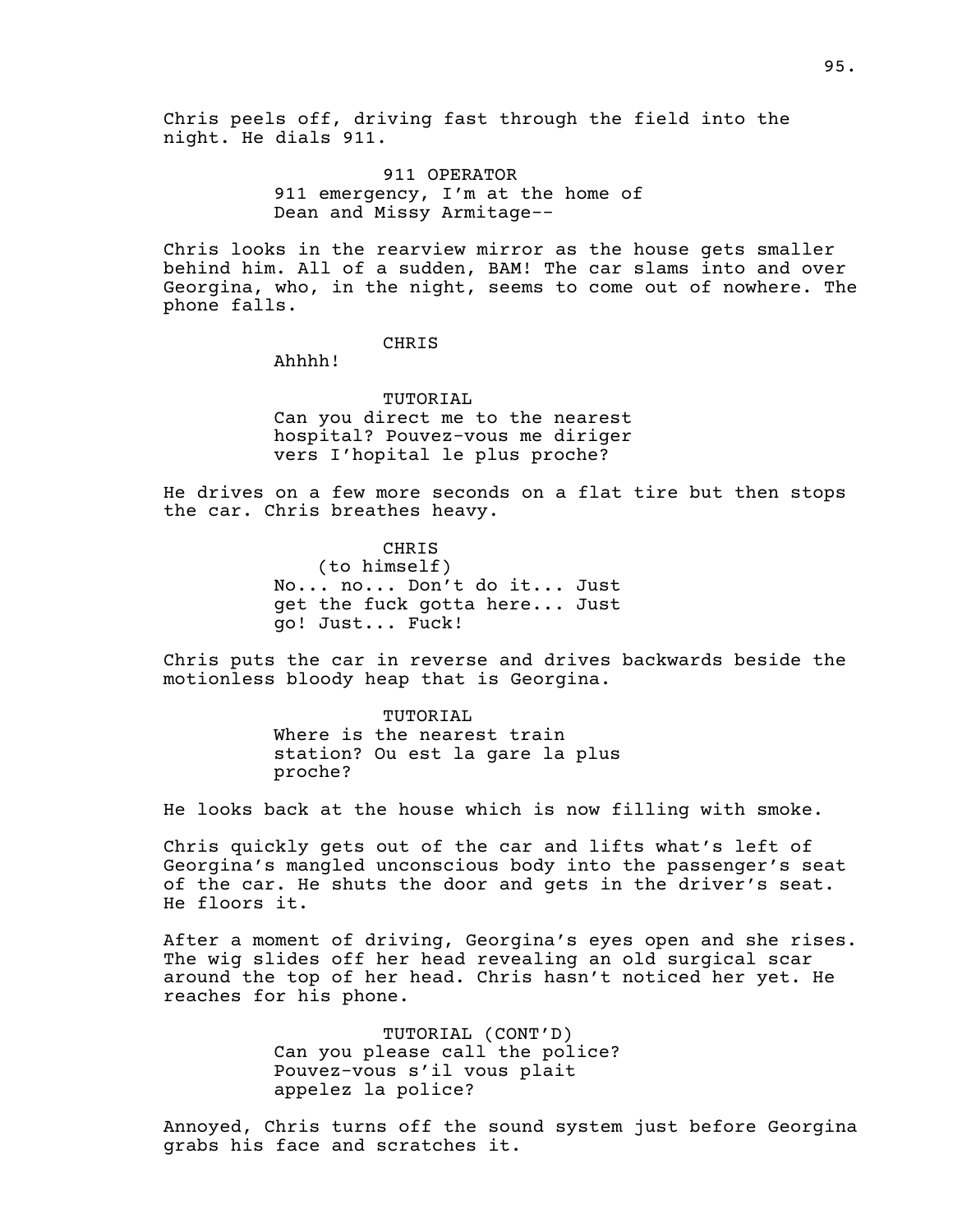Chris peels off, driving fast through the field into the night. He dials 911.

911 OPERATOR
911 emergency, I'm at the home of Dean and Missy Armitage--

Chris looks in the rearview mirror as the house gets smaller behind him. All of a sudden, BAM! The car slams into and over Georgina, who, in the night, seems to come out of nowhere. The phone falls.

CHRIS
Ahhhh!

TUTORIAL
Can you direct me to the nearest hospital? Pouvez-vous me diriger vers I'hopital le plus proche?

He drives on a few more seconds on a flat tire but then stops the car. Chris breathes heavy.

CHRIS
(to himself)
No... no... Don't do it... Just get the fuck gotta here... Just go! Just... Fuck!

Chris puts the car in reverse and drives backwards beside the motionless bloody heap that is Georgina.

TUTORIAL
Where is the nearest train station? Ou est la gare la plus proche?

He looks back at the house which is now filling with smoke.

Chris quickly gets out of the car and lifts what's left of Georgina's mangled unconscious body into the passenger's seat of the car. He shuts the door and gets in the driver's seat. He floors it.

After a moment of driving, Georgina's eyes open and she rises. The wig slides off her head revealing an old surgical scar around the top of her head. Chris hasn't noticed her yet. He reaches for his phone.

TUTORIAL (CONT'D)
Can you please call the police? Pouvez-vous s'il vous plait appelez la police?

Annoyed, Chris turns off the sound system just before Georgina grabs his face and scratches it.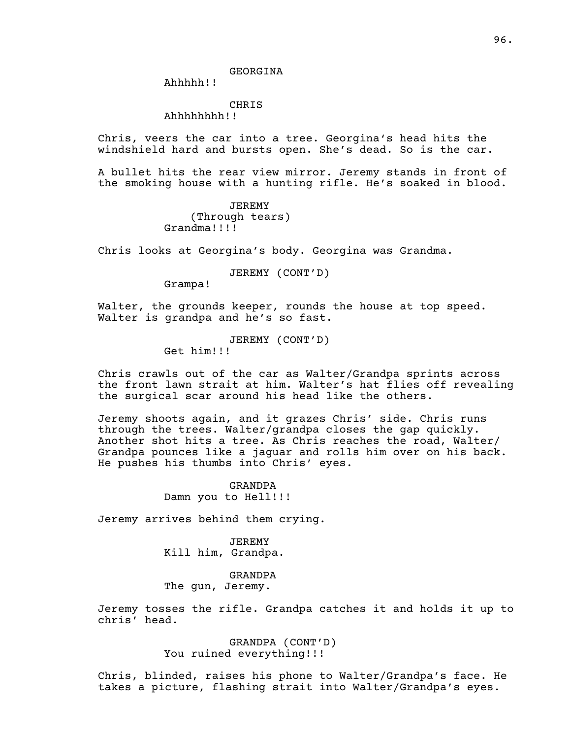GEORGINA

Ahhhhh!!

CHRIS

Ahhhhhhhh!!

Chris, veers the car into a tree. Georgina's head hits the windshield hard and bursts open. She's dead. So is the car.

A bullet hits the rear view mirror. Jeremy stands in front of the smoking house with a hunting rifle. He's soaked in blood.

JEREMY

(Through tears)

Grandma!!!!

Chris looks at Georgina's body. Georgina was Grandma.

JEREMY (CONT'D)

Grampa!

Walter, the grounds keeper, rounds the house at top speed. Walter is grandpa and he's so fast.

JEREMY (CONT'D)

Get him!!!

Chris crawls out of the car as Walter/Grandpa sprints across the front lawn strait at him. Walter's hat flies off revealing the surgical scar around his head like the others.

Jeremy shoots again, and it grazes Chris' side. Chris runs through the trees. Walter/grandpa closes the gap quickly. Another shot hits a tree. As Chris reaches the road, Walter/ Grandpa pounces like a jaguar and rolls him over on his back. He pushes his thumbs into Chris' eyes.

GRANDPA

Damn you to Hell!!!

Jeremy arrives behind them crying.

JEREMY

Kill him, Grandpa.

GRANDPA

The gun, Jeremy.

Jeremy tosses the rifle. Grandpa catches it and holds it up to chris' head.

GRANDPA (CONT'D)

You ruined everything!!!

Chris, blinded, raises his phone to Walter/Grandpa's face. He takes a picture, flashing strait into Walter/Grandpa's eyes.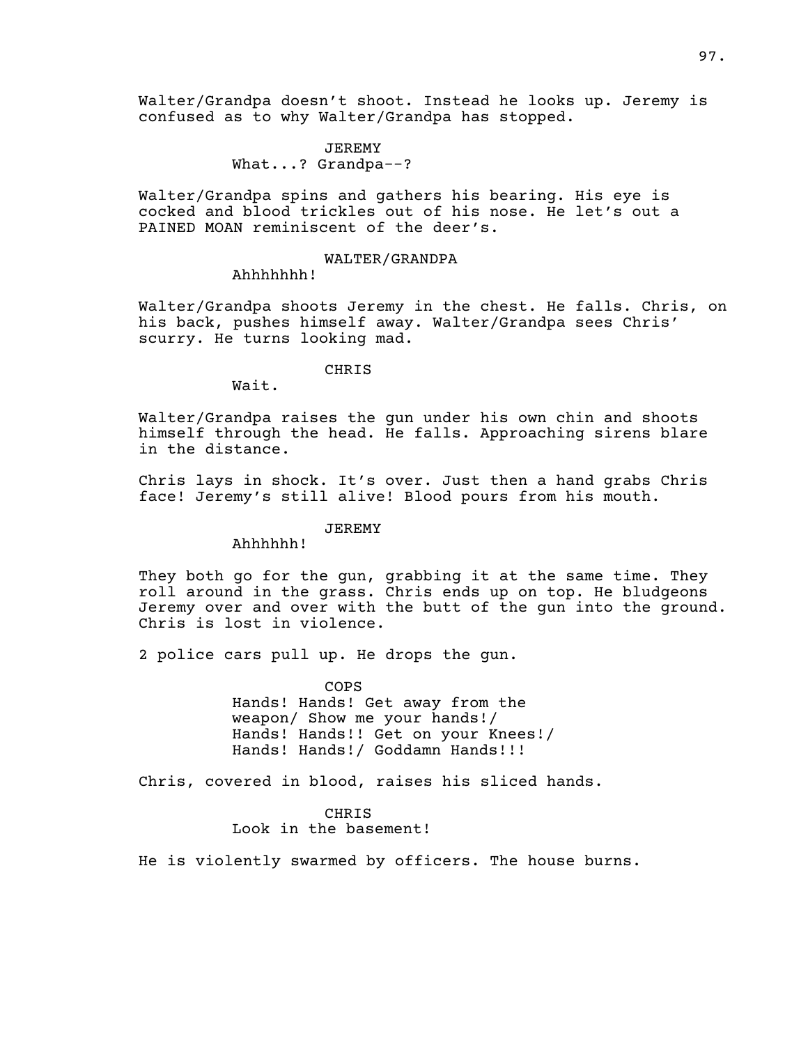Walter/Grandpa doesn't shoot. Instead he looks up. Jeremy is confused as to why Walter/Grandpa has stopped.

JEREMY
What...? Grandpa--?

Walter/Grandpa spins and gathers his bearing. His eye is cocked and blood trickles out of his nose. He let's out a PAINED MOAN reminiscent of the deer's.

WALTER/GRANDPA
Ahhhhhhh!

Walter/Grandpa shoots Jeremy in the chest. He falls. Chris, on his back, pushes himself away. Walter/Grandpa sees Chris' scurry. He turns looking mad.

CHRIS
Wait.

Walter/Grandpa raises the gun under his own chin and shoots himself through the head. He falls. Approaching sirens blare in the distance.

Chris lays in shock. It's over. Just then a hand grabs Chris face! Jeremy's still alive! Blood pours from his mouth.

JEREMY
Ahhhhhh!

They both go for the gun, grabbing it at the same time. They roll around in the grass. Chris ends up on top. He bludgeons Jeremy over and over with the butt of the gun into the ground. Chris is lost in violence.

2 police cars pull up. He drops the gun.

COPS
Hands! Hands! Get away from the weapon/ Show me your hands!/ Hands! Hands!! Get on your Knees!/ Hands! Hands!/ Goddamn Hands!!!

Chris, covered in blood, raises his sliced hands.

CHRIS
Look in the basement!

He is violently swarmed by officers. The house burns.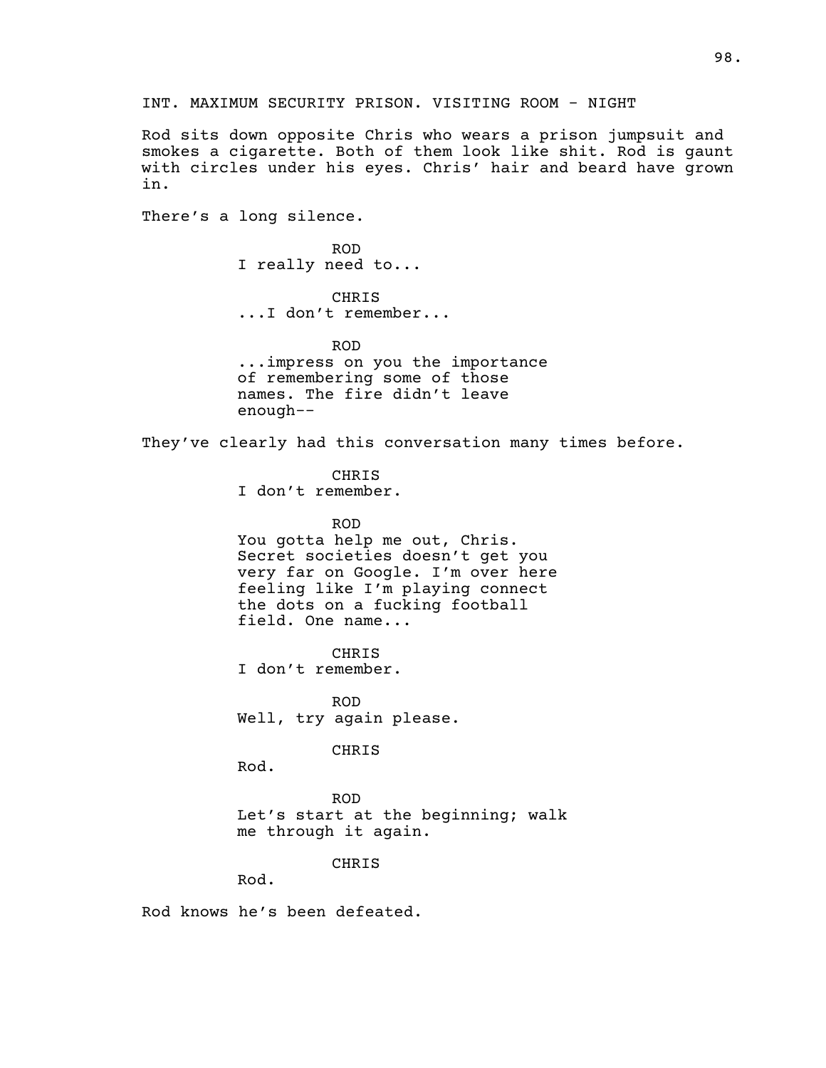INT. MAXIMUM SECURITY PRISON. VISITING ROOM - NIGHT

Rod sits down opposite Chris who wears a prison jumpsuit and smokes a cigarette. Both of them look like shit. Rod is gaunt with circles under his eyes. Chris' hair and beard have grown in.

There's a long silence.

ROD
I really need to...

CHRIS
...I don't remember...

ROD
...impress on you the importance of remembering some of those names. The fire didn't leave enough--

They've clearly had this conversation many times before.

CHRIS
I don't remember.

ROD
You gotta help me out, Chris. Secret societies doesn't get you very far on Google. I'm over here feeling like I'm playing connect the dots on a fucking football field. One name...

CHRIS
I don't remember.

ROD
Well, try again please.

CHRIS
Rod.

ROD
Let's start at the beginning; walk me through it again.

CHRIS
Rod.

Rod knows he's been defeated.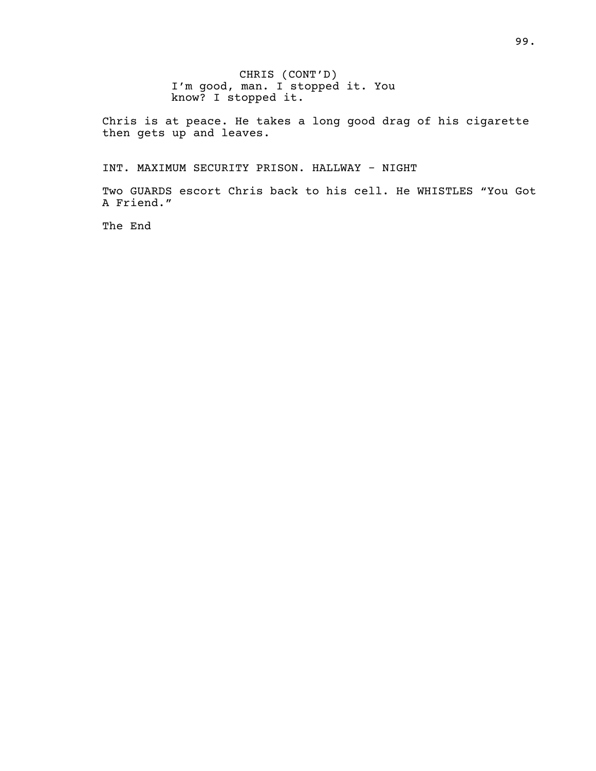CHRIS (CONT'D)
I'm good, man. I stopped it. You know? I stopped it.

Chris is at peace. He takes a long good drag of his cigarette then gets up and leaves.

INT. MAXIMUM SECURITY PRISON. HALLWAY - NIGHT

Two GUARDS escort Chris back to his cell. He WHISTLES "You Got A Friend."

The End